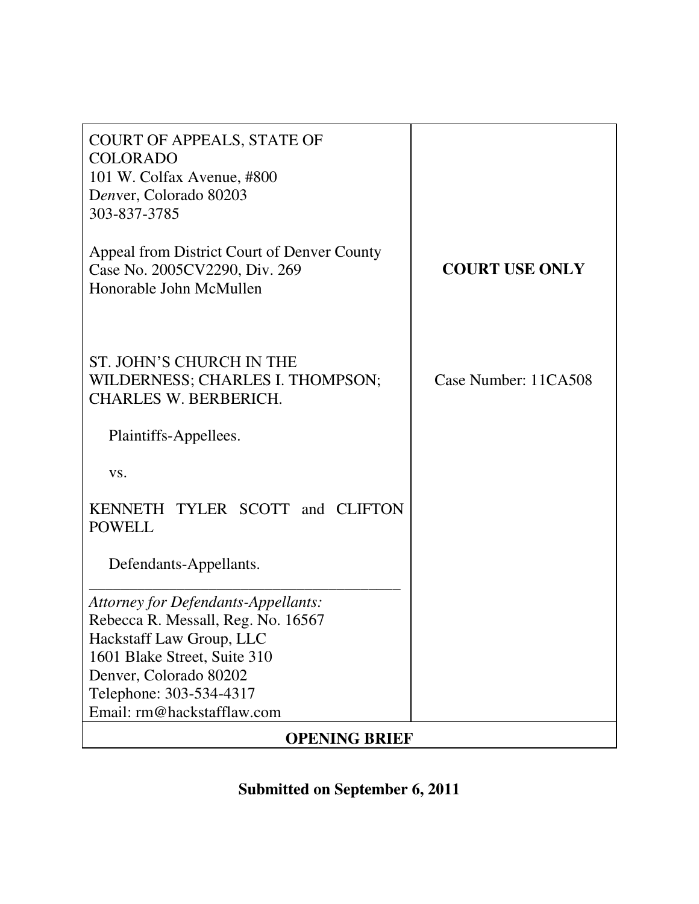| | |
|---|---|
| COURT OF APPEALS, STATE OF COLORADO<br>101 W. Colfax Avenue, #800<br>Denver, Colorado 80203<br>303-837-3785<br><br>Appeal from District Court of Denver County<br>Case No. 2005CV2290, Div. 269<br>Honorable John McMullen<br><br>ST. JOHN'S CHURCH IN THE WILDERNESS; CHARLES I. THOMPSON; CHARLES W. BERBERICH.<br><br>Plaintiffs-Appellees.<br><br>vs.<br><br>KENNETH TYLER SCOTT and CLIFTON POWELL<br><br>Defendants-Appellants. | **COURT USE ONLY**<br><br>Case Number: 11CA508 |
| *Attorney for Defendants-Appellants:*<br>Rebecca R. Messall, Reg. No. 16567<br>Hackstaff Law Group, LLC<br>1601 Blake Street, Suite 310<br>Denver, Colorado 80202<br>Telephone: 303-534-4317<br>Email: rm@hackstafflaw.com | |

**OPENING BRIEF**

**Submitted on September 6, 2011**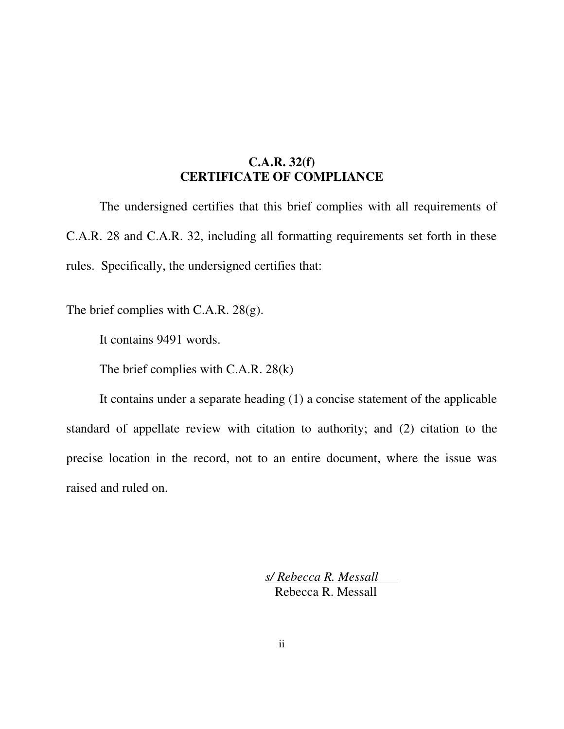# C.A.R. 32(f)
# CERTIFICATE OF COMPLIANCE

The undersigned certifies that this brief complies with all requirements of C.A.R. 28 and C.A.R. 32, including all formatting requirements set forth in these rules. Specifically, the undersigned certifies that:

The brief complies with C.A.R. 28(g).

It contains 9491 words.

The brief complies with C.A.R. 28(k)

It contains under a separate heading (1) a concise statement of the applicable standard of appellate review with citation to authority; and (2) citation to the precise location in the record, not to an entire document, where the issue was raised and ruled on.

*s/ Rebecca R. Messall*
Rebecca R. Messall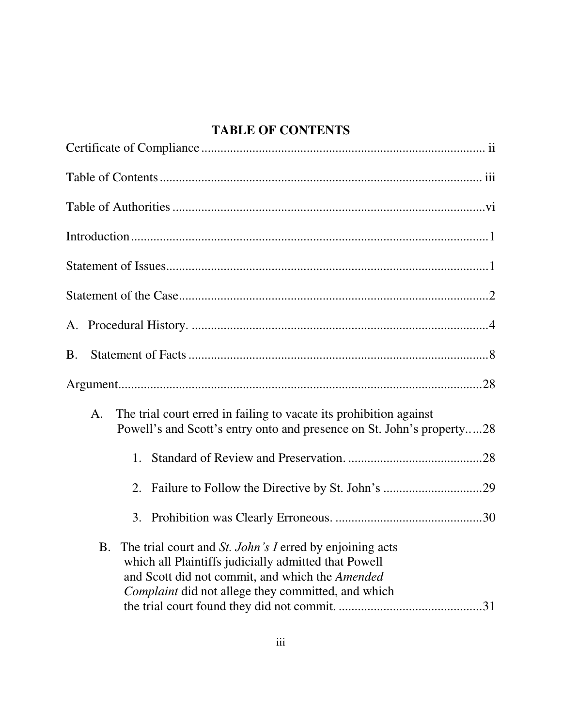# TABLE OF CONTENTS

Certificate of Compliance ........................................................................................ ii

Table of Contents .................................................................................................... iii

Table of Authorities ................................................................................................. vi

Introduction ................................................................................................................ 1

Statement of Issues .................................................................................................... 1

Statement of the Case ................................................................................................ 2

A. Procedural History. ............................................................................................. 4

B. Statement of Facts .............................................................................................. 8

Argument .................................................................................................................. 28

A. The trial court erred in failing to vacate its prohibition against Powell's and Scott's entry onto and presence on St. John's property.....28

   1. Standard of Review and Preservation. ..........................................28

   2. Failure to Follow the Directive by St. John's ...............................29

   3. Prohibition was Clearly Erroneous. ..............................................30

B. The trial court and *St. John's I* erred by enjoining acts which all Plaintiffs judicially admitted that Powell and Scott did not commit, and which the *Amended Complaint* did not allege they committed, and which the trial court found they did not commit. ............................................31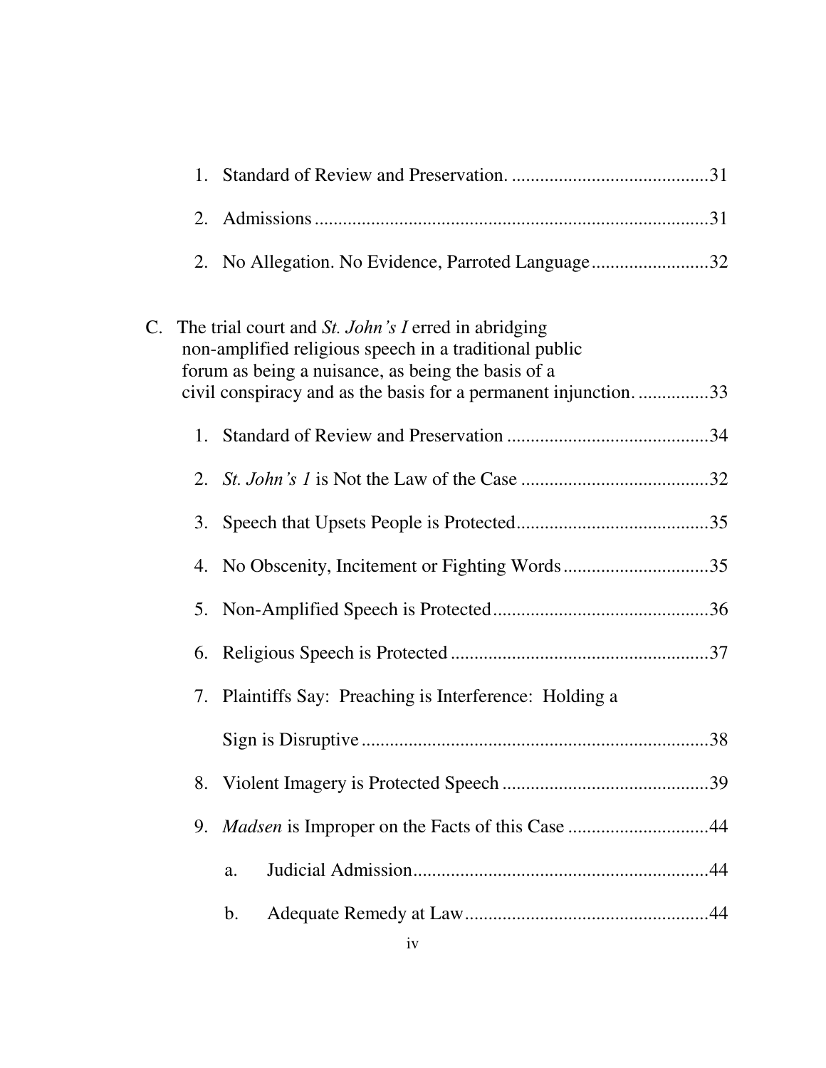1. Standard of Review and Preservation. ..........................................31

2. Admissions ..................................................................................31

2. No Allegation. No Evidence, Parroted Language.........................32

C. The trial court and *St. John's I* erred in abridging non-amplified religious speech in a traditional public forum as being a nuisance, as being the basis of a civil conspiracy and as the basis for a permanent injunction. ...............33

1. Standard of Review and Preservation ..........................................34

2. *St. John's 1* is Not the Law of the Case ........................................32

3. Speech that Upsets People is Protected.........................................35

4. No Obscenity, Incitement or Fighting Words ...............................35

5. Non-Amplified Speech is Protected..............................................36

6. Religious Speech is Protected .......................................................37

7. Plaintiffs Say: Preaching is Interference: Holding a Sign is Disruptive .........................................................................38

8. Violent Imagery is Protected Speech ............................................39

9. *Madsen* is Improper on the Facts of this Case .............................44

   a. Judicial Admission...............................................................44

   b. Adequate Remedy at Law....................................................44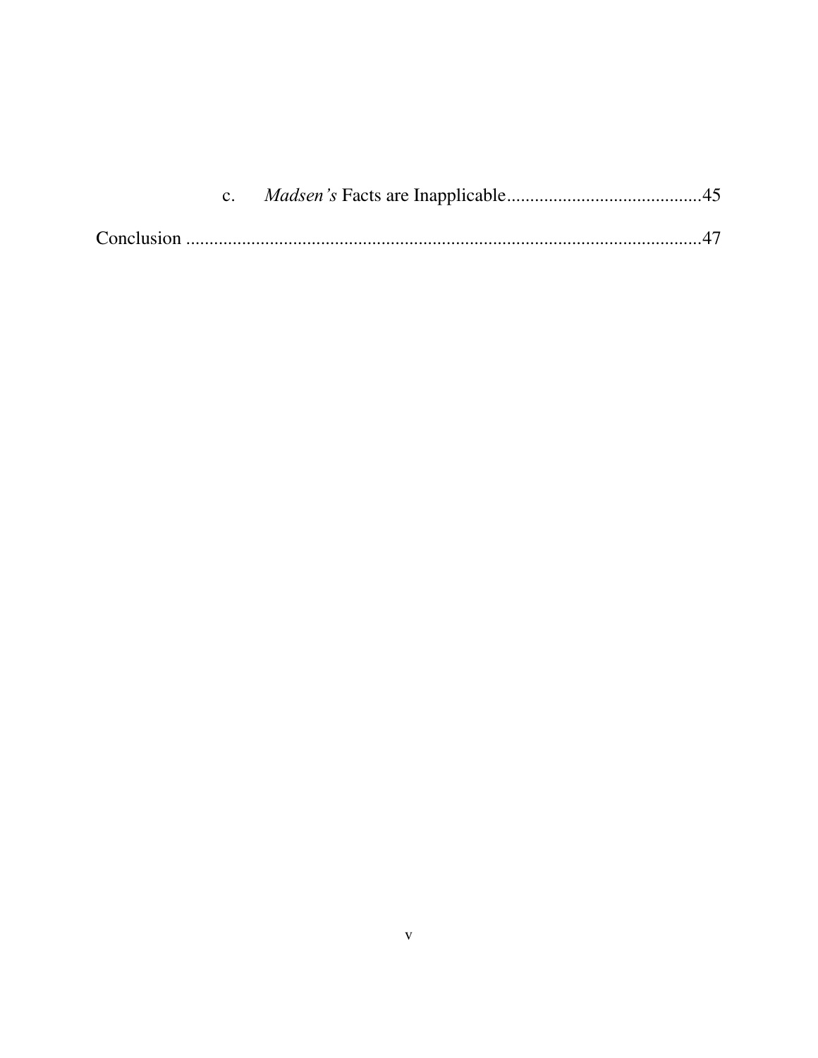c. *Madsen's* Facts are Inapplicable.........................................45

Conclusion ..............................................................................................47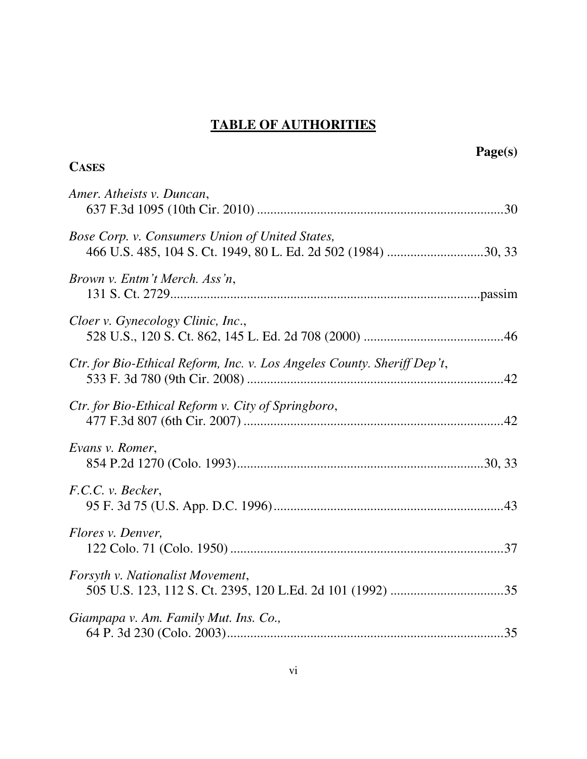# TABLE OF AUTHORITIES

**Page(s)**

**CASES**

*Amer. Atheists v. Duncan*,
637 F.3d 1095 (10th Cir. 2010) ............................................................................30

*Bose Corp. v. Consumers Union of United States,*
466 U.S. 485, 104 S. Ct. 1949, 80 L. Ed. 2d 502 (1984) .............................30, 33

*Brown v. Entm't Merch. Ass'n*,
131 S. Ct. 2729.............................................................................................passim

*Cloer v. Gynecology Clinic, Inc*.,
528 U.S., 120 S. Ct. 862, 145 L. Ed. 2d 708 (2000) ..........................................46

*Ctr. for Bio-Ethical Reform, Inc. v. Los Angeles County. Sheriff Dep't*,
533 F. 3d 780 (9th Cir. 2008) .............................................................................42

*Ctr. for Bio-Ethical Reform v. City of Springboro*,
477 F.3d 807 (6th Cir. 2007) ..............................................................................42

*Evans v. Romer*,
854 P.2d 1270 (Colo. 1993)...........................................................................30, 33

*F.C.C. v. Becker*,
95 F. 3d 75 (U.S. App. D.C. 1996).....................................................................43

*Flores v. Denver,*
122 Colo. 71 (Colo. 1950) ..................................................................................37

*Forsyth v. Nationalist Movement*,
505 U.S. 123, 112 S. Ct. 2395, 120 L.Ed. 2d 101 (1992) ..................................35

*Giampapa v. Am. Family Mut. Ins. Co.,*
64 P. 3d 230 (Colo. 2003)...................................................................................35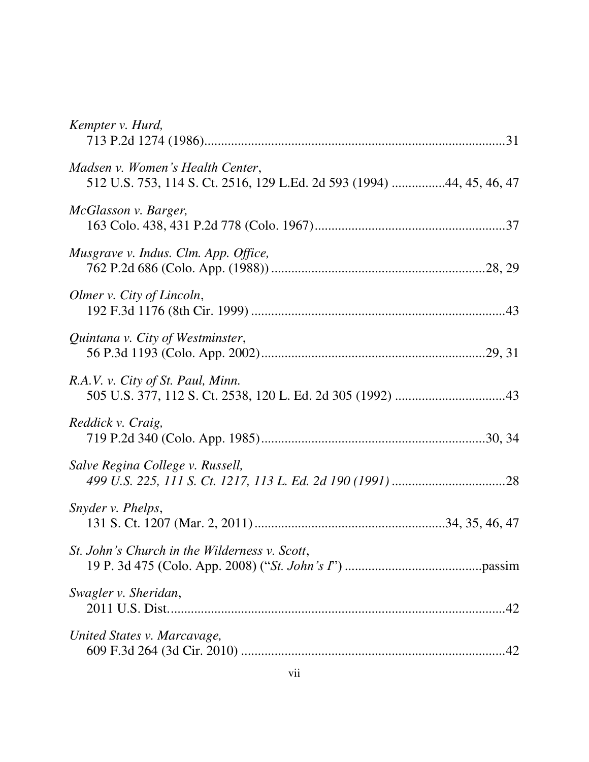*Kempter v. Hurd*,
713 P.2d 1274 (1986).......................................................................................31

*Madsen v. Women's Health Center*,
512 U.S. 753, 114 S. Ct. 2516, 129 L.Ed. 2d 593 (1994) ...............44, 45, 46, 47

*McGlasson v. Barger,*
163 Colo. 438, 431 P.2d 778 (Colo. 1967).......................................................37

*Musgrave v. Indus. Clm. App. Office,*
762 P.2d 686 (Colo. App. (1988)) ..............................................................28, 29

*Olmer v. City of Lincoln*,
192 F.3d 1176 (8th Cir. 1999) ..........................................................................43

*Quintana v. City of Westminster*,
56 P.3d 1193 (Colo. App. 2002)..................................................................29, 31

*R.A.V. v. City of St. Paul, Minn.*
505 U.S. 377, 112 S. Ct. 2538, 120 L. Ed. 2d 305 (1992) ................................43

*Reddick v. Craig,*
719 P.2d 340 (Colo. App. 1985)..................................................................30, 34

*Salve Regina College v. Russell,*
*499 U.S. 225, 111 S. Ct. 1217, 113 L. Ed. 2d 190 (1991)* .................................28

*Snyder v. Phelps*,
131 S. Ct. 1207 (Mar. 2, 2011)........................................................34, 35, 46, 47

*St. John's Church in the Wilderness v. Scott*,
19 P. 3d 475 (Colo. App. 2008) ("*St. John's I*") ........................................passim

*Swagler v. Sheridan*,
2011 U.S. Dist....................................................................................................42

*United States v. Marcavage,*
609 F.3d 264 (3d Cir. 2010) ..............................................................................42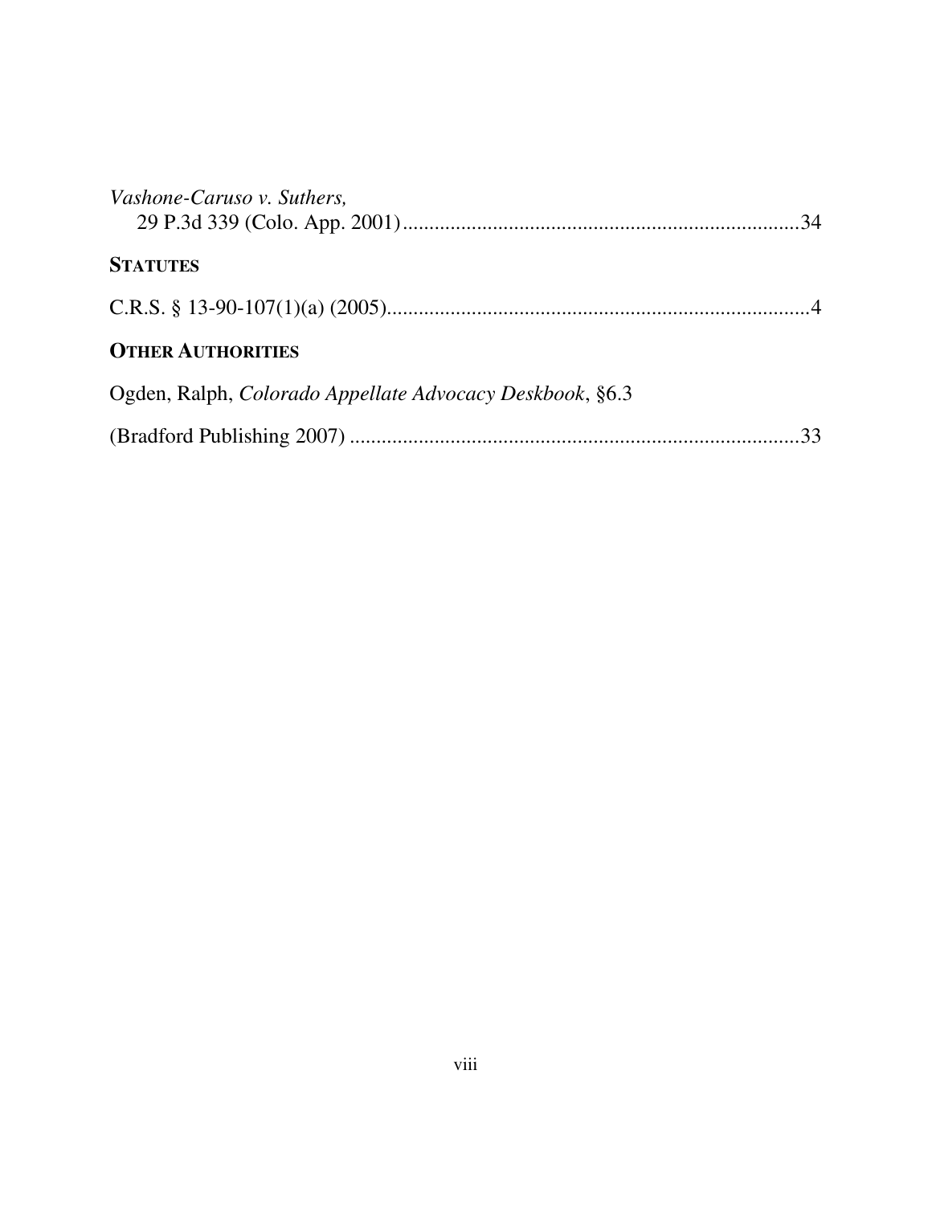*Vashone-Caruso v. Suthers,*
29 P.3d 339 (Colo. App. 2001)..........................................................................34

**STATUTES**

C.R.S. § 13-90-107(1)(a) (2005)...............................................................................4

**OTHER AUTHORITIES**

Ogden, Ralph, *Colorado Appellate Advocacy Deskbook*, §6.3

(Bradford Publishing 2007) ....................................................................................33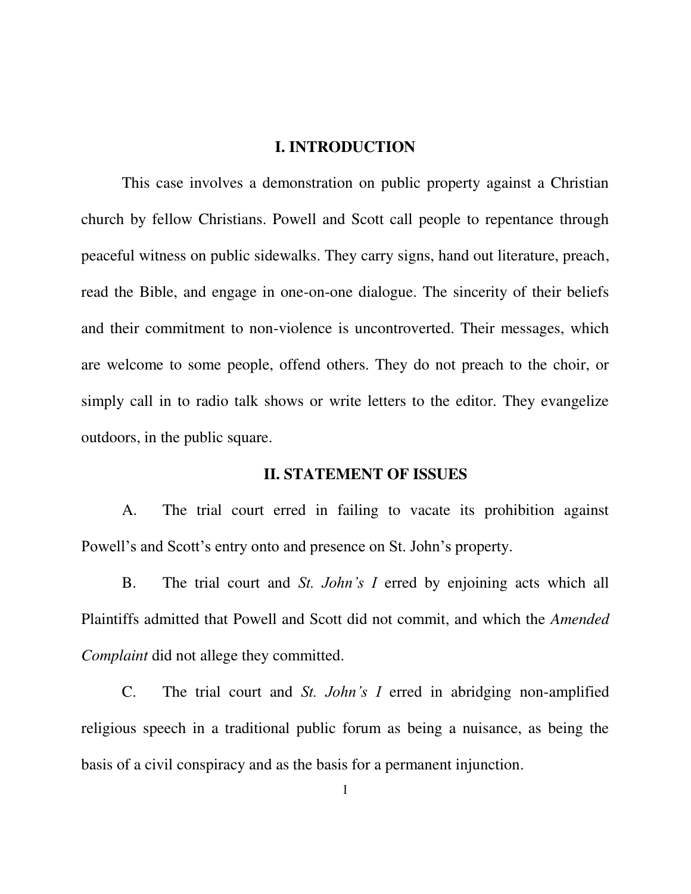## I. INTRODUCTION

This case involves a demonstration on public property against a Christian church by fellow Christians. Powell and Scott call people to repentance through peaceful witness on public sidewalks. They carry signs, hand out literature, preach, read the Bible, and engage in one-on-one dialogue. The sincerity of their beliefs and their commitment to non-violence is uncontroverted. Their messages, which are welcome to some people, offend others. They do not preach to the choir, or simply call in to radio talk shows or write letters to the editor. They evangelize outdoors, in the public square.

## II. STATEMENT OF ISSUES

A. The trial court erred in failing to vacate its prohibition against Powell's and Scott's entry onto and presence on St. John's property.

B. The trial court and *St. John's I* erred by enjoining acts which all Plaintiffs admitted that Powell and Scott did not commit, and which the *Amended Complaint* did not allege they committed.

C. The trial court and *St. John's I* erred in abridging non-amplified religious speech in a traditional public forum as being a nuisance, as being the basis of a civil conspiracy and as the basis for a permanent injunction.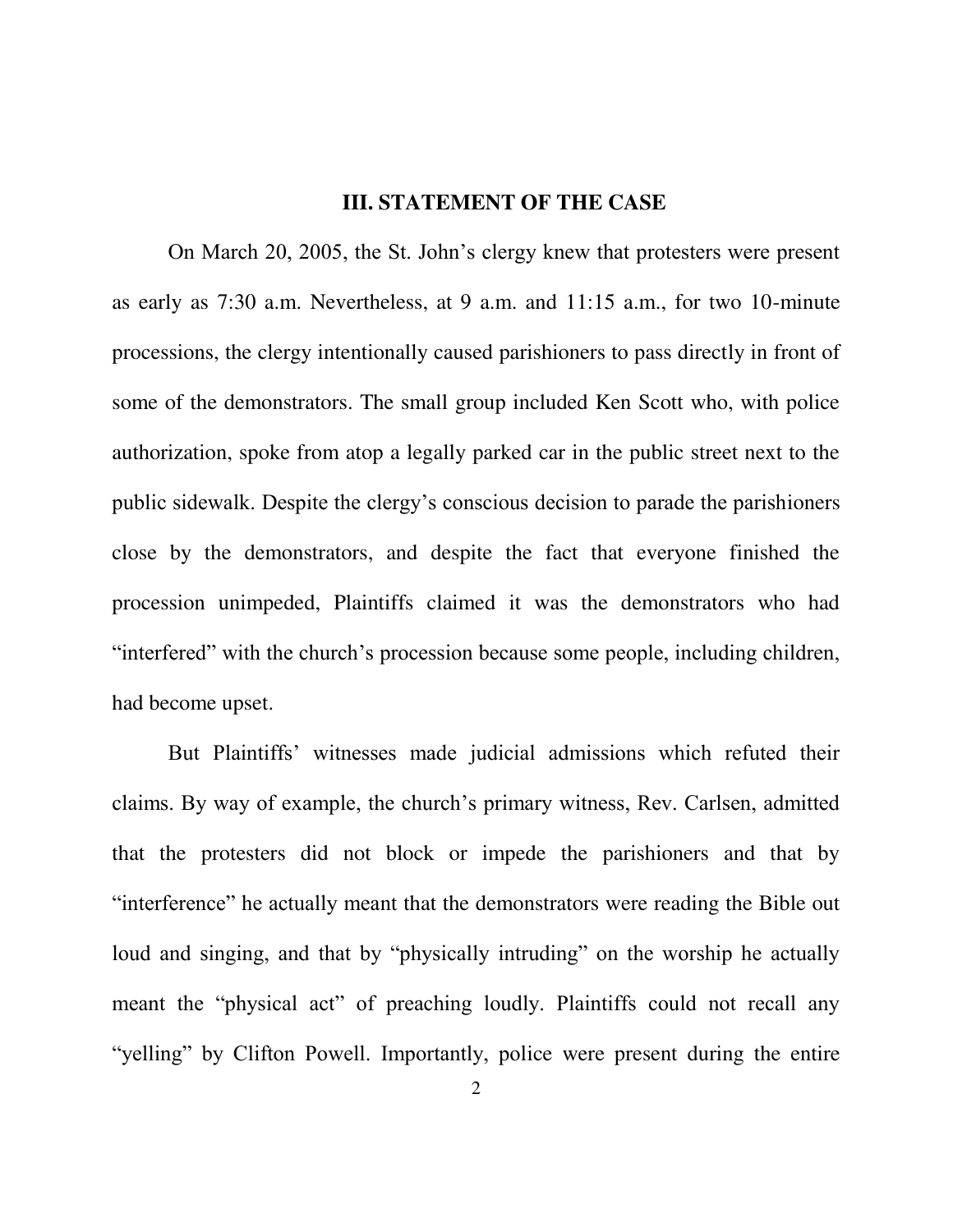## III. STATEMENT OF THE CASE

On March 20, 2005, the St. John's clergy knew that protesters were present as early as 7:30 a.m. Nevertheless, at 9 a.m. and 11:15 a.m., for two 10-minute processions, the clergy intentionally caused parishioners to pass directly in front of some of the demonstrators. The small group included Ken Scott who, with police authorization, spoke from atop a legally parked car in the public street next to the public sidewalk. Despite the clergy's conscious decision to parade the parishioners close by the demonstrators, and despite the fact that everyone finished the procession unimpeded, Plaintiffs claimed it was the demonstrators who had "interfered" with the church's procession because some people, including children, had become upset.

But Plaintiffs' witnesses made judicial admissions which refuted their claims. By way of example, the church's primary witness, Rev. Carlsen, admitted that the protesters did not block or impede the parishioners and that by "interference" he actually meant that the demonstrators were reading the Bible out loud and singing, and that by "physically intruding" on the worship he actually meant the "physical act" of preaching loudly. Plaintiffs could not recall any "yelling" by Clifton Powell. Importantly, police were present during the entire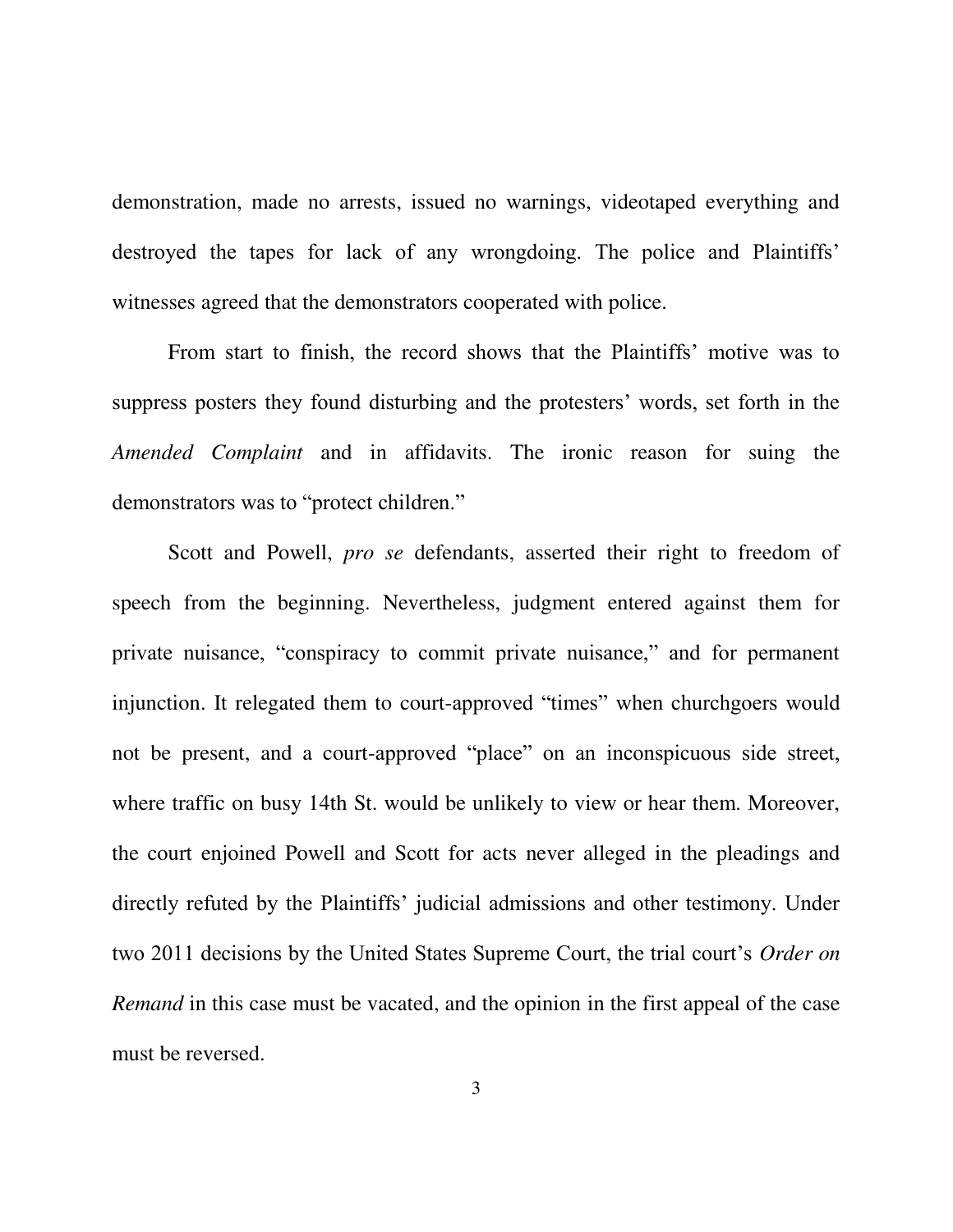demonstration, made no arrests, issued no warnings, videotaped everything and destroyed the tapes for lack of any wrongdoing. The police and Plaintiffs' witnesses agreed that the demonstrators cooperated with police.

From start to finish, the record shows that the Plaintiffs' motive was to suppress posters they found disturbing and the protesters' words, set forth in the *Amended Complaint* and in affidavits. The ironic reason for suing the demonstrators was to "protect children."

Scott and Powell, *pro se* defendants, asserted their right to freedom of speech from the beginning. Nevertheless, judgment entered against them for private nuisance, "conspiracy to commit private nuisance," and for permanent injunction. It relegated them to court-approved "times" when churchgoers would not be present, and a court-approved "place" on an inconspicuous side street, where traffic on busy 14th St. would be unlikely to view or hear them. Moreover, the court enjoined Powell and Scott for acts never alleged in the pleadings and directly refuted by the Plaintiffs' judicial admissions and other testimony. Under two 2011 decisions by the United States Supreme Court, the trial court's *Order on Remand* in this case must be vacated, and the opinion in the first appeal of the case must be reversed.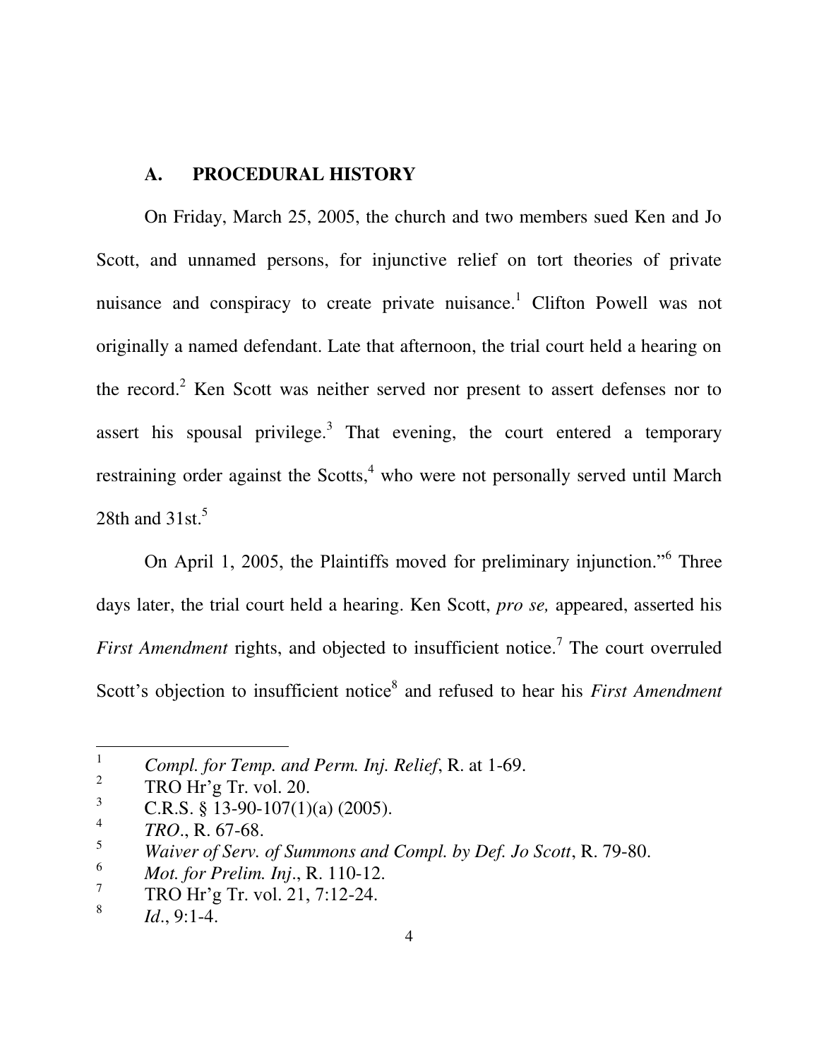## A. PROCEDURAL HISTORY

On Friday, March 25, 2005, the church and two members sued Ken and Jo Scott, and unnamed persons, for injunctive relief on tort theories of private nuisance and conspiracy to create private nuisance.[1] Clifton Powell was not originally a named defendant. Late that afternoon, the trial court held a hearing on the record.[2] Ken Scott was neither served nor present to assert defenses nor to assert his spousal privilege.[3] That evening, the court entered a temporary restraining order against the Scotts,[4] who were not personally served until March 28th and 31st.[5]

On April 1, 2005, the Plaintiffs moved for preliminary injunction."[6] Three days later, the trial court held a hearing. Ken Scott, *pro se,* appeared, asserted his *First Amendment* rights, and objected to insufficient notice.[7] The court overruled Scott's objection to insufficient notice[8] and refused to hear his *First Amendment*

---

[1] *Compl. for Temp. and Perm. Inj. Relief*, R. at 1-69.

[2] TRO Hr'g Tr. vol. 20.

[3] C.R.S. § 13-90-107(1)(a) (2005).

[4] *TRO*., R. 67-68.

[5] *Waiver of Serv. of Summons and Compl. by Def. Jo Scott*, R. 79-80.

[6] *Mot. for Prelim. Inj*., R. 110-12.

[7] TRO Hr'g Tr. vol. 21, 7:12-24.

[8] *Id*., 9:1-4.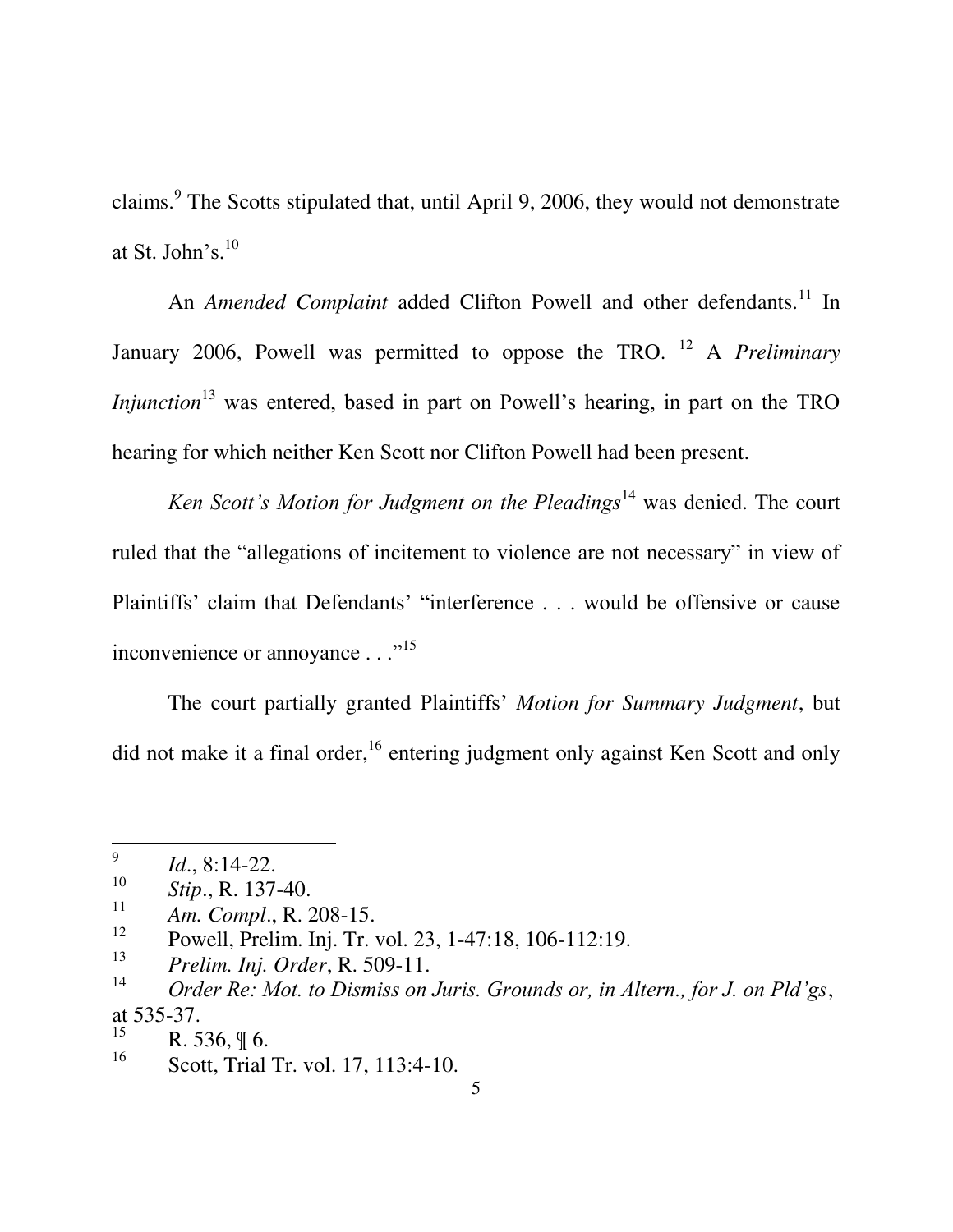claims.[9] The Scotts stipulated that, until April 9, 2006, they would not demonstrate at St. John's.[10]

An *Amended Complaint* added Clifton Powell and other defendants.[11] In January 2006, Powell was permitted to oppose the TRO.[12] A *Preliminary Injunction*[13] was entered, based in part on Powell's hearing, in part on the TRO hearing for which neither Ken Scott nor Clifton Powell had been present.

*Ken Scott's Motion for Judgment on the Pleadings*[14] was denied. The court ruled that the "allegations of incitement to violence are not necessary" in view of Plaintiffs' claim that Defendants' "interference . . . would be offensive or cause inconvenience or annoyance . . ."[15]

The court partially granted Plaintiffs' *Motion for Summary Judgment*, but did not make it a final order,[16] entering judgment only against Ken Scott and only

---

[9] *Id*., 8:14-22.

[10] *Stip*., R. 137-40.

[11] *Am. Compl*., R. 208-15.

[12] Powell, Prelim. Inj. Tr. vol. 23, 1-47:18, 106-112:19.

[13] *Prelim. Inj. Order*, R. 509-11.

[14] *Order Re: Mot. to Dismiss on Juris. Grounds or, in Altern., for J. on Pld'gs*, at 535-37.

[15] R. 536, ¶ 6.

[16] Scott, Trial Tr. vol. 17, 113:4-10.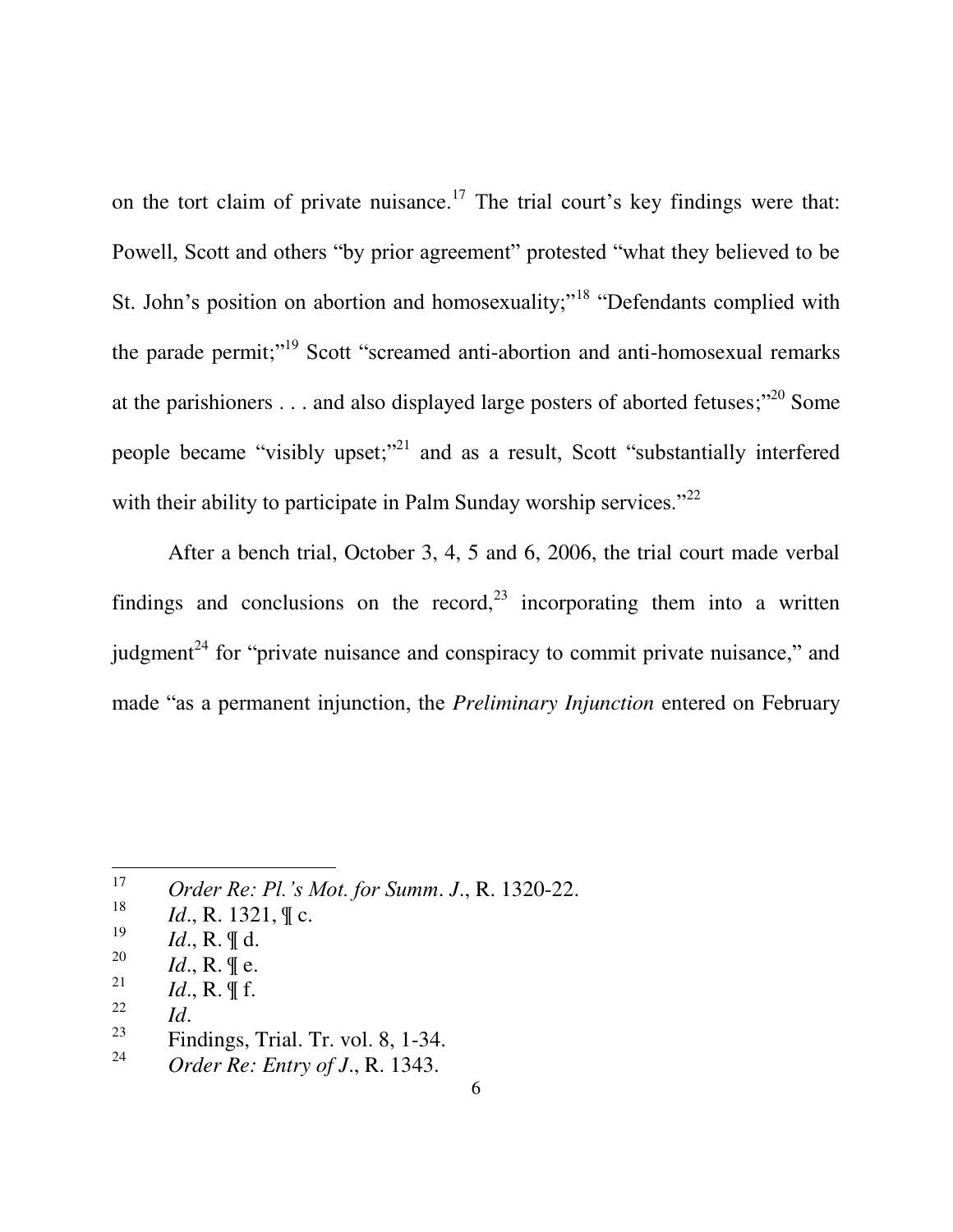on the tort claim of private nuisance.[17] The trial court's key findings were that: Powell, Scott and others "by prior agreement" protested "what they believed to be St. John's position on abortion and homosexuality;"[18] "Defendants complied with the parade permit;"[19] Scott "screamed anti-abortion and anti-homosexual remarks at the parishioners . . . and also displayed large posters of aborted fetuses;"[20] Some people became "visibly upset;"[21] and as a result, Scott "substantially interfered with their ability to participate in Palm Sunday worship services."[22]

After a bench trial, October 3, 4, 5 and 6, 2006, the trial court made verbal findings and conclusions on the record,[23] incorporating them into a written judgment[24] for "private nuisance and conspiracy to commit private nuisance," and made "as a permanent injunction, the *Preliminary Injunction* entered on February

---

[17] *Order Re: Pl.'s Mot. for Summ. J.*, R. 1320-22.

[18] *Id.*, R. 1321, ¶ c.

[19] *Id.*, R. ¶ d.

[20] *Id.*, R. ¶ e.

[21] *Id.*, R. ¶ f.

[22] *Id.*

[23] Findings, Trial. Tr. vol. 8, 1-34.

[24] *Order Re: Entry of J.*, R. 1343.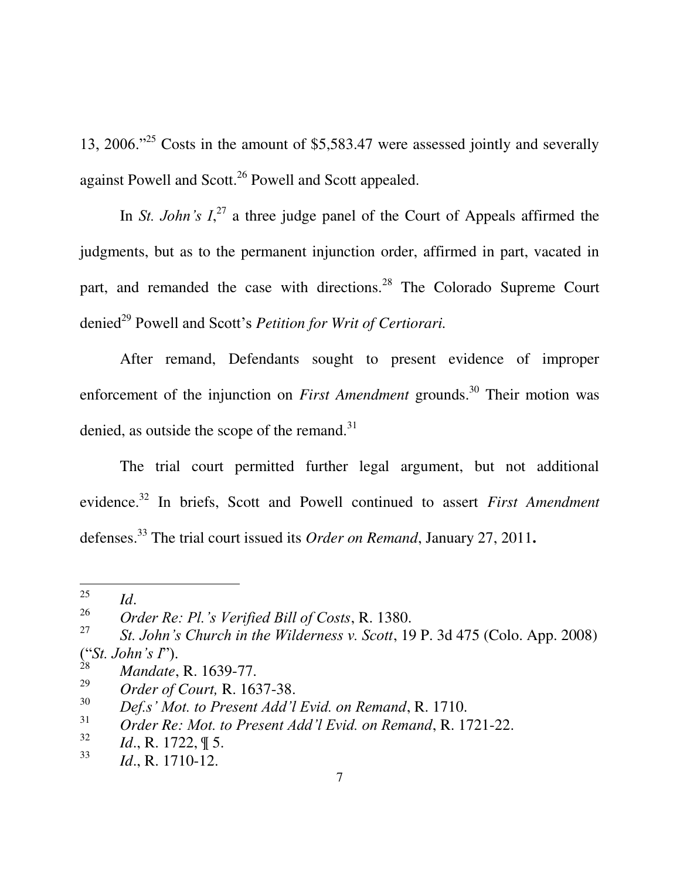13, 2006."[25] Costs in the amount of $5,583.47 were assessed jointly and severally against Powell and Scott.[26] Powell and Scott appealed.

In *St. John's I*,[27] a three judge panel of the Court of Appeals affirmed the judgments, but as to the permanent injunction order, affirmed in part, vacated in part, and remanded the case with directions.[28] The Colorado Supreme Court denied[29] Powell and Scott's *Petition for Writ of Certiorari.*

After remand, Defendants sought to present evidence of improper enforcement of the injunction on *First Amendment* grounds.[30] Their motion was denied, as outside the scope of the remand.[31]

The trial court permitted further legal argument, but not additional evidence.[32] In briefs, Scott and Powell continued to assert *First Amendment* defenses.[33] The trial court issued its *Order on Remand*, January 27, 2011**.**

---

[25] *Id*.

[26] *Order Re: Pl.'s Verified Bill of Costs*, R. 1380.

[27] *St. John's Church in the Wilderness v. Scott*, 19 P. 3d 475 (Colo. App. 2008) ("*St. John's I*").

[28] *Mandate*, R. 1639-77.

[29] *Order of Court,* R. 1637-38.

[30] *Def.s' Mot. to Present Add'l Evid. on Remand*, R. 1710.

[31] *Order Re: Mot. to Present Add'l Evid. on Remand*, R. 1721-22.

[32] *Id*., R. 1722, ¶ 5.

[33] *Id*., R. 1710-12.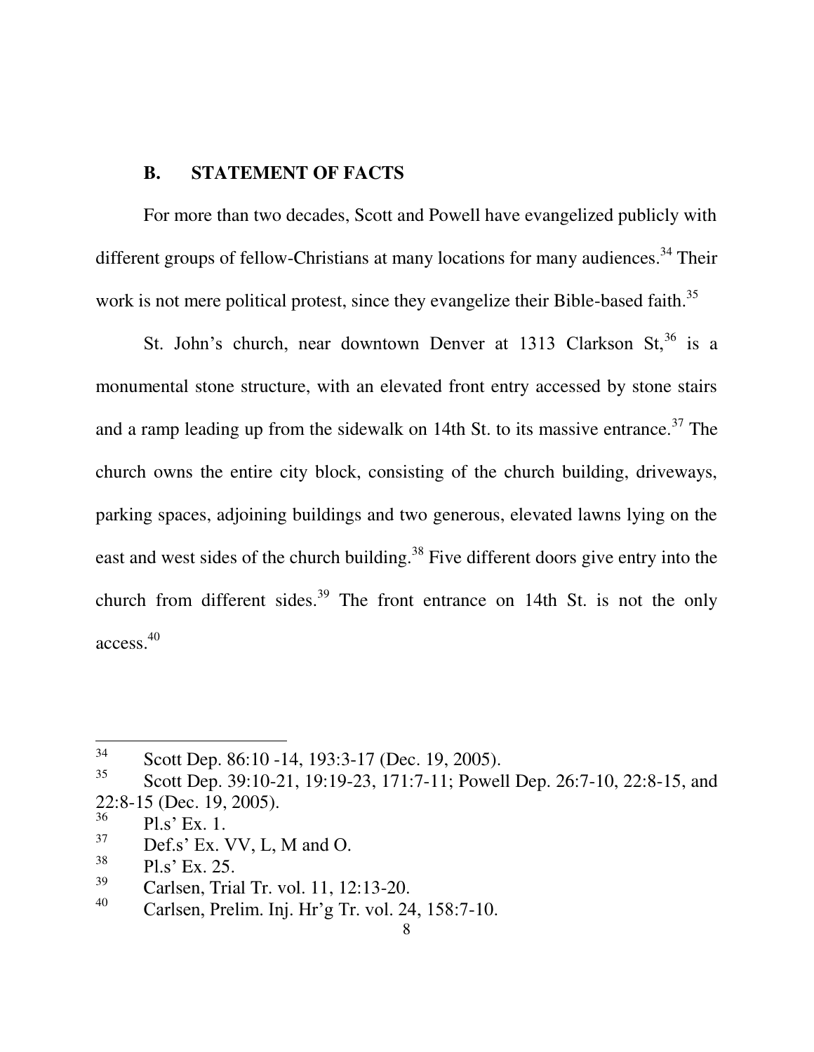## B. STATEMENT OF FACTS

For more than two decades, Scott and Powell have evangelized publicly with different groups of fellow-Christians at many locations for many audiences.[34] Their work is not mere political protest, since they evangelize their Bible-based faith.[35]

St. John's church, near downtown Denver at 1313 Clarkson St,[36] is a monumental stone structure, with an elevated front entry accessed by stone stairs and a ramp leading up from the sidewalk on 14th St. to its massive entrance.[37] The church owns the entire city block, consisting of the church building, driveways, parking spaces, adjoining buildings and two generous, elevated lawns lying on the east and west sides of the church building.[38] Five different doors give entry into the church from different sides.[39] The front entrance on 14th St. is not the only access.[40]

---

[34] Scott Dep. 86:10 -14, 193:3-17 (Dec. 19, 2005).

[35] Scott Dep. 39:10-21, 19:19-23, 171:7-11; Powell Dep. 26:7-10, 22:8-15, and 22:8-15 (Dec. 19, 2005).

[36] Pl.s' Ex. 1.

[37] Def.s' Ex. VV, L, M and O.

[38] Pl.s' Ex. 25.

[39] Carlsen, Trial Tr. vol. 11, 12:13-20.

[40] Carlsen, Prelim. Inj. Hr'g Tr. vol. 24, 158:7-10.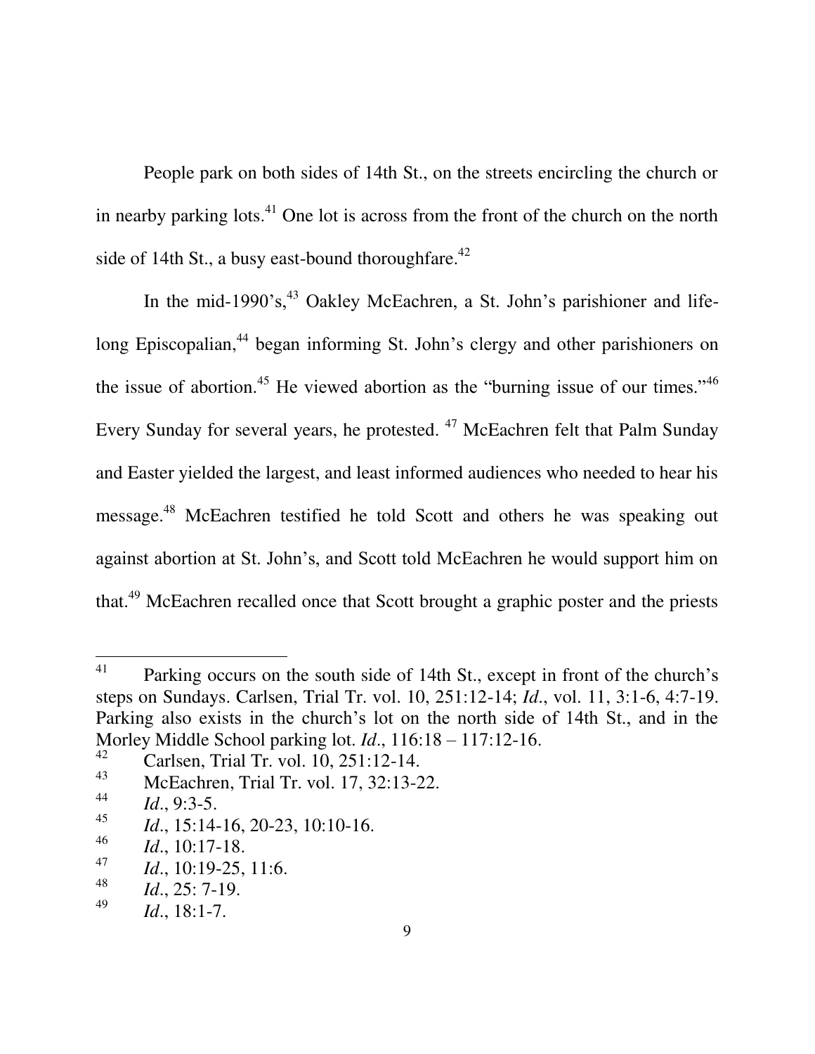People park on both sides of 14th St., on the streets encircling the church or in nearby parking lots.[41] One lot is across from the front of the church on the north side of 14th St., a busy east-bound thoroughfare.[42]

In the mid-1990's,[43] Oakley McEachren, a St. John's parishioner and life-long Episcopalian,[44] began informing St. John's clergy and other parishioners on the issue of abortion.[45] He viewed abortion as the "burning issue of our times."[46] Every Sunday for several years, he protested.[47] McEachren felt that Palm Sunday and Easter yielded the largest, and least informed audiences who needed to hear his message.[48] McEachren testified he told Scott and others he was speaking out against abortion at St. John's, and Scott told McEachren he would support him on that.[49] McEachren recalled once that Scott brought a graphic poster and the priests

---

[41] Parking occurs on the south side of 14th St., except in front of the church's steps on Sundays. Carlsen, Trial Tr. vol. 10, 251:12-14; *Id*., vol. 11, 3:1-6, 4:7-19. Parking also exists in the church's lot on the north side of 14th St., and in the Morley Middle School parking lot. *Id*., 116:18 – 117:12-16.

[42] Carlsen, Trial Tr. vol. 10, 251:12-14.

[43] McEachren, Trial Tr. vol. 17, 32:13-22.

[44] *Id*., 9:3-5.

[45] *Id*., 15:14-16, 20-23, 10:10-16.

[46] *Id*., 10:17-18.

[47] *Id*., 10:19-25, 11:6.

[48] *Id*., 25: 7-19.

[49] *Id*., 18:1-7.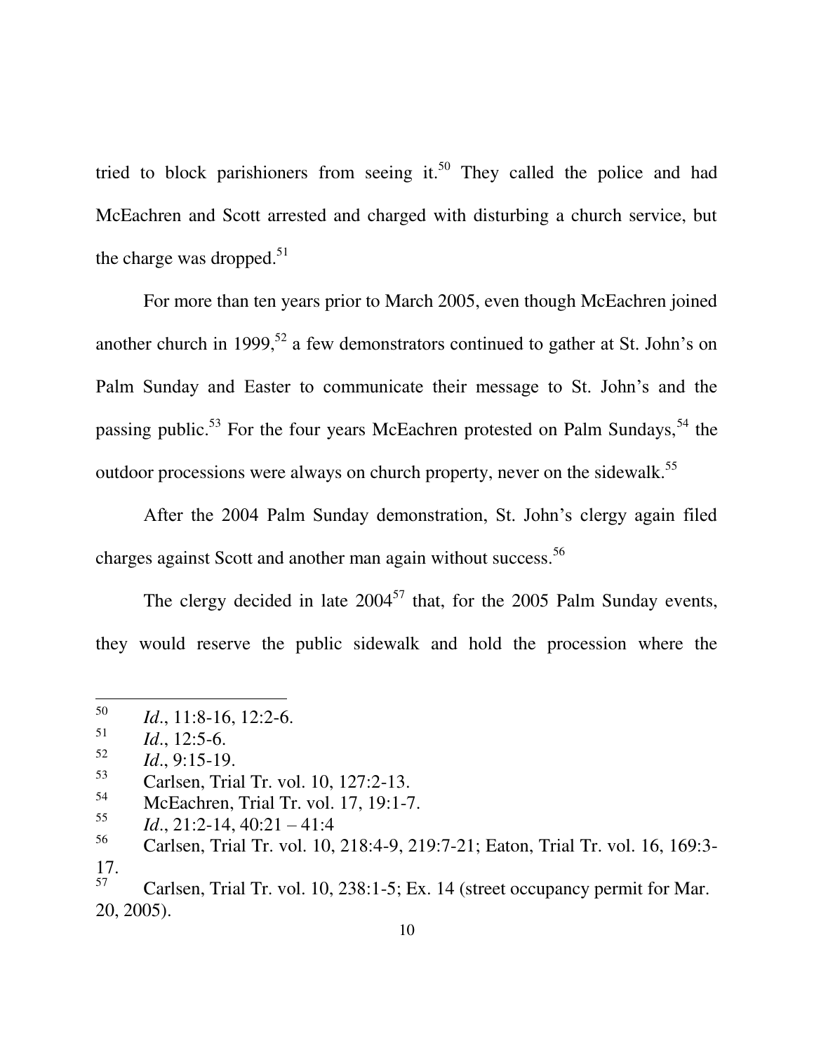tried to block parishioners from seeing it.[50] They called the police and had McEachren and Scott arrested and charged with disturbing a church service, but the charge was dropped.[51]

For more than ten years prior to March 2005, even though McEachren joined another church in 1999,[52] a few demonstrators continued to gather at St. John's on Palm Sunday and Easter to communicate their message to St. John's and the passing public.[53] For the four years McEachren protested on Palm Sundays,[54] the outdoor processions were always on church property, never on the sidewalk.[55]

After the 2004 Palm Sunday demonstration, St. John's clergy again filed charges against Scott and another man again without success.[56]

The clergy decided in late 2004[57] that, for the 2005 Palm Sunday events, they would reserve the public sidewalk and hold the procession where the

---

[50] *Id*., 11:8-16, 12:2-6.

[51] *Id*., 12:5-6.

[52] *Id*., 9:15-19.

[53] Carlsen, Trial Tr. vol. 10, 127:2-13.

[54] McEachren, Trial Tr. vol. 17, 19:1-7.

[55] *Id*., 21:2-14, 40:21 – 41:4

[56] Carlsen, Trial Tr. vol. 10, 218:4-9, 219:7-21; Eaton, Trial Tr. vol. 16, 169:3-17.

[57] Carlsen, Trial Tr. vol. 10, 238:1-5; Ex. 14 (street occupancy permit for Mar. 20, 2005).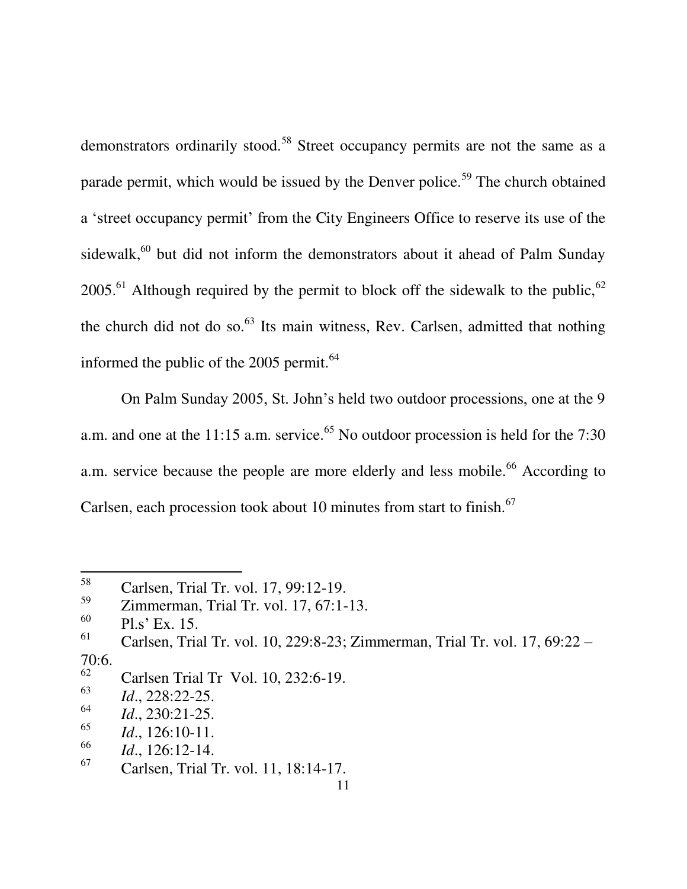demonstrators ordinarily stood.[58] Street occupancy permits are not the same as a parade permit, which would be issued by the Denver police.[59] The church obtained a 'street occupancy permit' from the City Engineers Office to reserve its use of the sidewalk,[60] but did not inform the demonstrators about it ahead of Palm Sunday 2005.[61] Although required by the permit to block off the sidewalk to the public,[62] the church did not do so.[63] Its main witness, Rev. Carlsen, admitted that nothing informed the public of the 2005 permit.[64]

On Palm Sunday 2005, St. John's held two outdoor processions, one at the 9 a.m. and one at the 11:15 a.m. service.[65] No outdoor procession is held for the 7:30 a.m. service because the people are more elderly and less mobile.[66] According to Carlsen, each procession took about 10 minutes from start to finish.[67]

---

[58] Carlsen, Trial Tr. vol. 17, 99:12-19.

[59] Zimmerman, Trial Tr. vol. 17, 67:1-13.

[60] Pl.s' Ex. 15.

[61] Carlsen, Trial Tr. vol. 10, 229:8-23; Zimmerman, Trial Tr. vol. 17, 69:22 – 70:6.

[62] Carlsen Trial Tr Vol. 10, 232:6-19.

[63] *Id*., 228:22-25.

[64] *Id*., 230:21-25.

[65] *Id*., 126:10-11.

[66] *Id*., 126:12-14.

[67] Carlsen, Trial Tr. vol. 11, 18:14-17.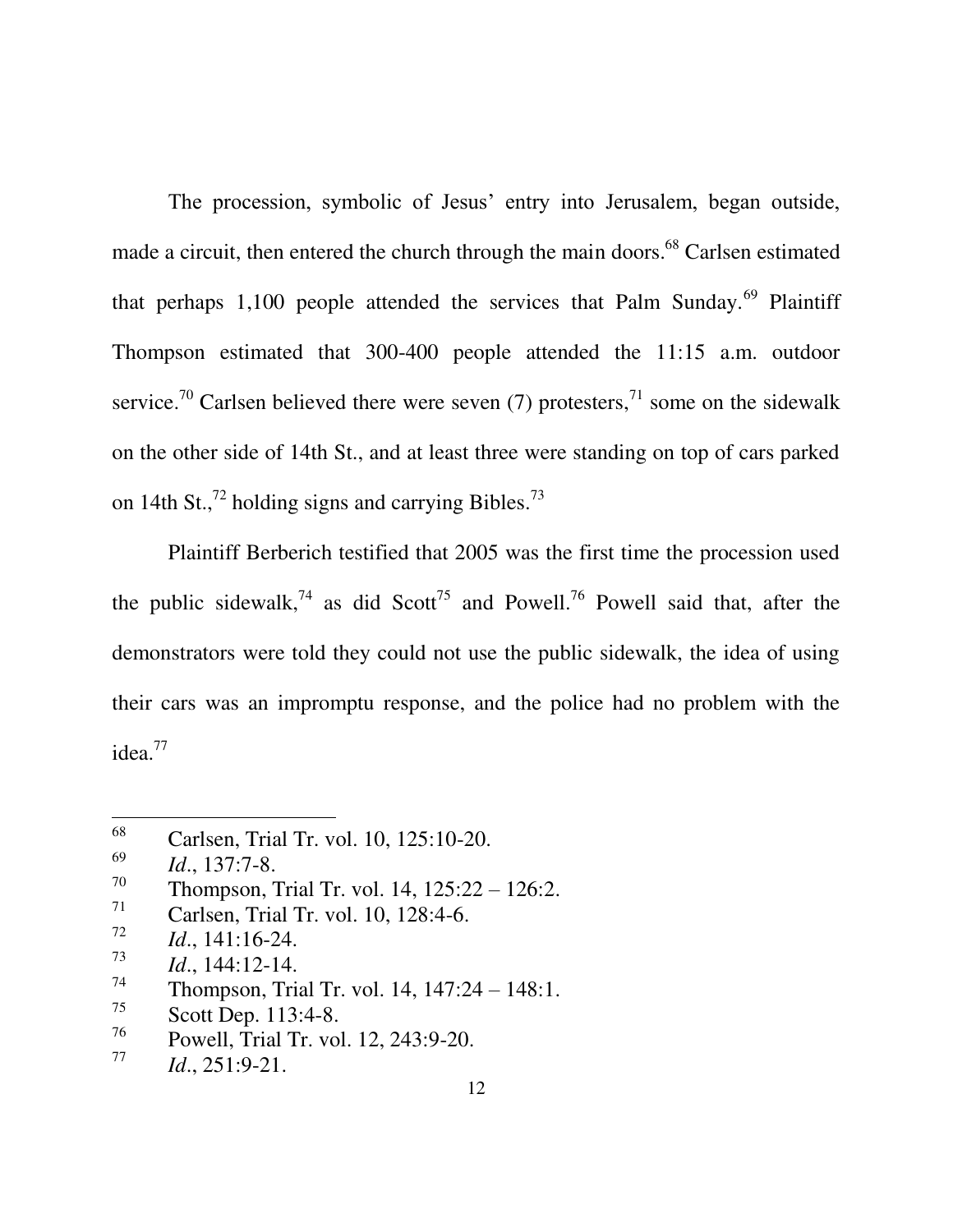The procession, symbolic of Jesus' entry into Jerusalem, began outside, made a circuit, then entered the church through the main doors.[68] Carlsen estimated that perhaps 1,100 people attended the services that Palm Sunday.[69] Plaintiff Thompson estimated that 300-400 people attended the 11:15 a.m. outdoor service.[70] Carlsen believed there were seven (7) protesters,[71] some on the sidewalk on the other side of 14th St., and at least three were standing on top of cars parked on 14th St.,[72] holding signs and carrying Bibles.[73]

Plaintiff Berberich testified that 2005 was the first time the procession used the public sidewalk,[74] as did Scott[75] and Powell.[76] Powell said that, after the demonstrators were told they could not use the public sidewalk, the idea of using their cars was an impromptu response, and the police had no problem with the idea.[77]

---

[68] Carlsen, Trial Tr. vol. 10, 125:10-20.

[69] *Id*., 137:7-8.

[70] Thompson, Trial Tr. vol. 14, 125:22 – 126:2.

[71] Carlsen, Trial Tr. vol. 10, 128:4-6.

[72] *Id*., 141:16-24.

[73] *Id*., 144:12-14.

[74] Thompson, Trial Tr. vol. 14, 147:24 – 148:1.

[75] Scott Dep. 113:4-8.

[76] Powell, Trial Tr. vol. 12, 243:9-20.

[77] *Id*., 251:9-21.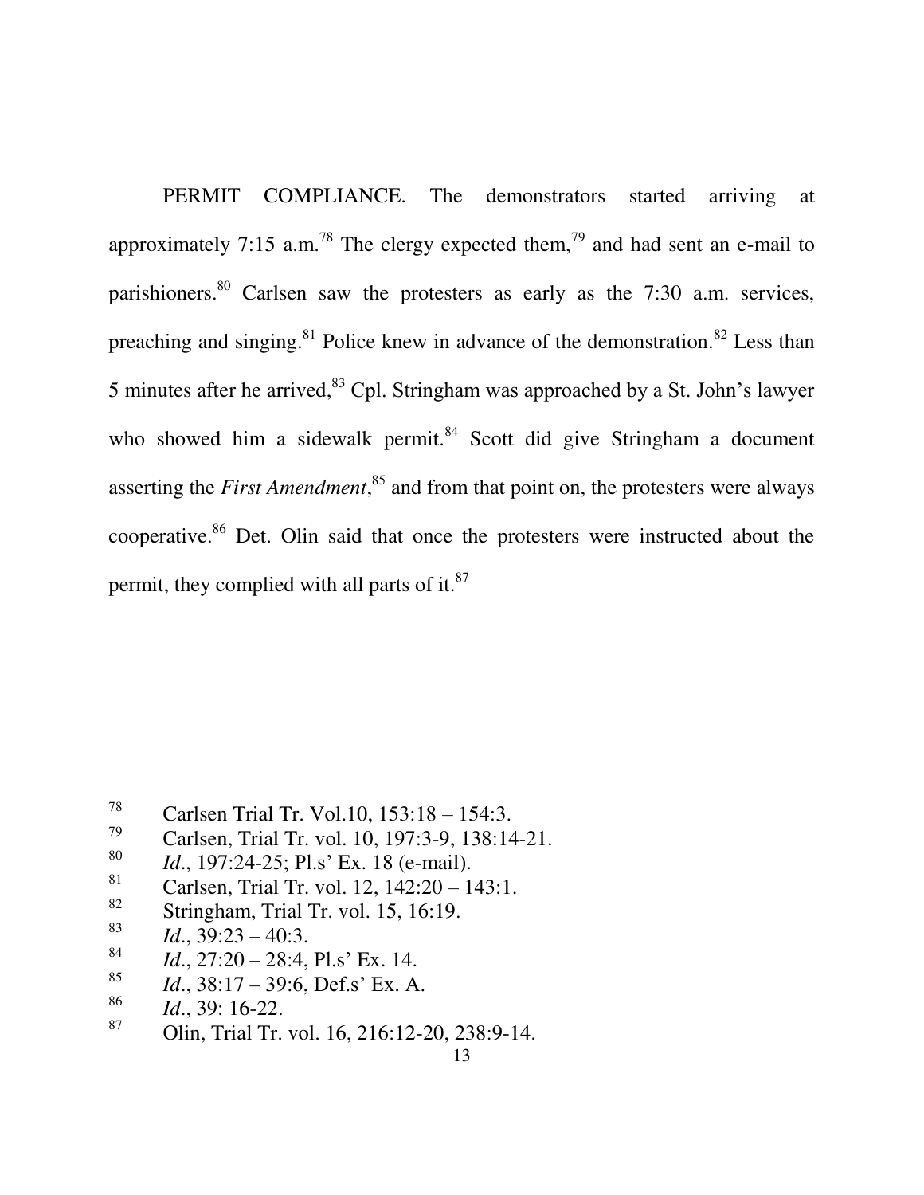PERMIT COMPLIANCE. The demonstrators started arriving at approximately 7:15 a.m.[78] The clergy expected them,[79] and had sent an e-mail to parishioners.[80] Carlsen saw the protesters as early as the 7:30 a.m. services, preaching and singing.[81] Police knew in advance of the demonstration.[82] Less than 5 minutes after he arrived,[83] Cpl. Stringham was approached by a St. John's lawyer who showed him a sidewalk permit.[84] Scott did give Stringham a document asserting the *First Amendment*,[85] and from that point on, the protesters were always cooperative.[86] Det. Olin said that once the protesters were instructed about the permit, they complied with all parts of it.[87]

---

[78] Carlsen Trial Tr. Vol.10, 153:18 – 154:3.

[79] Carlsen, Trial Tr. vol. 10, 197:3-9, 138:14-21.

[80] *Id*., 197:24-25; Pl.s' Ex. 18 (e-mail).

[81] Carlsen, Trial Tr. vol. 12, 142:20 – 143:1.

[82] Stringham, Trial Tr. vol. 15, 16:19.

[83] *Id*., 39:23 – 40:3.

[84] *Id*., 27:20 – 28:4, Pl.s' Ex. 14.

[85] *Id*., 38:17 – 39:6, Def.s' Ex. A.

[86] *Id*., 39: 16-22.

[87] Olin, Trial Tr. vol. 16, 216:12-20, 238:9-14.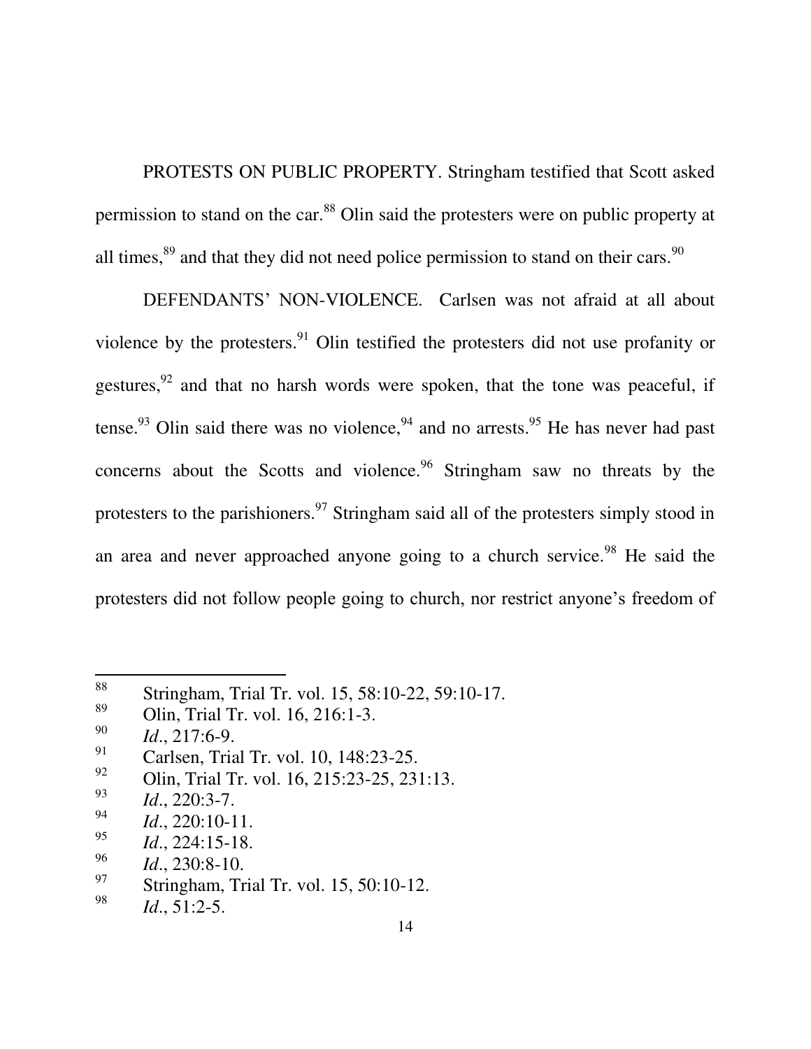PROTESTS ON PUBLIC PROPERTY. Stringham testified that Scott asked permission to stand on the car.[88] Olin said the protesters were on public property at all times,[89] and that they did not need police permission to stand on their cars.[90]

DEFENDANTS' NON-VIOLENCE. Carlsen was not afraid at all about violence by the protesters.[91] Olin testified the protesters did not use profanity or gestures,[92] and that no harsh words were spoken, that the tone was peaceful, if tense.[93] Olin said there was no violence,[94] and no arrests.[95] He has never had past concerns about the Scotts and violence.[96] Stringham saw no threats by the protesters to the parishioners.[97] Stringham said all of the protesters simply stood in an area and never approached anyone going to a church service.[98] He said the protesters did not follow people going to church, nor restrict anyone's freedom of

---

[88] Stringham, Trial Tr. vol. 15, 58:10-22, 59:10-17.

[89] Olin, Trial Tr. vol. 16, 216:1-3.

[90] *Id*., 217:6-9.

[91] Carlsen, Trial Tr. vol. 10, 148:23-25.

[92] Olin, Trial Tr. vol. 16, 215:23-25, 231:13.

[93] *Id*., 220:3-7.

[94] *Id*., 220:10-11.

[95] *Id*., 224:15-18.

[96] *Id*., 230:8-10.

[97] Stringham, Trial Tr. vol. 15, 50:10-12.

[98] *Id*., 51:2-5.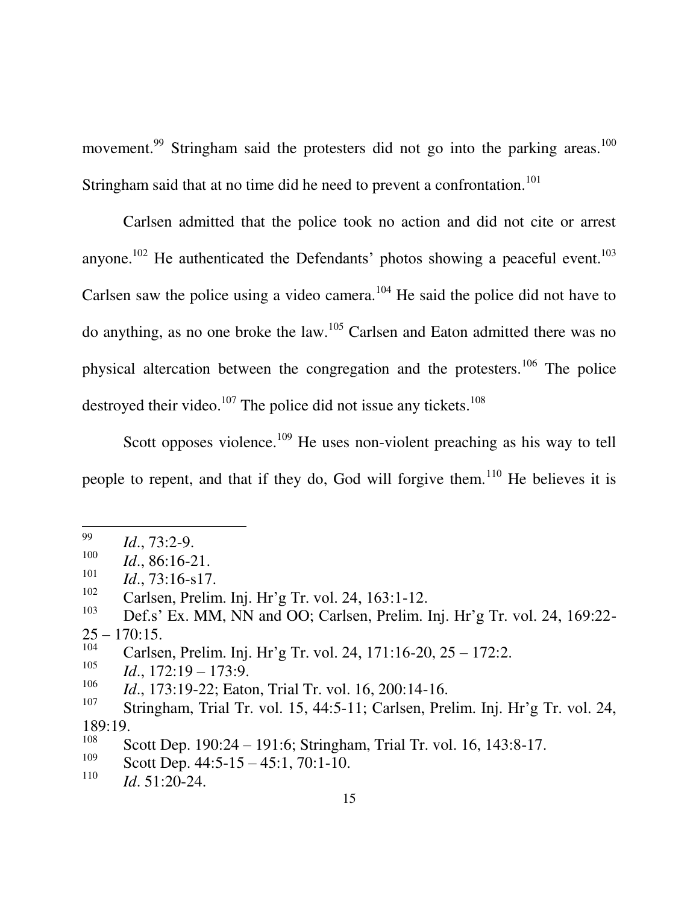movement.[99] Stringham said the protesters did not go into the parking areas.[100] Stringham said that at no time did he need to prevent a confrontation.[101]

Carlsen admitted that the police took no action and did not cite or arrest anyone.[102] He authenticated the Defendants' photos showing a peaceful event.[103] Carlsen saw the police using a video camera.[104] He said the police did not have to do anything, as no one broke the law.[105] Carlsen and Eaton admitted there was no physical altercation between the congregation and the protesters.[106] The police destroyed their video.[107] The police did not issue any tickets.[108]

Scott opposes violence.[109] He uses non-violent preaching as his way to tell people to repent, and that if they do, God will forgive them.[110] He believes it is

---

[99] *Id*., 73:2-9.

[100] *Id*., 86:16-21.

[101] *Id*., 73:16-s17.

[102] Carlsen, Prelim. Inj. Hr'g Tr. vol. 24, 163:1-12.

[103] Def.s' Ex. MM, NN and OO; Carlsen, Prelim. Inj. Hr'g Tr. vol. 24, 169:22-25 – 170:15.

[104] Carlsen, Prelim. Inj. Hr'g Tr. vol. 24, 171:16-20, 25 – 172:2.

[105] *Id*., 172:19 – 173:9.

[106] *Id*., 173:19-22; Eaton, Trial Tr. vol. 16, 200:14-16.

[107] Stringham, Trial Tr. vol. 15, 44:5-11; Carlsen, Prelim. Inj. Hr'g Tr. vol. 24, 189:19.

[108] Scott Dep. 190:24 – 191:6; Stringham, Trial Tr. vol. 16, 143:8-17.

[109] Scott Dep. 44:5-15 – 45:1, 70:1-10.

[110] *Id*. 51:20-24.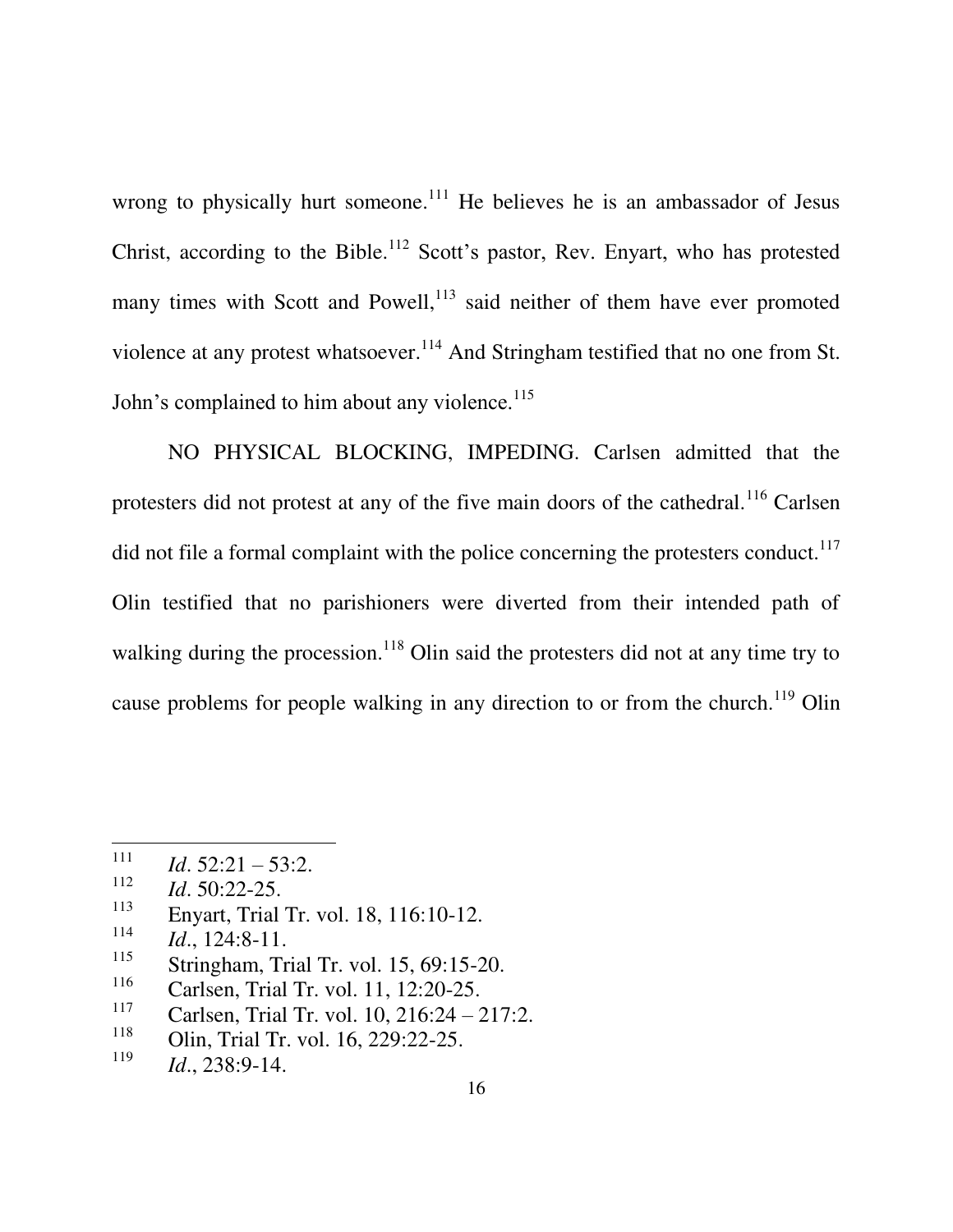wrong to physically hurt someone.[111] He believes he is an ambassador of Jesus Christ, according to the Bible.[112] Scott's pastor, Rev. Enyart, who has protested many times with Scott and Powell,[113] said neither of them have ever promoted violence at any protest whatsoever.[114] And Stringham testified that no one from St. John's complained to him about any violence.[115]

NO PHYSICAL BLOCKING, IMPEDING. Carlsen admitted that the protesters did not protest at any of the five main doors of the cathedral.[116] Carlsen did not file a formal complaint with the police concerning the protesters conduct.[117] Olin testified that no parishioners were diverted from their intended path of walking during the procession.[118] Olin said the protesters did not at any time try to cause problems for people walking in any direction to or from the church.[119] Olin

---

[111] *Id*. 52:21 – 53:2.

[112] *Id*. 50:22-25.

[113] Enyart, Trial Tr. vol. 18, 116:10-12.

[114] *Id*., 124:8-11.

[115] Stringham, Trial Tr. vol. 15, 69:15-20.

[116] Carlsen, Trial Tr. vol. 11, 12:20-25.

[117] Carlsen, Trial Tr. vol. 10, 216:24 – 217:2.

[118] Olin, Trial Tr. vol. 16, 229:22-25.

[119] *Id*., 238:9-14.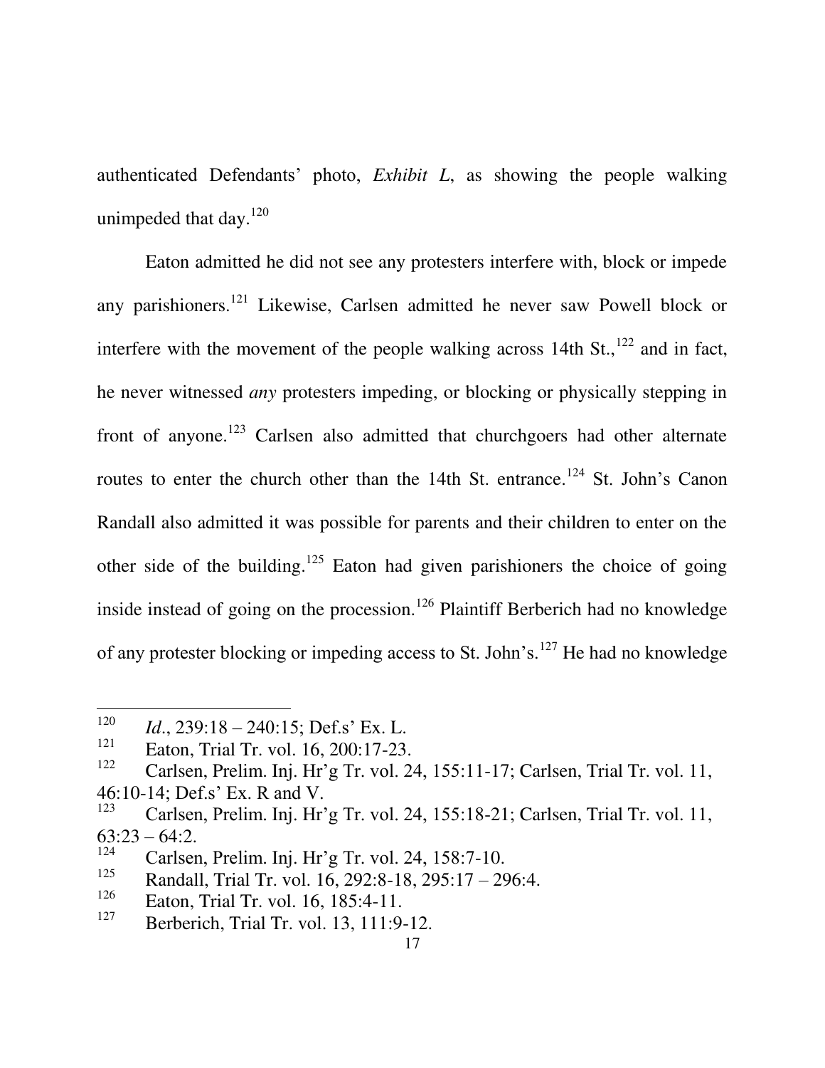authenticated Defendants' photo, *Exhibit L*, as showing the people walking unimpeded that day.[120]

Eaton admitted he did not see any protesters interfere with, block or impede any parishioners.[121] Likewise, Carlsen admitted he never saw Powell block or interfere with the movement of the people walking across 14th St.,[122] and in fact, he never witnessed *any* protesters impeding, or blocking or physically stepping in front of anyone.[123] Carlsen also admitted that churchgoers had other alternate routes to enter the church other than the 14th St. entrance.[124] St. John's Canon Randall also admitted it was possible for parents and their children to enter on the other side of the building.[125] Eaton had given parishioners the choice of going inside instead of going on the procession.[126] Plaintiff Berberich had no knowledge of any protester blocking or impeding access to St. John's.[127] He had no knowledge

---

[120] *Id*., 239:18 – 240:15; Def.s' Ex. L.

[121] Eaton, Trial Tr. vol. 16, 200:17-23.

[122] Carlsen, Prelim. Inj. Hr'g Tr. vol. 24, 155:11-17; Carlsen, Trial Tr. vol. 11, 46:10-14; Def.s' Ex. R and V.

[123] Carlsen, Prelim. Inj. Hr'g Tr. vol. 24, 155:18-21; Carlsen, Trial Tr. vol. 11, 63:23 – 64:2.

[124] Carlsen, Prelim. Inj. Hr'g Tr. vol. 24, 158:7-10.

[125] Randall, Trial Tr. vol. 16, 292:8-18, 295:17 – 296:4.

[126] Eaton, Trial Tr. vol. 16, 185:4-11.

[127] Berberich, Trial Tr. vol. 13, 111:9-12.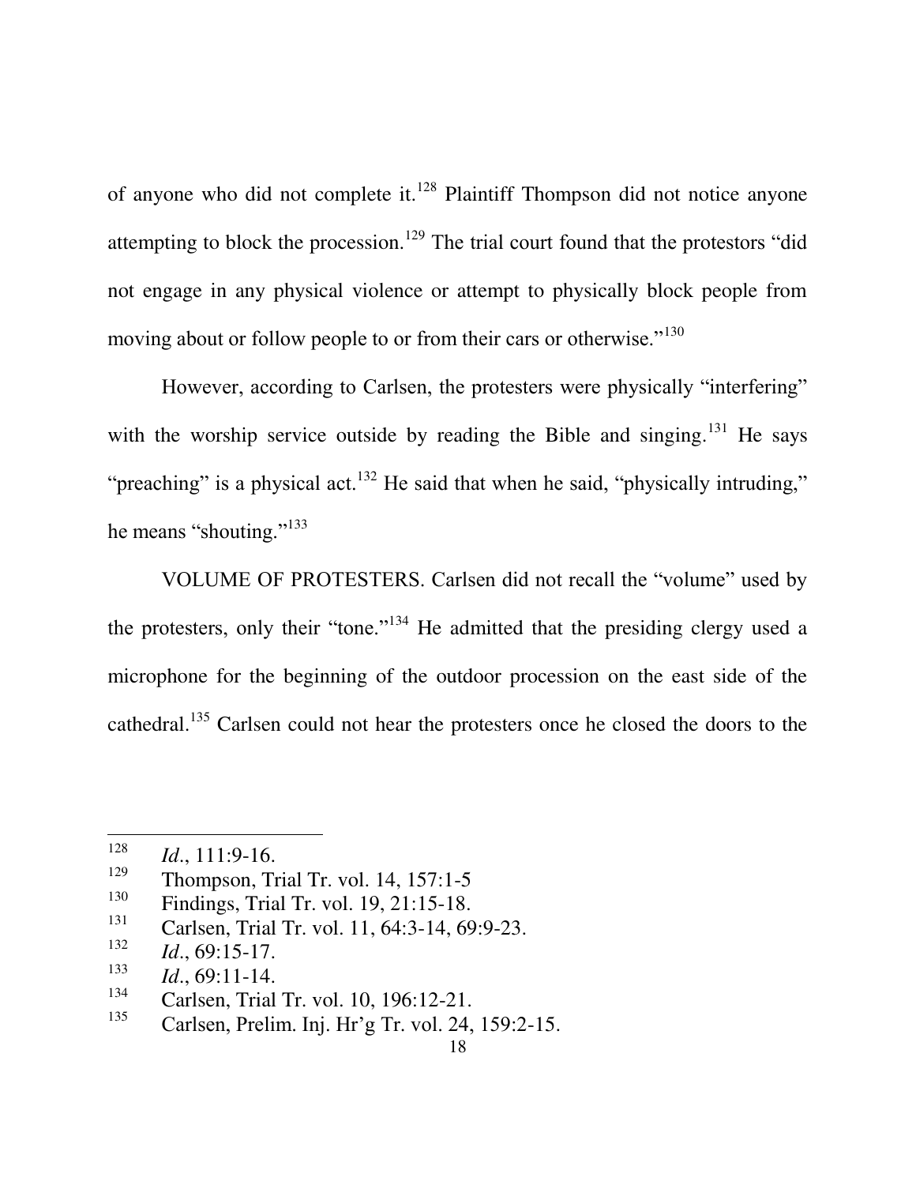of anyone who did not complete it.[128] Plaintiff Thompson did not notice anyone attempting to block the procession.[129] The trial court found that the protestors "did not engage in any physical violence or attempt to physically block people from moving about or follow people to or from their cars or otherwise."[130]

However, according to Carlsen, the protesters were physically "interfering" with the worship service outside by reading the Bible and singing.[131] He says "preaching" is a physical act.[132] He said that when he said, "physically intruding," he means "shouting."[133]

VOLUME OF PROTESTERS. Carlsen did not recall the "volume" used by the protesters, only their "tone."[134] He admitted that the presiding clergy used a microphone for the beginning of the outdoor procession on the east side of the cathedral.[135] Carlsen could not hear the protesters once he closed the doors to the

---

[128] *Id*., 111:9-16.

[129] Thompson, Trial Tr. vol. 14, 157:1-5

[130] Findings, Trial Tr. vol. 19, 21:15-18.

[131] Carlsen, Trial Tr. vol. 11, 64:3-14, 69:9-23.

[132] *Id*., 69:15-17.

[133] *Id*., 69:11-14.

[134] Carlsen, Trial Tr. vol. 10, 196:12-21.

[135] Carlsen, Prelim. Inj. Hr'g Tr. vol. 24, 159:2-15.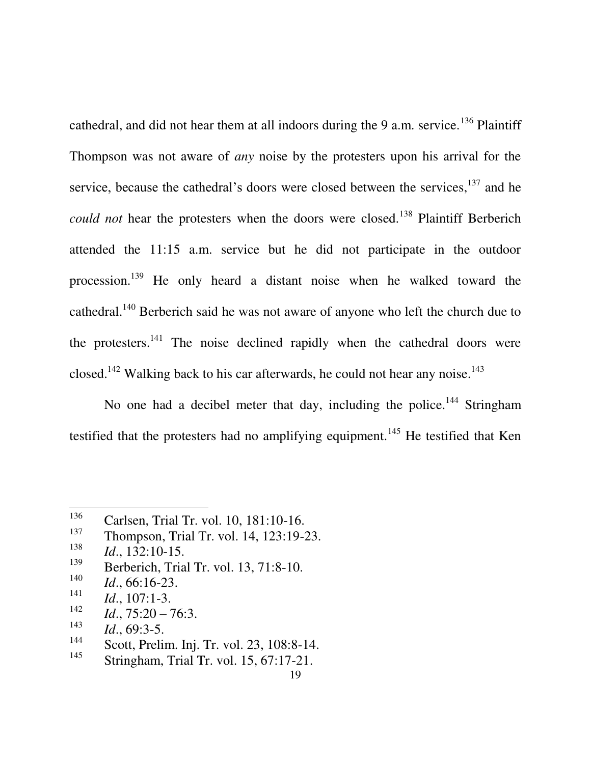cathedral, and did not hear them at all indoors during the 9 a.m. service.[136] Plaintiff Thompson was not aware of *any* noise by the protesters upon his arrival for the service, because the cathedral's doors were closed between the services,[137] and he *could not* hear the protesters when the doors were closed.[138] Plaintiff Berberich attended the 11:15 a.m. service but he did not participate in the outdoor procession.[139] He only heard a distant noise when he walked toward the cathedral.[140] Berberich said he was not aware of anyone who left the church due to the protesters.[141] The noise declined rapidly when the cathedral doors were closed.[142] Walking back to his car afterwards, he could not hear any noise.[143]

No one had a decibel meter that day, including the police.[144] Stringham testified that the protesters had no amplifying equipment.[145] He testified that Ken

---

[136] Carlsen, Trial Tr. vol. 10, 181:10-16.

[137] Thompson, Trial Tr. vol. 14, 123:19-23.

[138] *Id*., 132:10-15.

[139] Berberich, Trial Tr. vol. 13, 71:8-10.

[140] *Id*., 66:16-23.

[141] *Id*., 107:1-3.

[142] *Id*., 75:20 – 76:3.

[143] *Id*., 69:3-5.

[144] Scott, Prelim. Inj. Tr. vol. 23, 108:8-14.

[145] Stringham, Trial Tr. vol. 15, 67:17-21.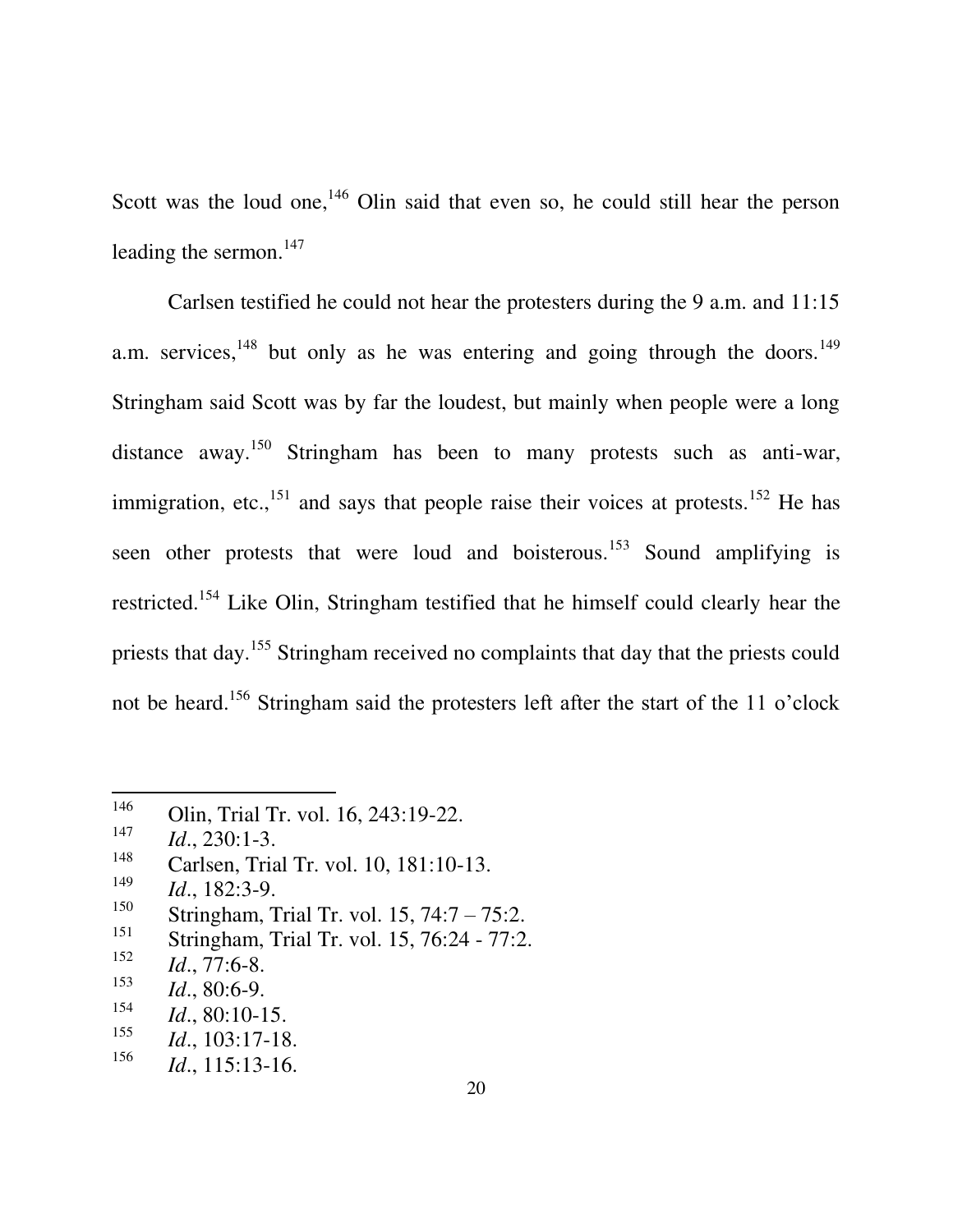Scott was the loud one,[146] Olin said that even so, he could still hear the person leading the sermon.[147]

Carlsen testified he could not hear the protesters during the 9 a.m. and 11:15 a.m. services,[148] but only as he was entering and going through the doors.[149] Stringham said Scott was by far the loudest, but mainly when people were a long distance away.[150] Stringham has been to many protests such as anti-war, immigration, etc.,[151] and says that people raise their voices at protests.[152] He has seen other protests that were loud and boisterous.[153] Sound amplifying is restricted.[154] Like Olin, Stringham testified that he himself could clearly hear the priests that day.[155] Stringham received no complaints that day that the priests could not be heard.[156] Stringham said the protesters left after the start of the 11 o'clock

---

[146] Olin, Trial Tr. vol. 16, 243:19-22.

[147] *Id*., 230:1-3.

[148] Carlsen, Trial Tr. vol. 10, 181:10-13.

[149] *Id*., 182:3-9.

[150] Stringham, Trial Tr. vol. 15, 74:7 – 75:2.

[151] Stringham, Trial Tr. vol. 15, 76:24 - 77:2.

[152] *Id*., 77:6-8.

[153] *Id*., 80:6-9.

[154] *Id*., 80:10-15.

[155] *Id*., 103:17-18.

[156] *Id*., 115:13-16.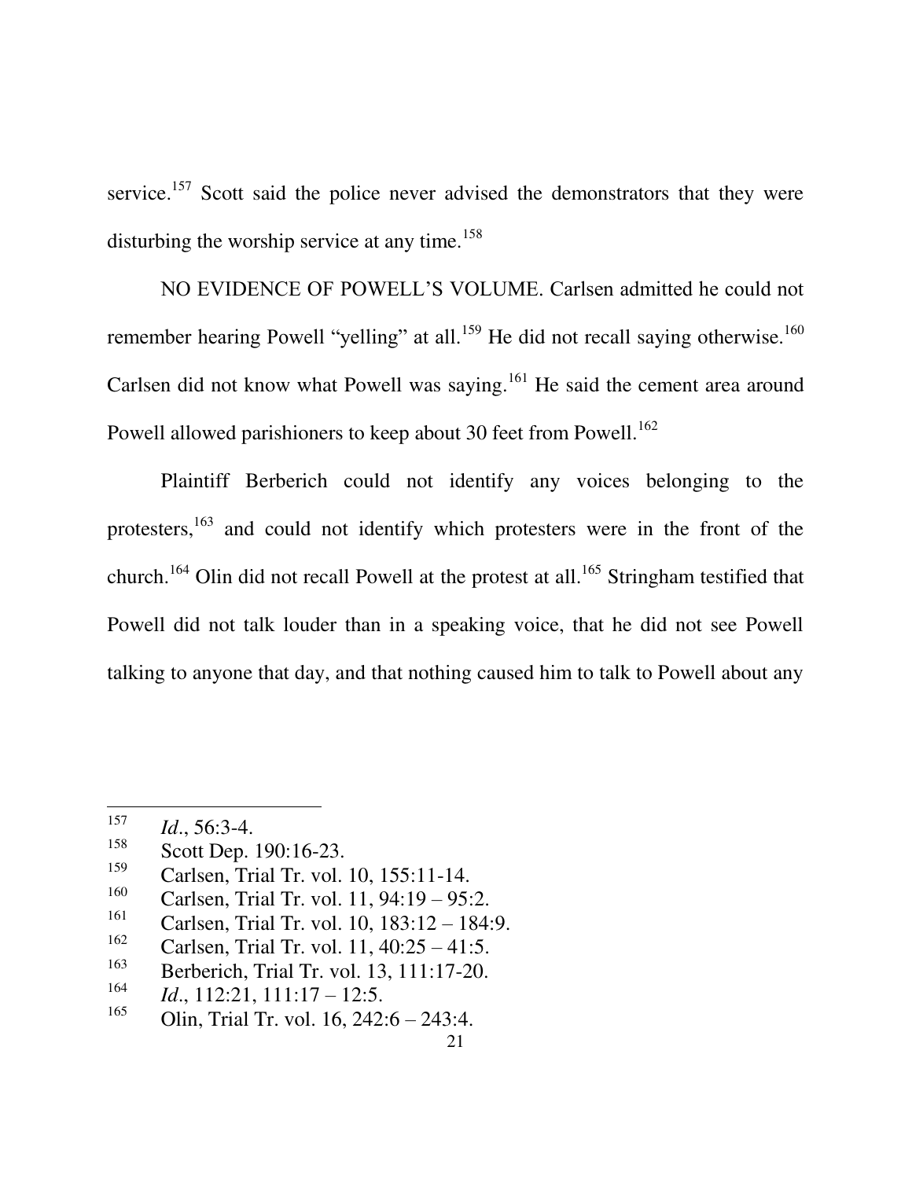service.[157] Scott said the police never advised the demonstrators that they were disturbing the worship service at any time.[158]

NO EVIDENCE OF POWELL'S VOLUME. Carlsen admitted he could not remember hearing Powell "yelling" at all.[159] He did not recall saying otherwise.[160] Carlsen did not know what Powell was saying.[161] He said the cement area around Powell allowed parishioners to keep about 30 feet from Powell.[162]

Plaintiff Berberich could not identify any voices belonging to the protesters,[163] and could not identify which protesters were in the front of the church.[164] Olin did not recall Powell at the protest at all.[165] Stringham testified that Powell did not talk louder than in a speaking voice, that he did not see Powell talking to anyone that day, and that nothing caused him to talk to Powell about any

---

[157] *Id*., 56:3-4.

[158] Scott Dep. 190:16-23.

[159] Carlsen, Trial Tr. vol. 10, 155:11-14.

[160] Carlsen, Trial Tr. vol. 11, 94:19 – 95:2.

[161] Carlsen, Trial Tr. vol. 10, 183:12 – 184:9.

[162] Carlsen, Trial Tr. vol. 11, 40:25 – 41:5.

[163] Berberich, Trial Tr. vol. 13, 111:17-20.

[164] *Id*., 112:21, 111:17 – 12:5.

[165] Olin, Trial Tr. vol. 16, 242:6 – 243:4.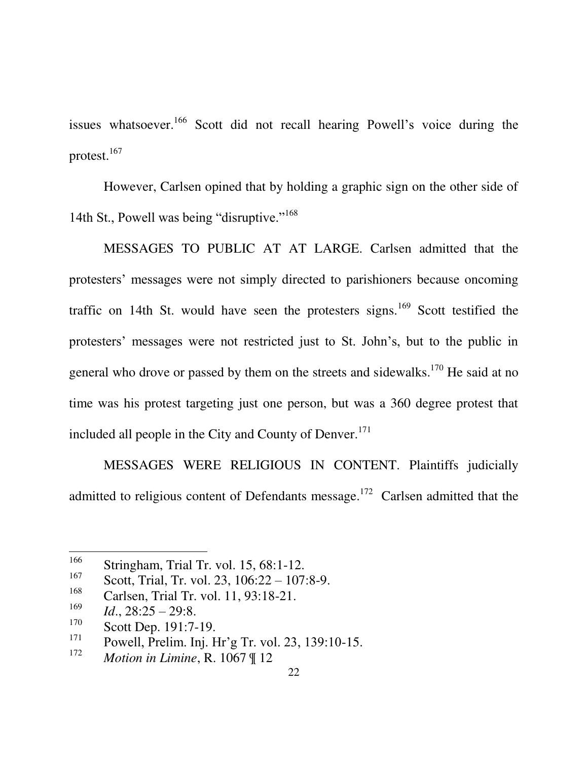issues whatsoever.[166] Scott did not recall hearing Powell's voice during the protest.[167]

However, Carlsen opined that by holding a graphic sign on the other side of 14th St., Powell was being "disruptive."[168]

MESSAGES TO PUBLIC AT AT LARGE. Carlsen admitted that the protesters' messages were not simply directed to parishioners because oncoming traffic on 14th St. would have seen the protesters signs.[169] Scott testified the protesters' messages were not restricted just to St. John's, but to the public in general who drove or passed by them on the streets and sidewalks.[170] He said at no time was his protest targeting just one person, but was a 360 degree protest that included all people in the City and County of Denver.[171]

MESSAGES WERE RELIGIOUS IN CONTENT. Plaintiffs judicially admitted to religious content of Defendants message.[172] Carlsen admitted that the

---

[166] Stringham, Trial Tr. vol. 15, 68:1-12.

[167] Scott, Trial, Tr. vol. 23, 106:22 – 107:8-9.

[168] Carlsen, Trial Tr. vol. 11, 93:18-21.

[169] *Id.*, 28:25 – 29:8.

[170] Scott Dep. 191:7-19.

[171] Powell, Prelim. Inj. Hr'g Tr. vol. 23, 139:10-15.

[172] *Motion in Limine*, R. 1067 ¶ 12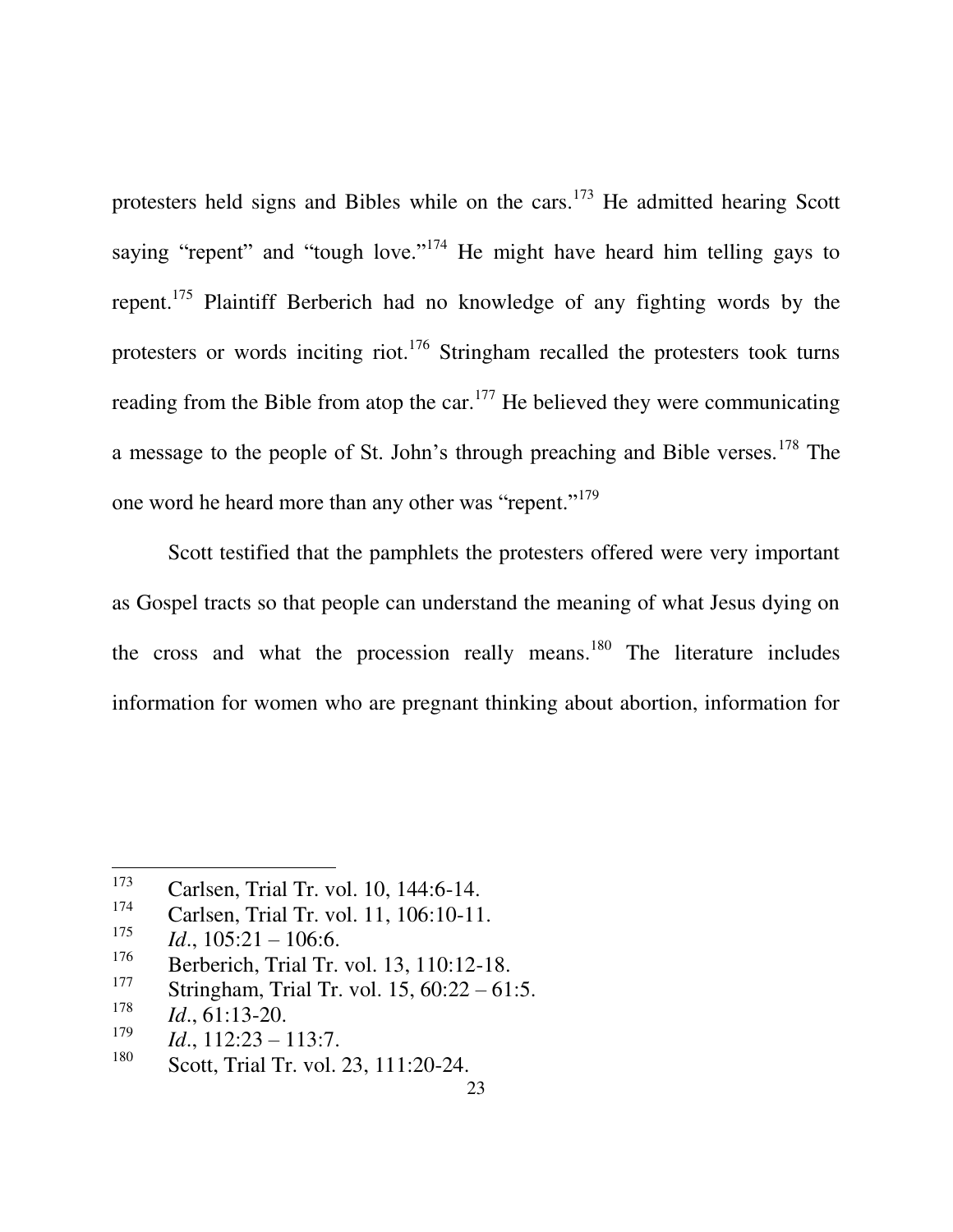protesters held signs and Bibles while on the cars.[173] He admitted hearing Scott saying "repent" and "tough love."[174] He might have heard him telling gays to repent.[175] Plaintiff Berberich had no knowledge of any fighting words by the protesters or words inciting riot.[176] Stringham recalled the protesters took turns reading from the Bible from atop the car.[177] He believed they were communicating a message to the people of St. John's through preaching and Bible verses.[178] The one word he heard more than any other was "repent."[179]

Scott testified that the pamphlets the protesters offered were very important as Gospel tracts so that people can understand the meaning of what Jesus dying on the cross and what the procession really means.[180] The literature includes information for women who are pregnant thinking about abortion, information for

---

[173] Carlsen, Trial Tr. vol. 10, 144:6-14.

[174] Carlsen, Trial Tr. vol. 11, 106:10-11.

[175] *Id*., 105:21 – 106:6.

[176] Berberich, Trial Tr. vol. 13, 110:12-18.

[177] Stringham, Trial Tr. vol. 15, 60:22 – 61:5.

[178] *Id*., 61:13-20.

[179] *Id*., 112:23 – 113:7.

[180] Scott, Trial Tr. vol. 23, 111:20-24.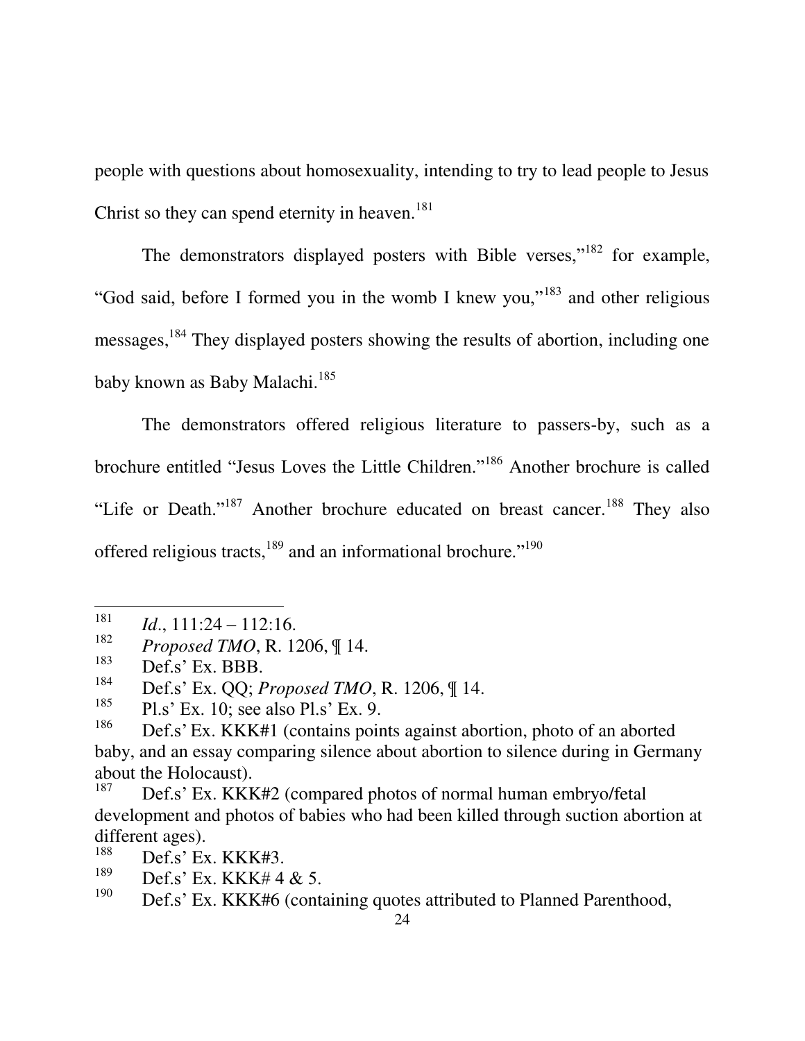people with questions about homosexuality, intending to try to lead people to Jesus Christ so they can spend eternity in heaven.[181]

The demonstrators displayed posters with Bible verses,"[182] for example, "God said, before I formed you in the womb I knew you,"[183] and other religious messages,[184] They displayed posters showing the results of abortion, including one baby known as Baby Malachi.[185]

The demonstrators offered religious literature to passers-by, such as a brochure entitled "Jesus Loves the Little Children."[186] Another brochure is called "Life or Death."[187] Another brochure educated on breast cancer.[188] They also offered religious tracts,[189] and an informational brochure."[190]

---

[181] *Id*., 111:24 – 112:16.

[182] *Proposed TMO*, R. 1206, ¶ 14.

[183] Def.s' Ex. BBB.

[184] Def.s' Ex. QQ; *Proposed TMO*, R. 1206, ¶ 14.

[185] Pl.s' Ex. 10; see also Pl.s' Ex. 9.

[186] Def.s' Ex. KKK#1 (contains points against abortion, photo of an aborted baby, and an essay comparing silence about abortion to silence during in Germany about the Holocaust).

[187] Def.s' Ex. KKK#2 (compared photos of normal human embryo/fetal development and photos of babies who had been killed through suction abortion at different ages).

[188] Def.s' Ex. KKK#3.

[189] Def.s' Ex. KKK# 4 & 5.

[190] Def.s' Ex. KKK#6 (containing quotes attributed to Planned Parenthood,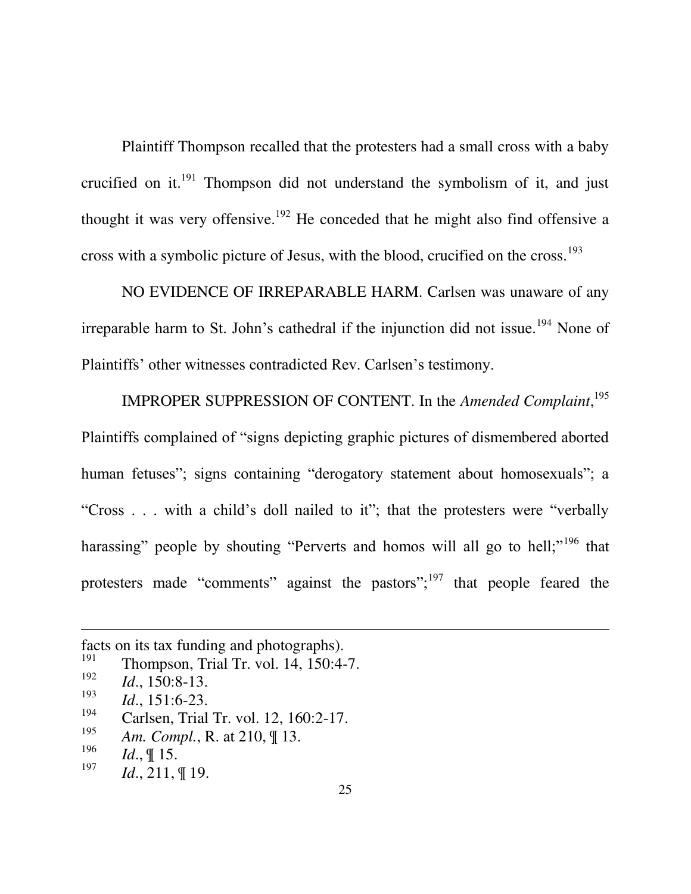Plaintiff Thompson recalled that the protesters had a small cross with a baby crucified on it.[191] Thompson did not understand the symbolism of it, and just thought it was very offensive.[192] He conceded that he might also find offensive a cross with a symbolic picture of Jesus, with the blood, crucified on the cross.[193]

NO EVIDENCE OF IRREPARABLE HARM. Carlsen was unaware of any irreparable harm to St. John's cathedral if the injunction did not issue.[194] None of Plaintiffs' other witnesses contradicted Rev. Carlsen's testimony.

IMPROPER SUPPRESSION OF CONTENT. In the *Amended Complaint*,[195] Plaintiffs complained of "signs depicting graphic pictures of dismembered aborted human fetuses"; signs containing "derogatory statement about homosexuals"; a "Cross . . . with a child's doll nailed to it"; that the protesters were "verbally harassing" people by shouting "Perverts and homos will all go to hell;"[196] that protesters made "comments" against the pastors";[197] that people feared the

---

facts on its tax funding and photographs).

[191] Thompson, Trial Tr. vol. 14, 150:4-7.

[192] *Id.*, 150:8-13.

[193] *Id.*, 151:6-23.

[194] Carlsen, Trial Tr. vol. 12, 160:2-17.

[195] *Am. Compl.*, R. at 210, ¶ 13.

[196] *Id.*, ¶ 15.

[197] *Id.*, 211, ¶ 19.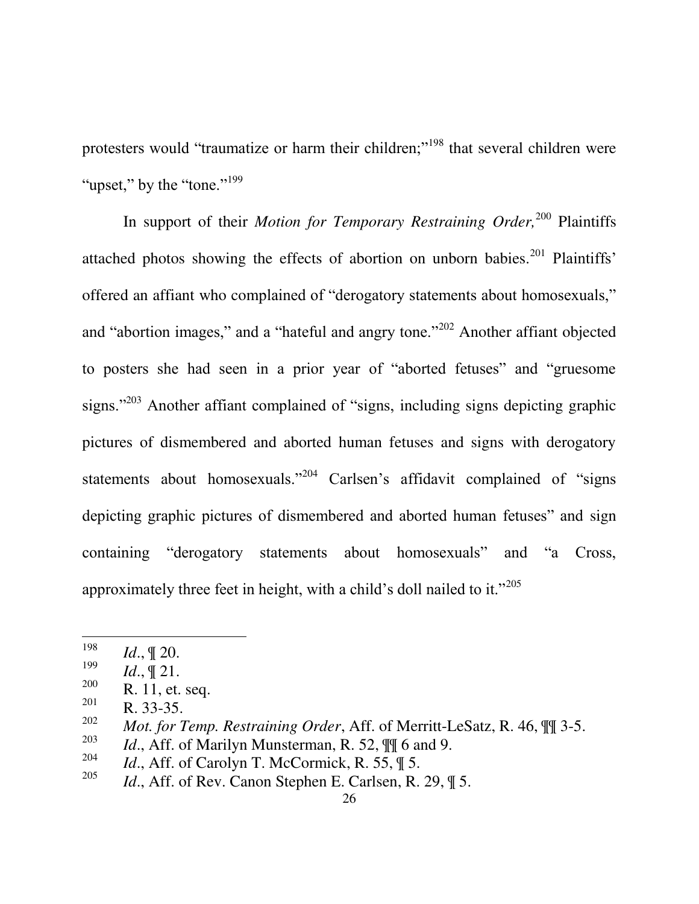protesters would "traumatize or harm their children;"[198] that several children were "upset," by the "tone."[199]

In support of their *Motion for Temporary Restraining Order,*[200] Plaintiffs attached photos showing the effects of abortion on unborn babies.[201] Plaintiffs' offered an affiant who complained of "derogatory statements about homosexuals," and "abortion images," and a "hateful and angry tone."[202] Another affiant objected to posters she had seen in a prior year of "aborted fetuses" and "gruesome signs."[203] Another affiant complained of "signs, including signs depicting graphic pictures of dismembered and aborted human fetuses and signs with derogatory statements about homosexuals."[204] Carlsen's affidavit complained of "signs depicting graphic pictures of dismembered and aborted human fetuses" and sign containing "derogatory statements about homosexuals" and "a Cross, approximately three feet in height, with a child's doll nailed to it."[205]

---

[198] *Id*., ¶ 20.

[199] *Id*., ¶ 21.

[200] R. 11, et. seq.

[201] R. 33-35.

[202] *Mot. for Temp. Restraining Order*, Aff. of Merritt-LeSatz, R. 46, ¶¶ 3-5.

[203] *Id*., Aff. of Marilyn Munsterman, R. 52, ¶¶ 6 and 9.

[204] *Id*., Aff. of Carolyn T. McCormick, R. 55, ¶ 5.

[205] *Id*., Aff. of Rev. Canon Stephen E. Carlsen, R. 29, ¶ 5.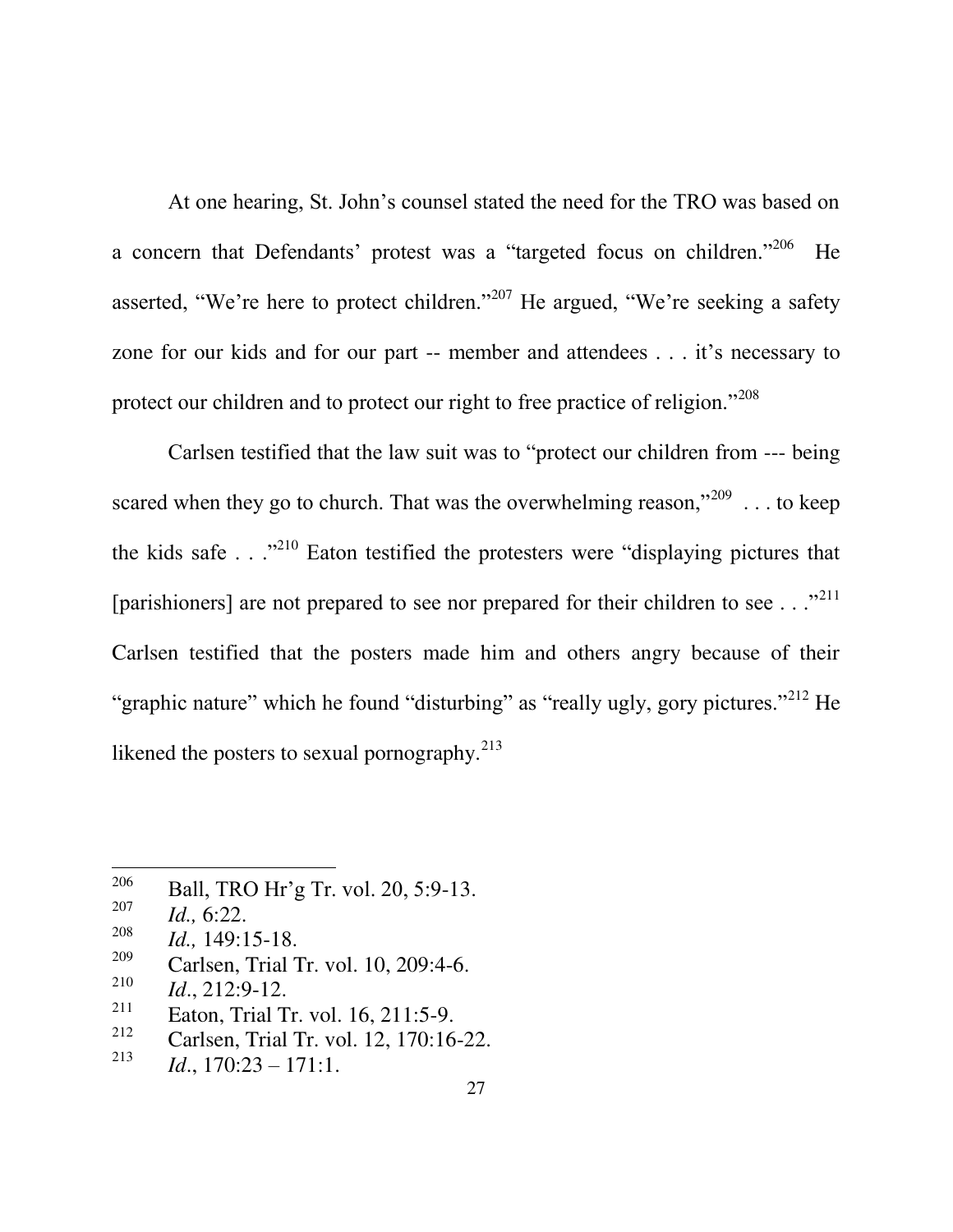At one hearing, St. John's counsel stated the need for the TRO was based on a concern that Defendants' protest was a "targeted focus on children."[206] He asserted, "We're here to protect children."[207] He argued, "We're seeking a safety zone for our kids and for our part -- member and attendees . . . it's necessary to protect our children and to protect our right to free practice of religion."[208]

Carlsen testified that the law suit was to "protect our children from --- being scared when they go to church. That was the overwhelming reason,"[209] . . . to keep the kids safe . . ."[210] Eaton testified the protesters were "displaying pictures that [parishioners] are not prepared to see nor prepared for their children to see . . ."[211] Carlsen testified that the posters made him and others angry because of their "graphic nature" which he found "disturbing" as "really ugly, gory pictures."[212] He likened the posters to sexual pornography.[213]

---

[206] Ball, TRO Hr'g Tr. vol. 20, 5:9-13.

[207] *Id.,* 6:22.

[208] *Id.,* 149:15-18.

[209] Carlsen, Trial Tr. vol. 10, 209:4-6.

[210] *Id*., 212:9-12.

[211] Eaton, Trial Tr. vol. 16, 211:5-9.

[212] Carlsen, Trial Tr. vol. 12, 170:16-22.

[213] *Id*., 170:23 – 171:1.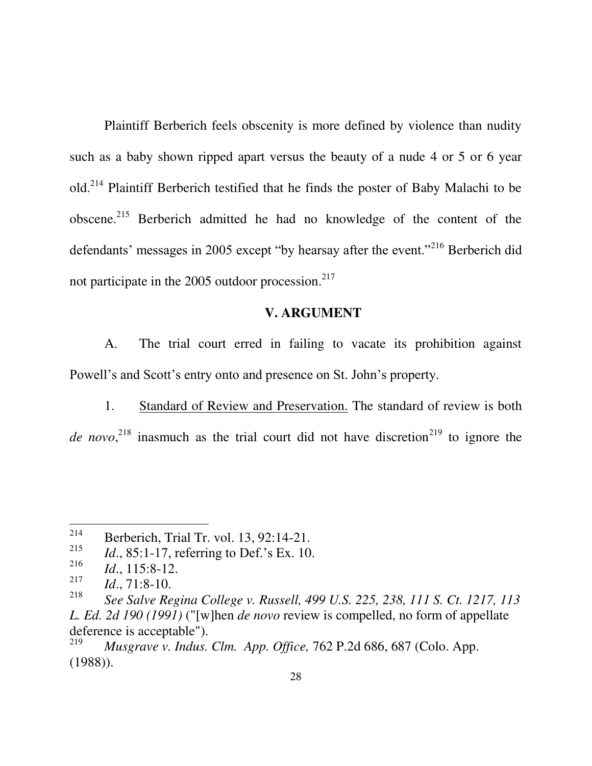Plaintiff Berberich feels obscenity is more defined by violence than nudity such as a baby shown ripped apart versus the beauty of a nude 4 or 5 or 6 year old.[214] Plaintiff Berberich testified that he finds the poster of Baby Malachi to be obscene.[215] Berberich admitted he had no knowledge of the content of the defendants' messages in 2005 except "by hearsay after the event."[216] Berberich did not participate in the 2005 outdoor procession.[217]

## V. ARGUMENT

A. The trial court erred in failing to vacate its prohibition against Powell's and Scott's entry onto and presence on St. John's property.

1. Standard of Review and Preservation. The standard of review is both *de novo*,[218] inasmuch as the trial court did not have discretion[219] to ignore the

---

[214] Berberich, Trial Tr. vol. 13, 92:14-21.

[215] *Id.*, 85:1-17, referring to Def.'s Ex. 10.

[216] *Id.*, 115:8-12.

[217] *Id.*, 71:8-10.

[218] *See Salve Regina College v. Russell, 499 U.S. 225, 238, 111 S. Ct. 1217, 113 L. Ed. 2d 190 (1991)* ("[w]hen *de novo* review is compelled, no form of appellate deference is acceptable").

[219] *Musgrave v. Indus. Clm. App. Office,* 762 P.2d 686, 687 (Colo. App. (1988)).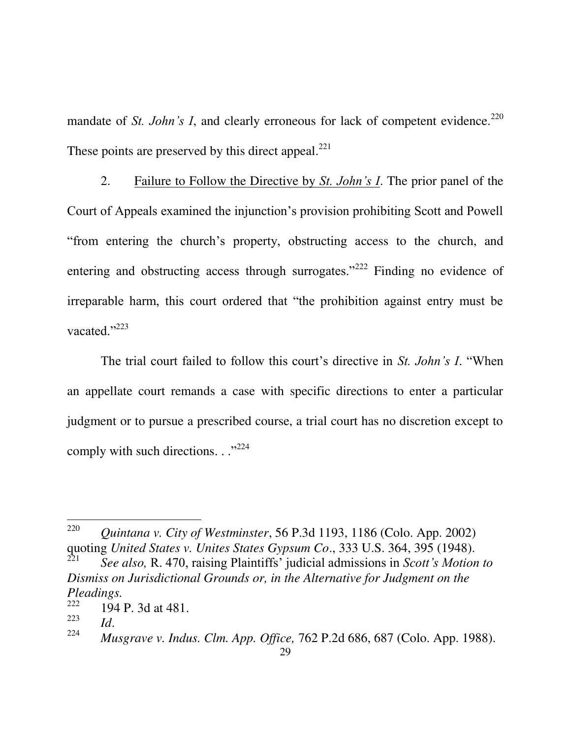mandate of *St. John's I*, and clearly erroneous for lack of competent evidence.[220] These points are preserved by this direct appeal.[221]

2. Failure to Follow the Directive by *St. John's I*. The prior panel of the Court of Appeals examined the injunction's provision prohibiting Scott and Powell "from entering the church's property, obstructing access to the church, and entering and obstructing access through surrogates."[222] Finding no evidence of irreparable harm, this court ordered that "the prohibition against entry must be vacated."[223]

The trial court failed to follow this court's directive in *St. John's I*. "When an appellate court remands a case with specific directions to enter a particular judgment or to pursue a prescribed course, a trial court has no discretion except to comply with such directions. . ."[224]

---

[220] *Quintana v. City of Westminster*, 56 P.3d 1193, 1186 (Colo. App. 2002) quoting *United States v. Unites States Gypsum Co*., 333 U.S. 364, 395 (1948).

[221] *See also,* R. 470, raising Plaintiffs' judicial admissions in *Scott's Motion to Dismiss on Jurisdictional Grounds or, in the Alternative for Judgment on the Pleadings.*

[222] 194 P. 3d at 481.

[223] *Id*.

[224] *Musgrave v. Indus. Clm. App. Office,* 762 P.2d 686, 687 (Colo. App. 1988).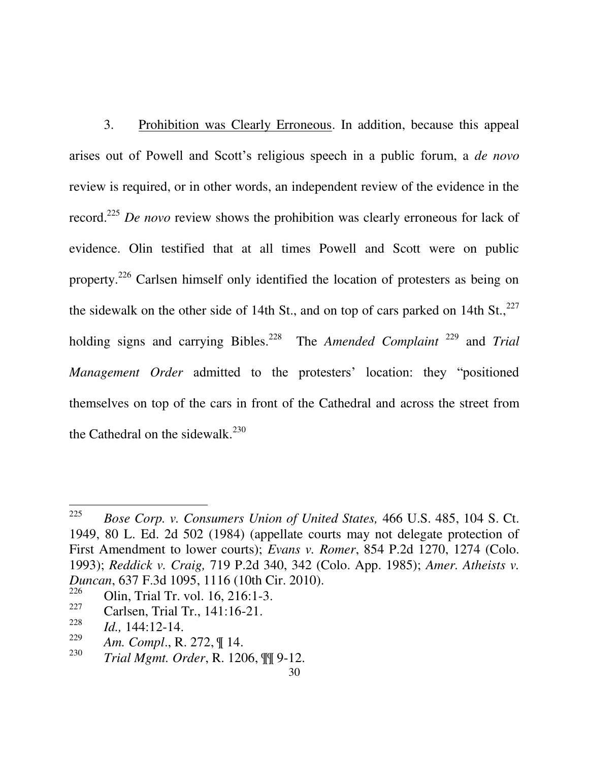3. Prohibition was Clearly Erroneous. In addition, because this appeal arises out of Powell and Scott's religious speech in a public forum, a *de novo* review is required, or in other words, an independent review of the evidence in the record.[225] *De novo* review shows the prohibition was clearly erroneous for lack of evidence. Olin testified that at all times Powell and Scott were on public property.[226] Carlsen himself only identified the location of protesters as being on the sidewalk on the other side of 14th St., and on top of cars parked on 14th St.,[227] holding signs and carrying Bibles.[228] The *Amended Complaint* [229] and *Trial Management Order* admitted to the protesters' location: they "positioned themselves on top of the cars in front of the Cathedral and across the street from the Cathedral on the sidewalk.[230]

---

[225] *Bose Corp. v. Consumers Union of United States,* 466 U.S. 485, 104 S. Ct. 1949, 80 L. Ed. 2d 502 (1984) (appellate courts may not delegate protection of First Amendment to lower courts); *Evans v. Romer*, 854 P.2d 1270, 1274 (Colo. 1993); *Reddick v. Craig,* 719 P.2d 340, 342 (Colo. App. 1985); *Amer. Atheists v. Duncan*, 637 F.3d 1095, 1116 (10th Cir. 2010).

[226] Olin, Trial Tr. vol. 16, 216:1-3.

[227] Carlsen, Trial Tr., 141:16-21.

[228] *Id.,* 144:12-14.

[229] *Am. Compl*., R. 272, ¶ 14.

[230] *Trial Mgmt. Order*, R. 1206, ¶¶ 9-12.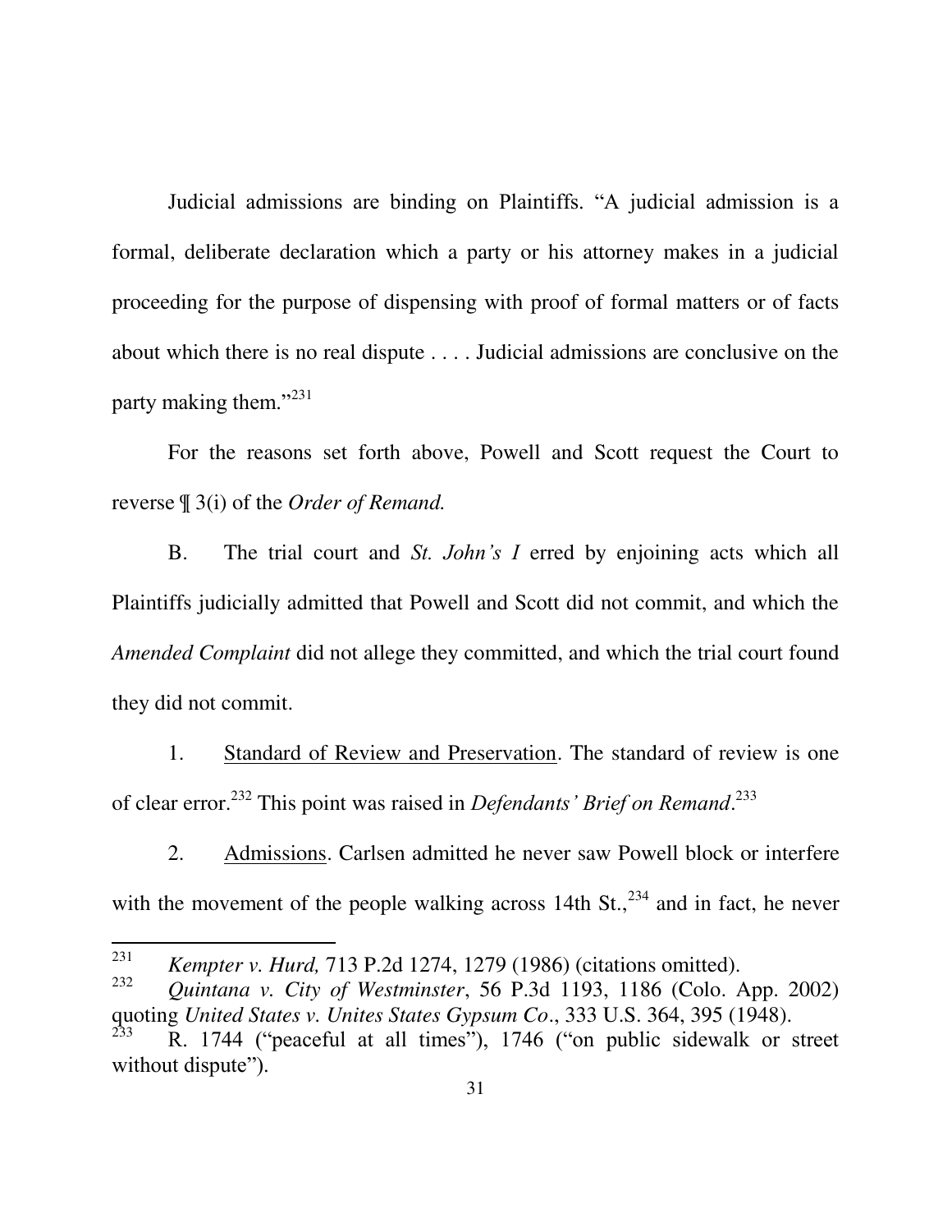Judicial admissions are binding on Plaintiffs. "A judicial admission is a formal, deliberate declaration which a party or his attorney makes in a judicial proceeding for the purpose of dispensing with proof of formal matters or of facts about which there is no real dispute . . . . Judicial admissions are conclusive on the party making them."[231]

For the reasons set forth above, Powell and Scott request the Court to reverse ¶ 3(i) of the *Order of Remand.*

B. The trial court and *St. John's I* erred by enjoining acts which all Plaintiffs judicially admitted that Powell and Scott did not commit, and which the *Amended Complaint* did not allege they committed, and which the trial court found they did not commit.

1. Standard of Review and Preservation. The standard of review is one of clear error.[232] This point was raised in *Defendants' Brief on Remand*.[233]

2. Admissions. Carlsen admitted he never saw Powell block or interfere with the movement of the people walking across 14th St.,[234] and in fact, he never

---

[231] *Kempter v. Hurd,* 713 P.2d 1274, 1279 (1986) (citations omitted).

[232] *Quintana v. City of Westminster*, 56 P.3d 1193, 1186 (Colo. App. 2002) quoting *United States v. Unites States Gypsum Co*., 333 U.S. 364, 395 (1948).

[233] R. 1744 ("peaceful at all times"), 1746 ("on public sidewalk or street without dispute").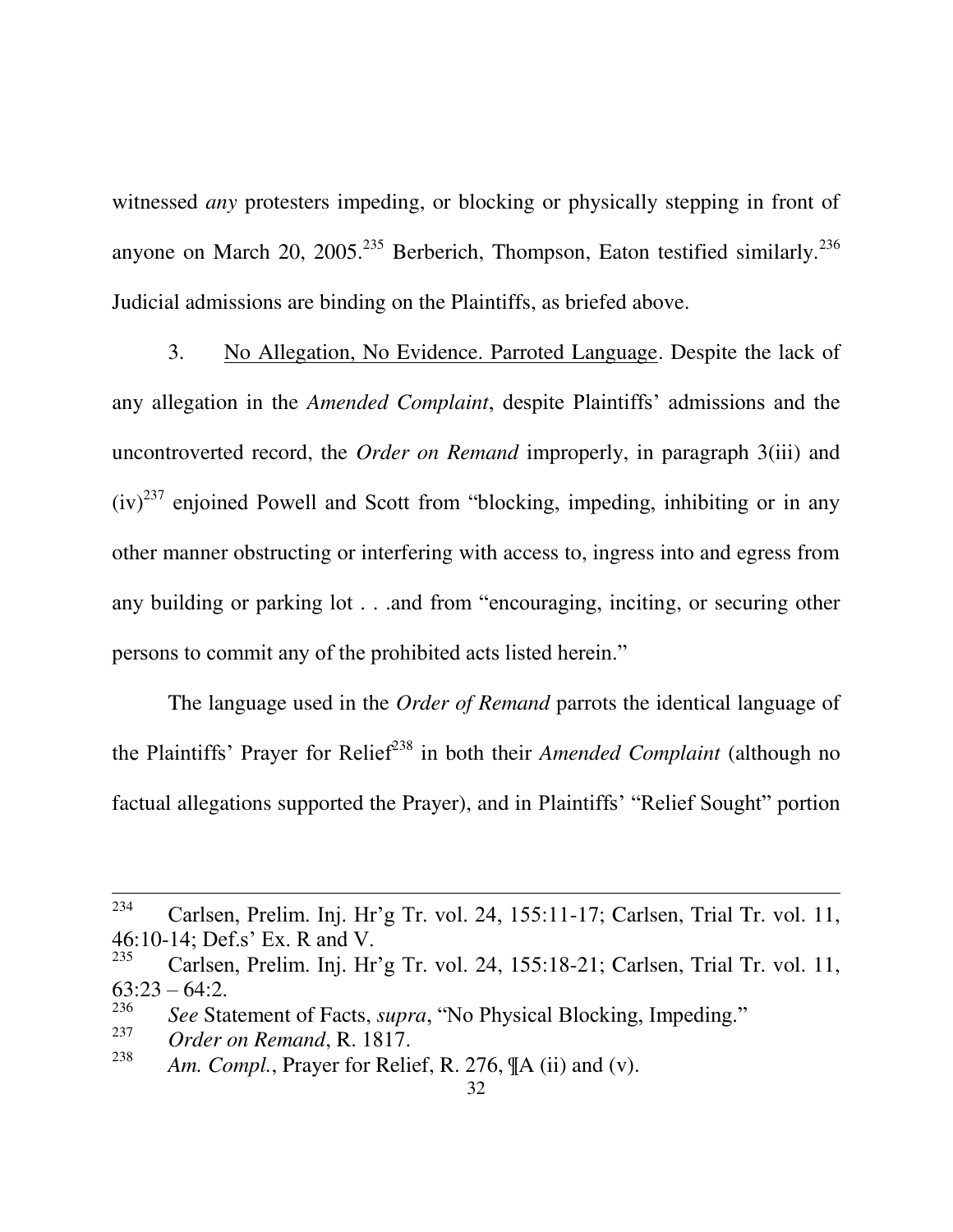witnessed *any* protesters impeding, or blocking or physically stepping in front of anyone on March 20, 2005.[235] Berberich, Thompson, Eaton testified similarly.[236] Judicial admissions are binding on the Plaintiffs, as briefed above.

3. <u>No Allegation, No Evidence. Parroted Language</u>. Despite the lack of any allegation in the *Amended Complaint*, despite Plaintiffs' admissions and the uncontroverted record, the *Order on Remand* improperly, in paragraph 3(iii) and (iv)[237] enjoined Powell and Scott from "blocking, impeding, inhibiting or in any other manner obstructing or interfering with access to, ingress into and egress from any building or parking lot . . .and from "encouraging, inciting, or securing other persons to commit any of the prohibited acts listed herein."

The language used in the *Order of Remand* parrots the identical language of the Plaintiffs' Prayer for Relief[238] in both their *Amended Complaint* (although no factual allegations supported the Prayer), and in Plaintiffs' "Relief Sought" portion

---

[234] Carlsen, Prelim. Inj. Hr'g Tr. vol. 24, 155:11-17; Carlsen, Trial Tr. vol. 11, 46:10-14; Def.s' Ex. R and V.

[235] Carlsen, Prelim. Inj. Hr'g Tr. vol. 24, 155:18-21; Carlsen, Trial Tr. vol. 11, 63:23 – 64:2.

[236] *See* Statement of Facts, *supra*, "No Physical Blocking, Impeding."

[237] *Order on Remand*, R. 1817.

[238] *Am. Compl.*, Prayer for Relief, R. 276, ¶A (ii) and (v).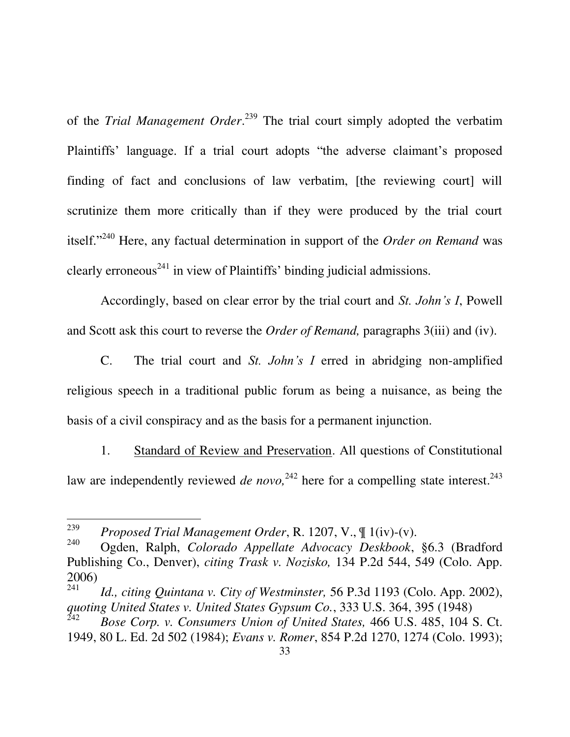of the *Trial Management Order*.[239] The trial court simply adopted the verbatim Plaintiffs' language. If a trial court adopts "the adverse claimant's proposed finding of fact and conclusions of law verbatim, [the reviewing court] will scrutinize them more critically than if they were produced by the trial court itself."[240] Here, any factual determination in support of the *Order on Remand* was clearly erroneous[241] in view of Plaintiffs' binding judicial admissions.

Accordingly, based on clear error by the trial court and *St. John's I*, Powell and Scott ask this court to reverse the *Order of Remand,* paragraphs 3(iii) and (iv).

C. The trial court and *St. John's I* erred in abridging non-amplified religious speech in a traditional public forum as being a nuisance, as being the basis of a civil conspiracy and as the basis for a permanent injunction.

1. Standard of Review and Preservation. All questions of Constitutional law are independently reviewed *de novo,*[242] here for a compelling state interest.[243]

---

[239] *Proposed Trial Management Order*, R. 1207, V., ¶ 1(iv)-(v).

[240] Ogden, Ralph, *Colorado Appellate Advocacy Deskbook*, §6.3 (Bradford Publishing Co., Denver), *citing Trask v. Nozisko,* 134 P.2d 544, 549 (Colo. App. 2006)

[241] *Id., citing Quintana v. City of Westminster,* 56 P.3d 1193 (Colo. App. 2002), *quoting United States v. United States Gypsum Co.*, 333 U.S. 364, 395 (1948)

[242] *Bose Corp. v. Consumers Union of United States,* 466 U.S. 485, 104 S. Ct. 1949, 80 L. Ed. 2d 502 (1984); *Evans v. Romer*, 854 P.2d 1270, 1274 (Colo. 1993);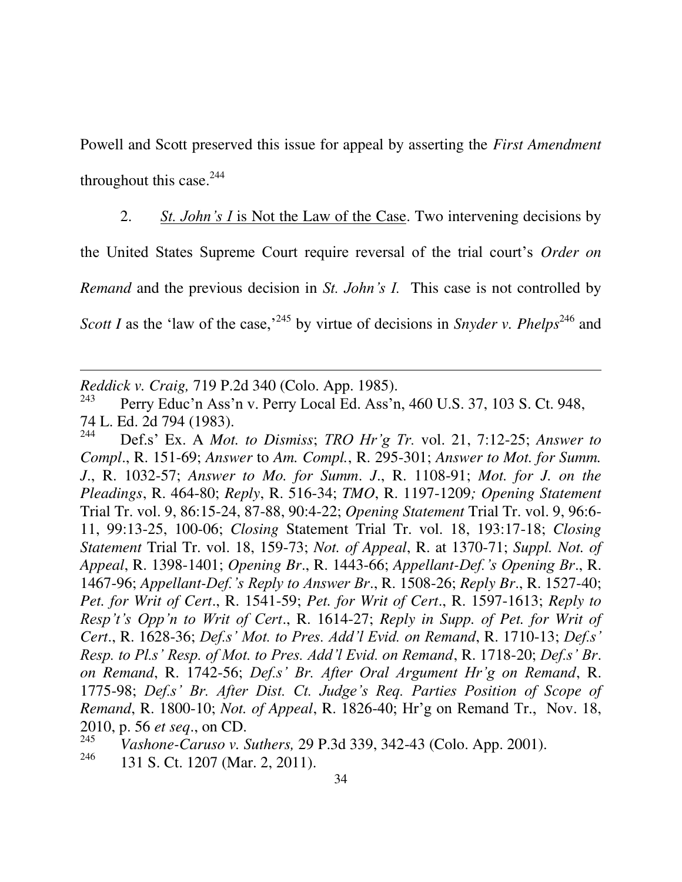Powell and Scott preserved this issue for appeal by asserting the *First Amendment* throughout this case.[244]

2. <u>*St. John's I* is Not the Law of the Case</u>. Two intervening decisions by the United States Supreme Court require reversal of the trial court's *Order on Remand* and the previous decision in *St. John's I.* This case is not controlled by *Scott I* as the 'law of the case,'[245] by virtue of decisions in *Snyder v. Phelps*[246] and

---

*Reddick v. Craig,* 719 P.2d 340 (Colo. App. 1985).

[243] Perry Educ'n Ass'n v. Perry Local Ed. Ass'n, 460 U.S. 37, 103 S. Ct. 948, 74 L. Ed. 2d 794 (1983).

[244] Def.s' Ex. A *Mot. to Dismiss*; *TRO Hr'g Tr.* vol. 21, 7:12-25; *Answer to Compl*., R. 151-69; *Answer* to *Am. Compl.*, R. 295-301; *Answer to Mot. for Summ. J*., R. 1032-57; *Answer to Mo. for Summ. J*., R. 1108-91; *Mot. for J. on the Pleadings*, R. 464-80; *Reply*, R. 516-34; *TMO*, R. 1197-1209*; Opening Statement* Trial Tr. vol. 9, 86:15-24, 87-88, 90:4-22; *Opening Statement* Trial Tr. vol. 9, 96:6-11, 99:13-25, 100-06; *Closing* Statement Trial Tr. vol. 18, 193:17-18; *Closing Statement* Trial Tr. vol. 18, 159-73; *Not. of Appeal*, R. at 1370-71; *Suppl. Not. of Appeal*, R. 1398-1401; *Opening Br*., R. 1443-66; *Appellant-Def.'s Opening Br*., R. 1467-96; *Appellant-Def.'s Reply to Answer Br*., R. 1508-26; *Reply Br*., R. 1527-40; *Pet. for Writ of Cert*., R. 1541-59; *Pet. for Writ of Cert*., R. 1597-1613; *Reply to Resp't's Opp'n to Writ of Cert*., R. 1614-27; *Reply in Supp. of Pet. for Writ of Cert*., R. 1628-36; *Def.s' Mot. to Pres. Add'l Evid. on Remand*, R. 1710-13; *Def.s' Resp. to Pl.s' Resp. of Mot. to Pres. Add'l Evid. on Remand*, R. 1718-20; *Def.s' Br. on Remand*, R. 1742-56; *Def.s' Br. After Oral Argument Hr'g on Remand*, R. 1775-98; *Def.s' Br. After Dist. Ct. Judge's Req. Parties Position of Scope of Remand*, R. 1800-10; *Not. of Appeal*, R. 1826-40; Hr'g on Remand Tr., Nov. 18, 2010, p. 56 *et seq*., on CD.

[245] *Vashone-Caruso v. Suthers,* 29 P.3d 339, 342-43 (Colo. App. 2001).

[246] 131 S. Ct. 1207 (Mar. 2, 2011).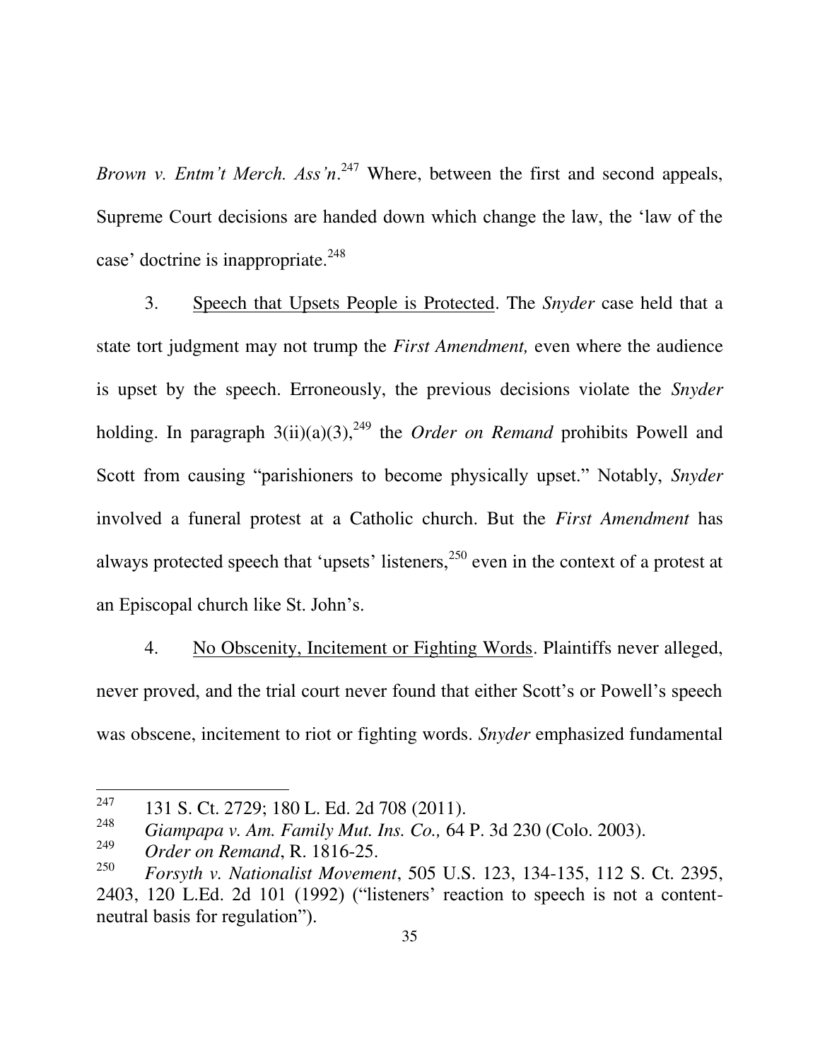*Brown v. Entm't Merch. Ass'n*.[247] Where, between the first and second appeals, Supreme Court decisions are handed down which change the law, the 'law of the case' doctrine is inappropriate.[248]

3. Speech that Upsets People is Protected. The *Snyder* case held that a state tort judgment may not trump the *First Amendment,* even where the audience is upset by the speech. Erroneously, the previous decisions violate the *Snyder* holding. In paragraph 3(ii)(a)(3),[249] the *Order on Remand* prohibits Powell and Scott from causing "parishioners to become physically upset." Notably, *Snyder* involved a funeral protest at a Catholic church. But the *First Amendment* has always protected speech that 'upsets' listeners,[250] even in the context of a protest at an Episcopal church like St. John's.

4. No Obscenity, Incitement or Fighting Words. Plaintiffs never alleged, never proved, and the trial court never found that either Scott's or Powell's speech was obscene, incitement to riot or fighting words. *Snyder* emphasized fundamental

---

[247] 131 S. Ct. 2729; 180 L. Ed. 2d 708 (2011).

[248] *Giampapa v. Am. Family Mut. Ins. Co.,* 64 P. 3d 230 (Colo. 2003).

[249] *Order on Remand*, R. 1816-25.

[250] *Forsyth v. Nationalist Movement*, 505 U.S. 123, 134-135, 112 S. Ct. 2395, 2403, 120 L.Ed. 2d 101 (1992) ("listeners' reaction to speech is not a content-neutral basis for regulation").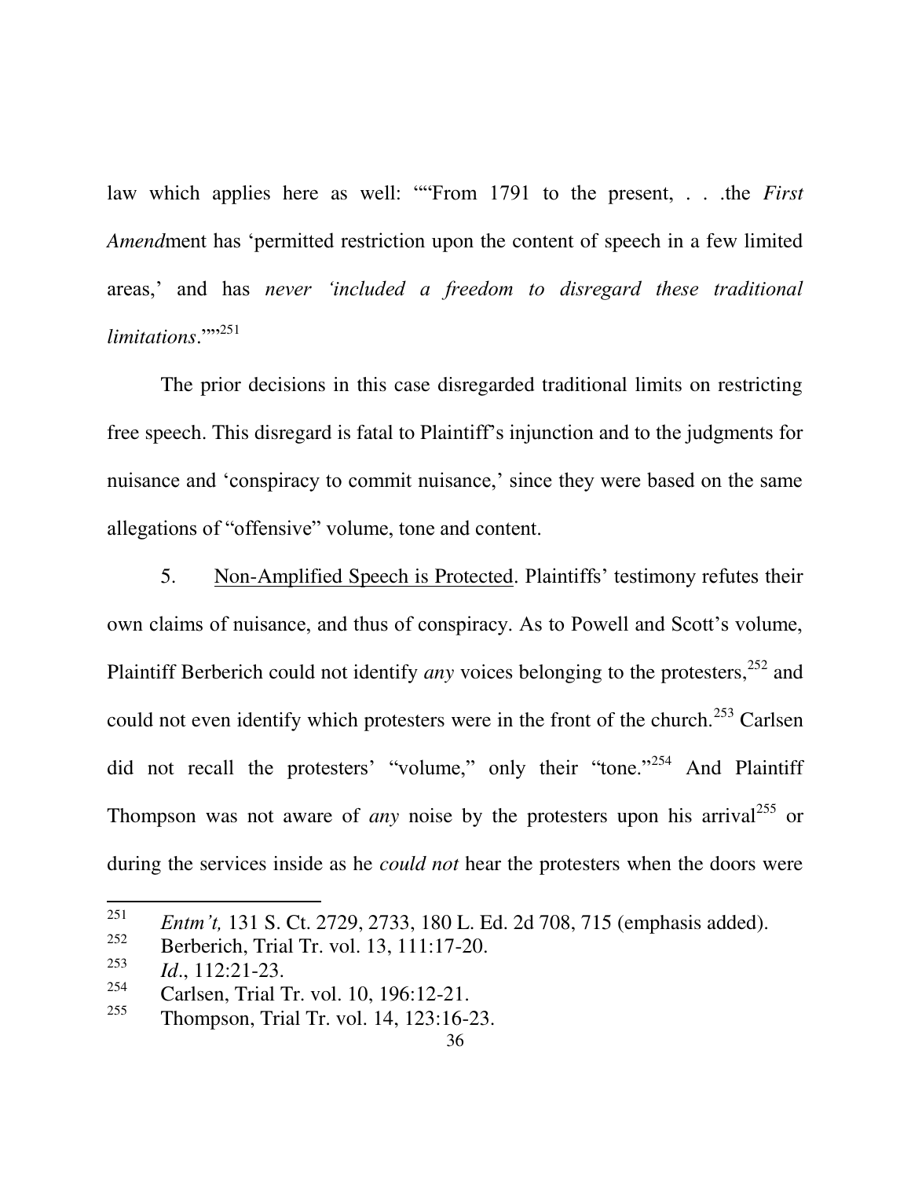law which applies here as well: ""From 1791 to the present, . . .the *First Amend*ment has 'permitted restriction upon the content of speech in a few limited areas,' and has *never 'included a freedom to disregard these traditional limitations*.'""[251]

The prior decisions in this case disregarded traditional limits on restricting free speech. This disregard is fatal to Plaintiff's injunction and to the judgments for nuisance and 'conspiracy to commit nuisance,' since they were based on the same allegations of "offensive" volume, tone and content.

5. Non-Amplified Speech is Protected. Plaintiffs' testimony refutes their own claims of nuisance, and thus of conspiracy. As to Powell and Scott's volume, Plaintiff Berberich could not identify *any* voices belonging to the protesters,[252] and could not even identify which protesters were in the front of the church.[253] Carlsen did not recall the protesters' "volume," only their "tone."[254] And Plaintiff Thompson was not aware of *any* noise by the protesters upon his arrival[255] or during the services inside as he *could not* hear the protesters when the doors were

---

[251] *Entm't,* 131 S. Ct. 2729, 2733, 180 L. Ed. 2d 708, 715 (emphasis added).

[252] Berberich, Trial Tr. vol. 13, 111:17-20.

[253] *Id*., 112:21-23.

[254] Carlsen, Trial Tr. vol. 10, 196:12-21.

[255] Thompson, Trial Tr. vol. 14, 123:16-23.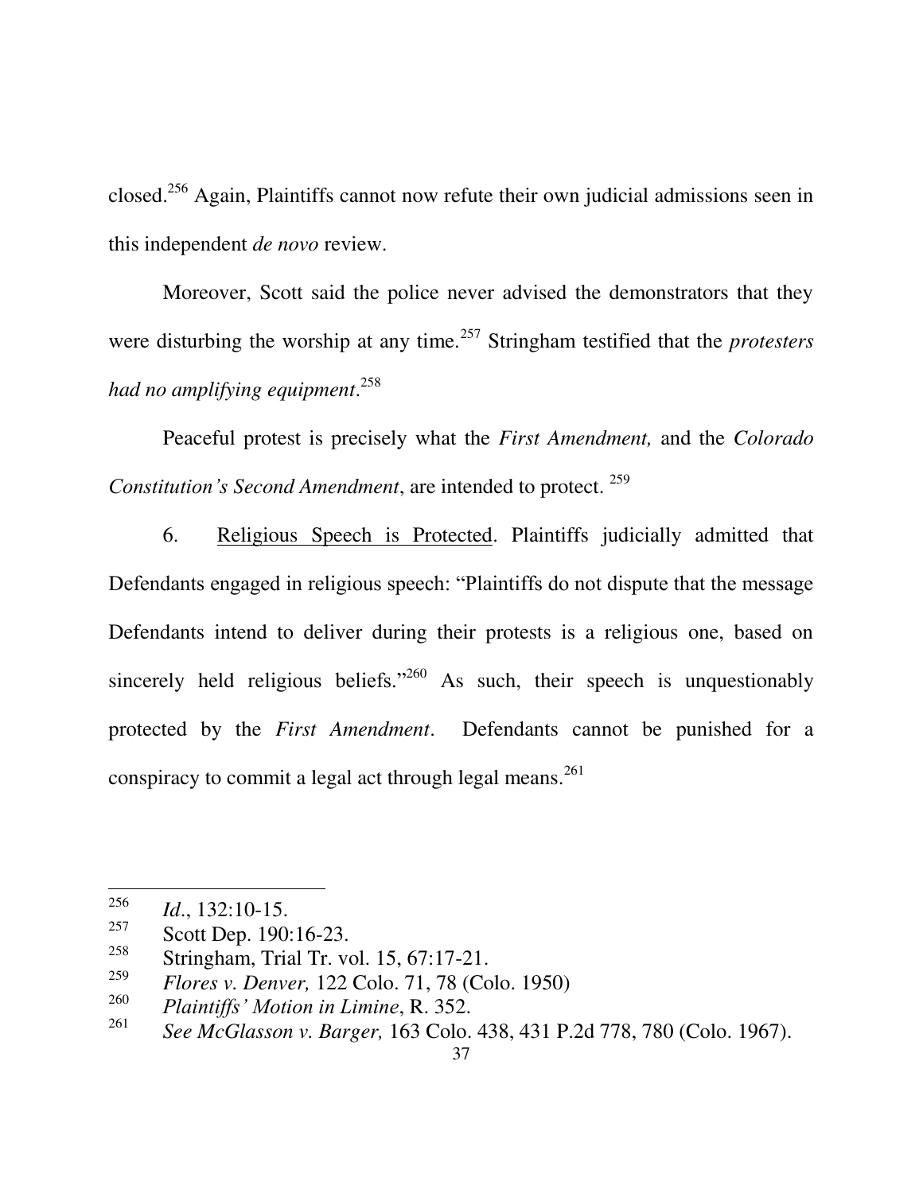closed.[256] Again, Plaintiffs cannot now refute their own judicial admissions seen in this independent *de novo* review.

Moreover, Scott said the police never advised the demonstrators that they were disturbing the worship at any time.[257] Stringham testified that the *protesters had no amplifying equipment*.[258]

Peaceful protest is precisely what the *First Amendment,* and the *Colorado Constitution's Second Amendment*, are intended to protect. [259]

6. Religious Speech is Protected. Plaintiffs judicially admitted that Defendants engaged in religious speech: "Plaintiffs do not dispute that the message Defendants intend to deliver during their protests is a religious one, based on sincerely held religious beliefs."[260] As such, their speech is unquestionably protected by the *First Amendment*. Defendants cannot be punished for a conspiracy to commit a legal act through legal means.[261]

---

[256] *Id*., 132:10-15.

[257] Scott Dep. 190:16-23.

[258] Stringham, Trial Tr. vol. 15, 67:17-21.

[259] *Flores v. Denver,* 122 Colo. 71, 78 (Colo. 1950)

[260] *Plaintiffs' Motion in Limine*, R. 352.

[261] *See McGlasson v. Barger,* 163 Colo. 438, 431 P.2d 778, 780 (Colo. 1967).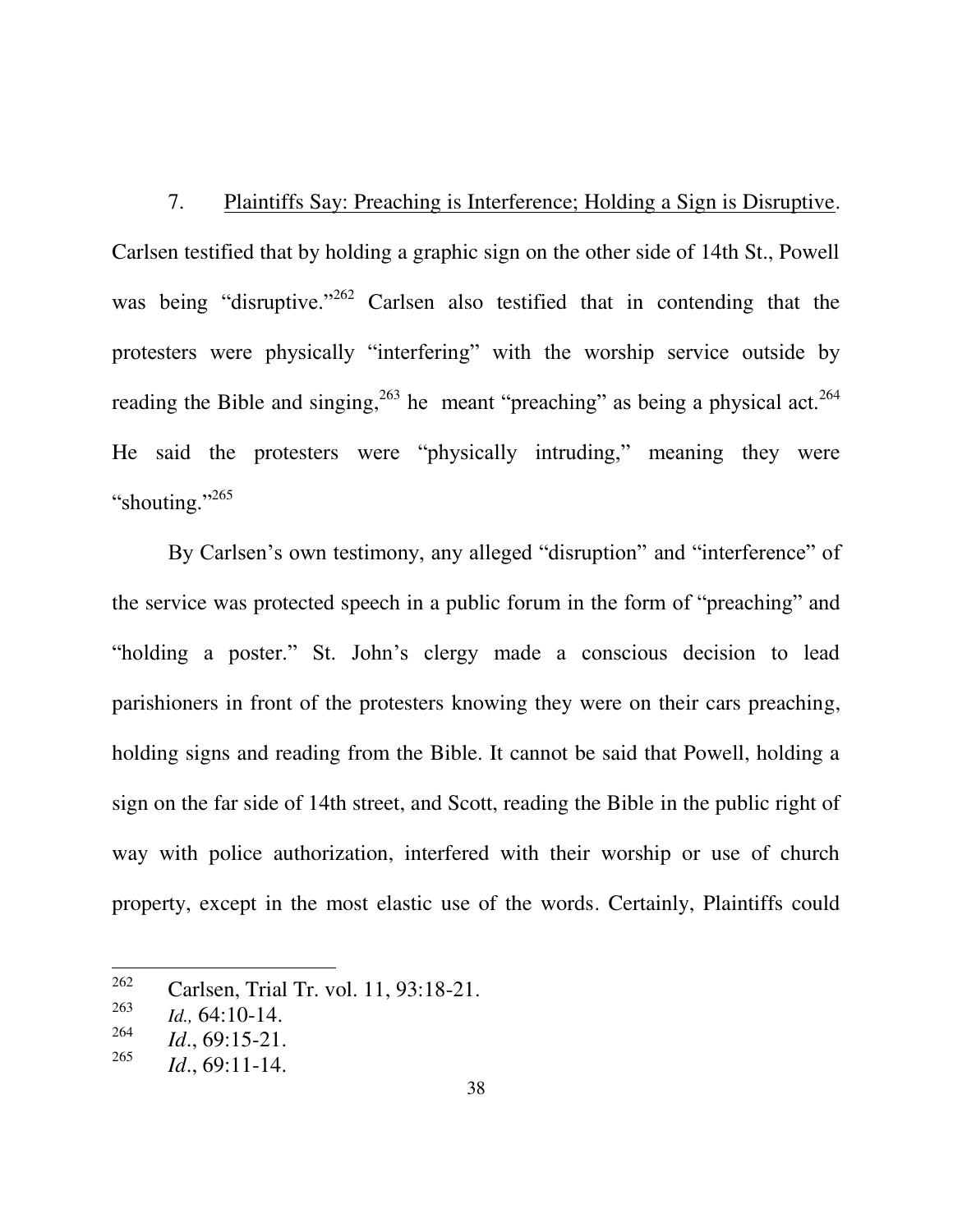7. Plaintiffs Say: Preaching is Interference; Holding a Sign is Disruptive. Carlsen testified that by holding a graphic sign on the other side of 14th St., Powell was being "disruptive."[262] Carlsen also testified that in contending that the protesters were physically "interfering" with the worship service outside by reading the Bible and singing,[263] he meant "preaching" as being a physical act.[264] He said the protesters were "physically intruding," meaning they were "shouting."[265]

By Carlsen's own testimony, any alleged "disruption" and "interference" of the service was protected speech in a public forum in the form of "preaching" and "holding a poster." St. John's clergy made a conscious decision to lead parishioners in front of the protesters knowing they were on their cars preaching, holding signs and reading from the Bible. It cannot be said that Powell, holding a sign on the far side of 14th street, and Scott, reading the Bible in the public right of way with police authorization, interfered with their worship or use of church property, except in the most elastic use of the words. Certainly, Plaintiffs could

---

[262] Carlsen, Trial Tr. vol. 11, 93:18-21.

[263] *Id.,* 64:10-14.

[264] *Id*., 69:15-21.

[265] *Id*., 69:11-14.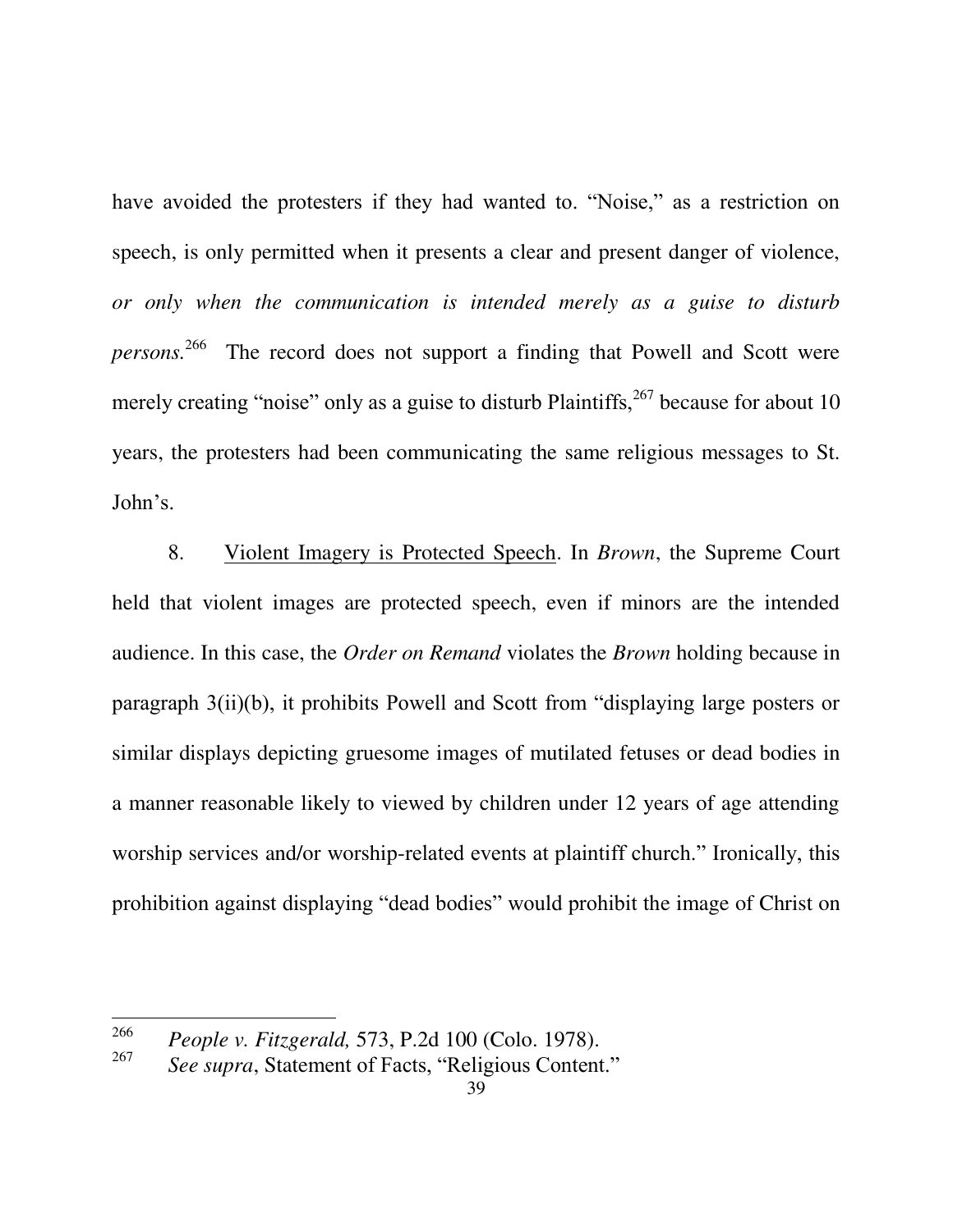have avoided the protesters if they had wanted to. "Noise," as a restriction on speech, is only permitted when it presents a clear and present danger of violence, *or only when the communication is intended merely as a guise to disturb persons.*[266] The record does not support a finding that Powell and Scott were merely creating "noise" only as a guise to disturb Plaintiffs,[267] because for about 10 years, the protesters had been communicating the same religious messages to St. John's.

8. Violent Imagery is Protected Speech. In *Brown*, the Supreme Court held that violent images are protected speech, even if minors are the intended audience. In this case, the *Order on Remand* violates the *Brown* holding because in paragraph 3(ii)(b), it prohibits Powell and Scott from "displaying large posters or similar displays depicting gruesome images of mutilated fetuses or dead bodies in a manner reasonable likely to viewed by children under 12 years of age attending worship services and/or worship-related events at plaintiff church." Ironically, this prohibition against displaying "dead bodies" would prohibit the image of Christ on

---

[266] *People v. Fitzgerald,* 573, P.2d 100 (Colo. 1978).

[267] *See supra*, Statement of Facts, "Religious Content."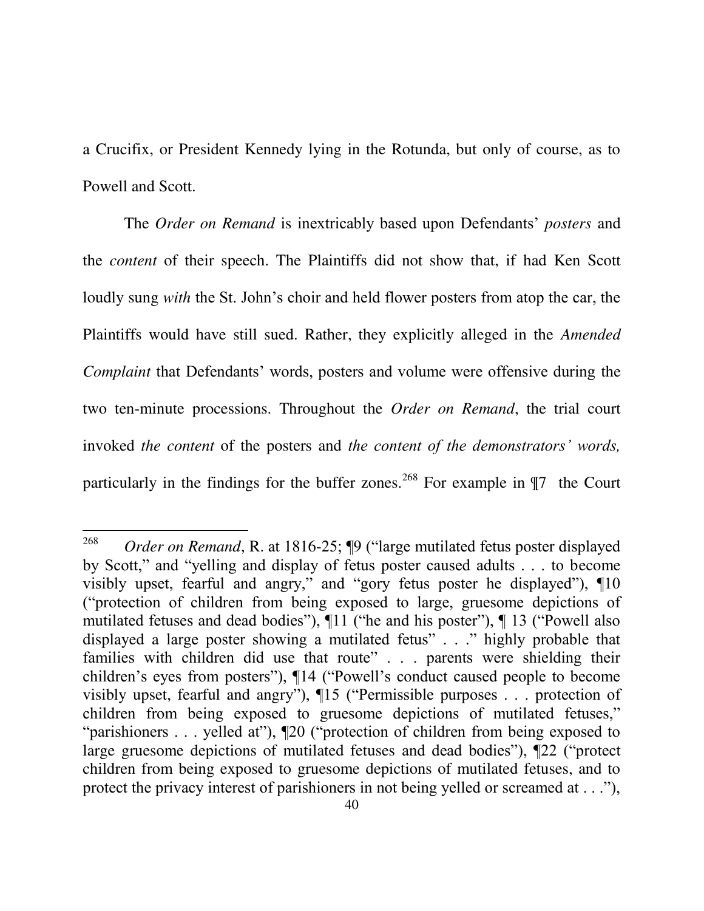a Crucifix, or President Kennedy lying in the Rotunda, but only of course, as to Powell and Scott.

The *Order on Remand* is inextricably based upon Defendants' *posters* and the *content* of their speech. The Plaintiffs did not show that, if had Ken Scott loudly sung *with* the St. John's choir and held flower posters from atop the car, the Plaintiffs would have still sued. Rather, they explicitly alleged in the *Amended Complaint* that Defendants' words, posters and volume were offensive during the two ten-minute processions. Throughout the *Order on Remand*, the trial court invoked *the content* of the posters and *the content of the demonstrators' words,* particularly in the findings for the buffer zones.[268] For example in ¶7 the Court

---

[268] *Order on Remand*, R. at 1816-25; ¶9 ("large mutilated fetus poster displayed by Scott," and "yelling and display of fetus poster caused adults . . . to become visibly upset, fearful and angry," and "gory fetus poster he displayed"), ¶10 ("protection of children from being exposed to large, gruesome depictions of mutilated fetuses and dead bodies"), ¶11 ("he and his poster"), ¶ 13 ("Powell also displayed a large poster showing a mutilated fetus" . . ." highly probable that families with children did use that route" . . . parents were shielding their children's eyes from posters"), ¶14 ("Powell's conduct caused people to become visibly upset, fearful and angry"), ¶15 ("Permissible purposes . . . protection of children from being exposed to gruesome depictions of mutilated fetuses," "parishioners . . . yelled at"), ¶20 ("protection of children from being exposed to large gruesome depictions of mutilated fetuses and dead bodies"), ¶22 ("protect children from being exposed to gruesome depictions of mutilated fetuses, and to protect the privacy interest of parishioners in not being yelled or screamed at . . ."),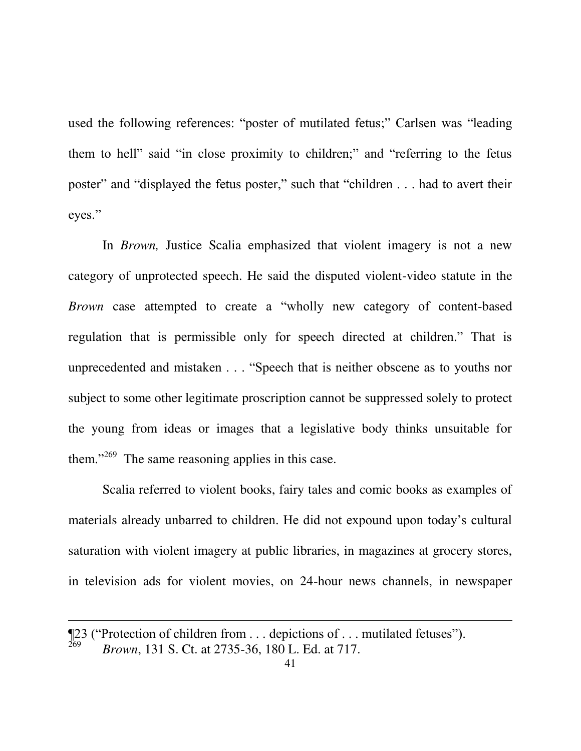used the following references: "poster of mutilated fetus;" Carlsen was "leading them to hell" said "in close proximity to children;" and "referring to the fetus poster" and "displayed the fetus poster," such that "children . . . had to avert their eyes."

In *Brown,* Justice Scalia emphasized that violent imagery is not a new category of unprotected speech. He said the disputed violent-video statute in the *Brown* case attempted to create a "wholly new category of content-based regulation that is permissible only for speech directed at children." That is unprecedented and mistaken . . . "Speech that is neither obscene as to youths nor subject to some other legitimate proscription cannot be suppressed solely to protect the young from ideas or images that a legislative body thinks unsuitable for them."[269] The same reasoning applies in this case.

Scalia referred to violent books, fairy tales and comic books as examples of materials already unbarred to children. He did not expound upon today's cultural saturation with violent imagery at public libraries, in magazines at grocery stores, in television ads for violent movies, on 24-hour news channels, in newspaper

---

¶23 ("Protection of children from . . . depictions of . . . mutilated fetuses").

[269] *Brown*, 131 S. Ct. at 2735-36, 180 L. Ed. at 717.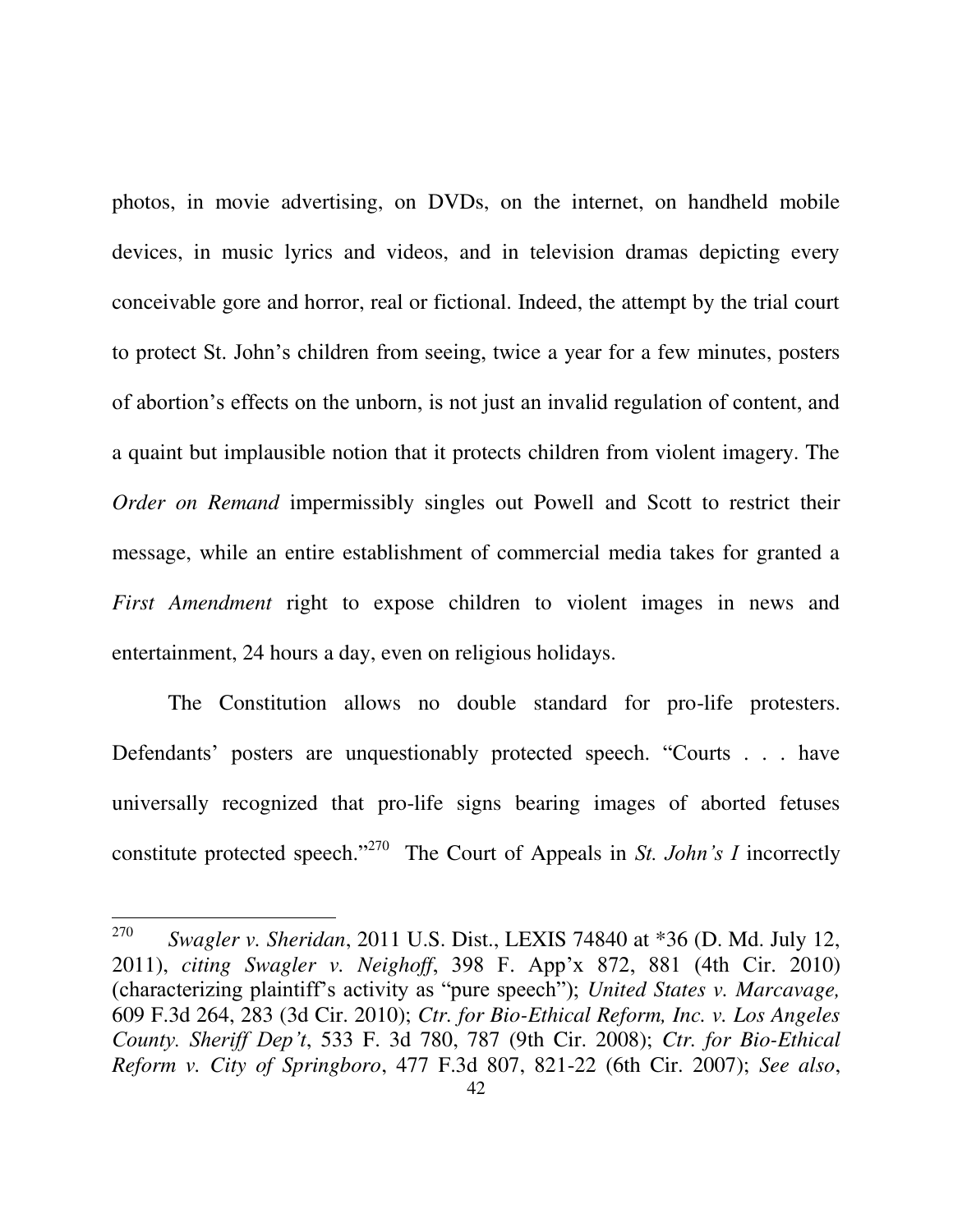photos, in movie advertising, on DVDs, on the internet, on handheld mobile devices, in music lyrics and videos, and in television dramas depicting every conceivable gore and horror, real or fictional. Indeed, the attempt by the trial court to protect St. John's children from seeing, twice a year for a few minutes, posters of abortion's effects on the unborn, is not just an invalid regulation of content, and a quaint but implausible notion that it protects children from violent imagery. The *Order on Remand* impermissibly singles out Powell and Scott to restrict their message, while an entire establishment of commercial media takes for granted a *First Amendment* right to expose children to violent images in news and entertainment, 24 hours a day, even on religious holidays.

The Constitution allows no double standard for pro-life protesters. Defendants' posters are unquestionably protected speech. "Courts . . . have universally recognized that pro-life signs bearing images of aborted fetuses constitute protected speech."[270] The Court of Appeals in *St. John's I* incorrectly

---

[270] *Swagler v. Sheridan*, 2011 U.S. Dist., LEXIS 74840 at *36 (D. Md. July 12, 2011), *citing Swagler v. Neighoff*, 398 F. App'x 872, 881 (4th Cir. 2010) (characterizing plaintiff's activity as "pure speech"); *United States v. Marcavage,* 609 F.3d 264, 283 (3d Cir. 2010); *Ctr. for Bio-Ethical Reform, Inc. v. Los Angeles County. Sheriff Dep't*, 533 F. 3d 780, 787 (9th Cir. 2008); *Ctr. for Bio-Ethical Reform v. City of Springboro*, 477 F.3d 807, 821-22 (6th Cir. 2007); *See also*,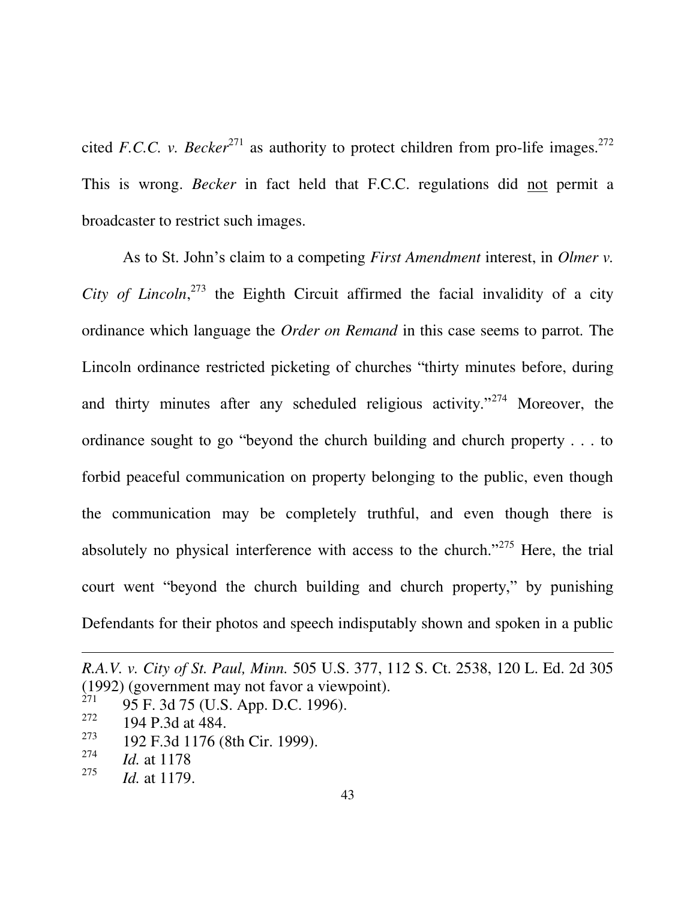cited *F.C.C. v. Becker*[271] as authority to protect children from pro-life images.[272] This is wrong. *Becker* in fact held that F.C.C. regulations did <u>not</u> permit a broadcaster to restrict such images.

As to St. John's claim to a competing *First Amendment* interest, in *Olmer v. City of Lincoln*,[273] the Eighth Circuit affirmed the facial invalidity of a city ordinance which language the *Order on Remand* in this case seems to parrot. The Lincoln ordinance restricted picketing of churches "thirty minutes before, during and thirty minutes after any scheduled religious activity."[274] Moreover, the ordinance sought to go "beyond the church building and church property . . . to forbid peaceful communication on property belonging to the public, even though the communication may be completely truthful, and even though there is absolutely no physical interference with access to the church."[275] Here, the trial court went "beyond the church building and church property," by punishing Defendants for their photos and speech indisputably shown and spoken in a public

---

*R.A.V. v. City of St. Paul, Minn.* 505 U.S. 377, 112 S. Ct. 2538, 120 L. Ed. 2d 305 (1992) (government may not favor a viewpoint).

[271] 95 F. 3d 75 (U.S. App. D.C. 1996).

[272] 194 P.3d at 484.

[273] 192 F.3d 1176 (8th Cir. 1999).

[274] *Id.* at 1178

[275] *Id.* at 1179.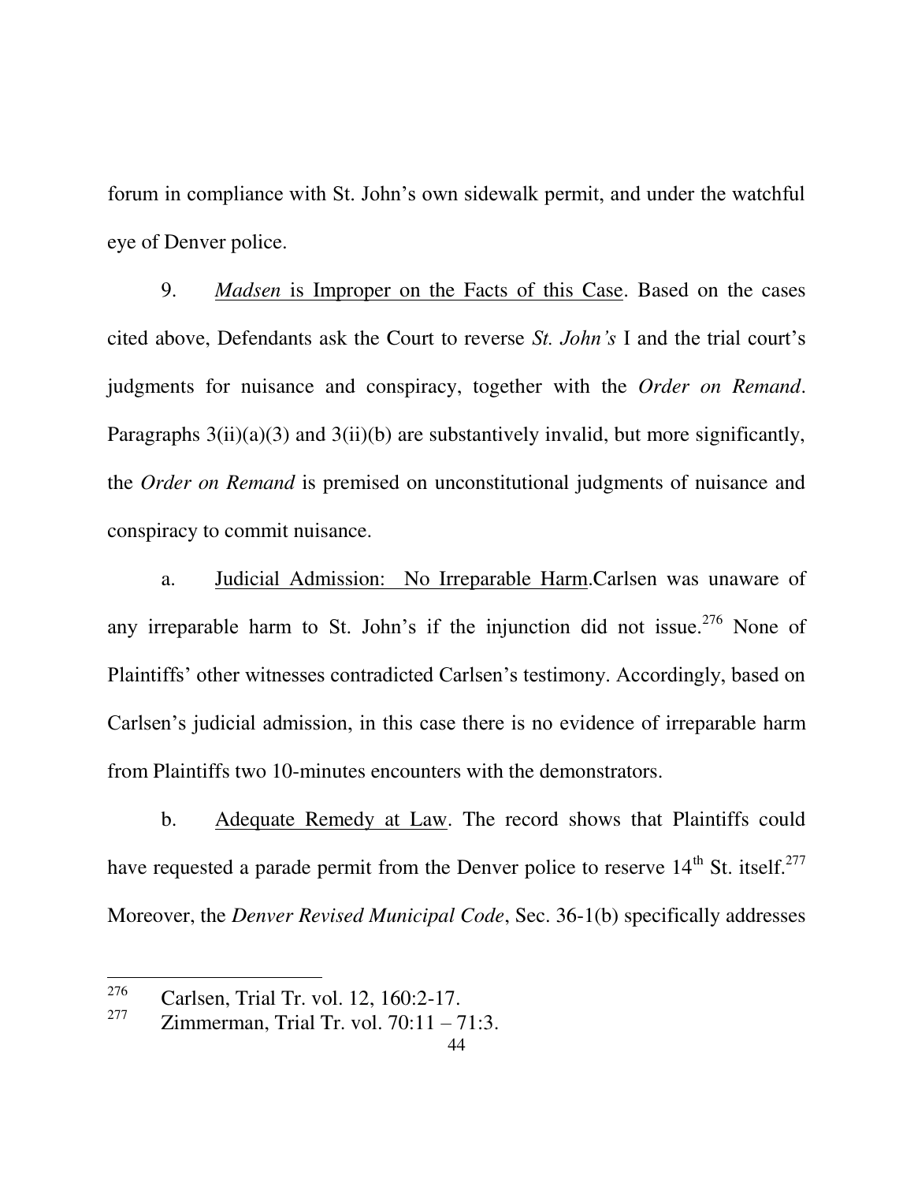forum in compliance with St. John's own sidewalk permit, and under the watchful eye of Denver police.

9. Madsen is Improper on the Facts of this Case. Based on the cases cited above, Defendants ask the Court to reverse *St. John's* I and the trial court's judgments for nuisance and conspiracy, together with the *Order on Remand*. Paragraphs 3(ii)(a)(3) and 3(ii)(b) are substantively invalid, but more significantly, the *Order on Remand* is premised on unconstitutional judgments of nuisance and conspiracy to commit nuisance.

a. Judicial Admission: No Irreparable Harm.Carlsen was unaware of any irreparable harm to St. John's if the injunction did not issue.[276] None of Plaintiffs' other witnesses contradicted Carlsen's testimony. Accordingly, based on Carlsen's judicial admission, in this case there is no evidence of irreparable harm from Plaintiffs two 10-minutes encounters with the demonstrators.

b. Adequate Remedy at Law. The record shows that Plaintiffs could have requested a parade permit from the Denver police to reserve 14th St. itself.[277] Moreover, the *Denver Revised Municipal Code*, Sec. 36-1(b) specifically addresses

---

[276] Carlsen, Trial Tr. vol. 12, 160:2-17.

[277] Zimmerman, Trial Tr. vol. 70:11 – 71:3.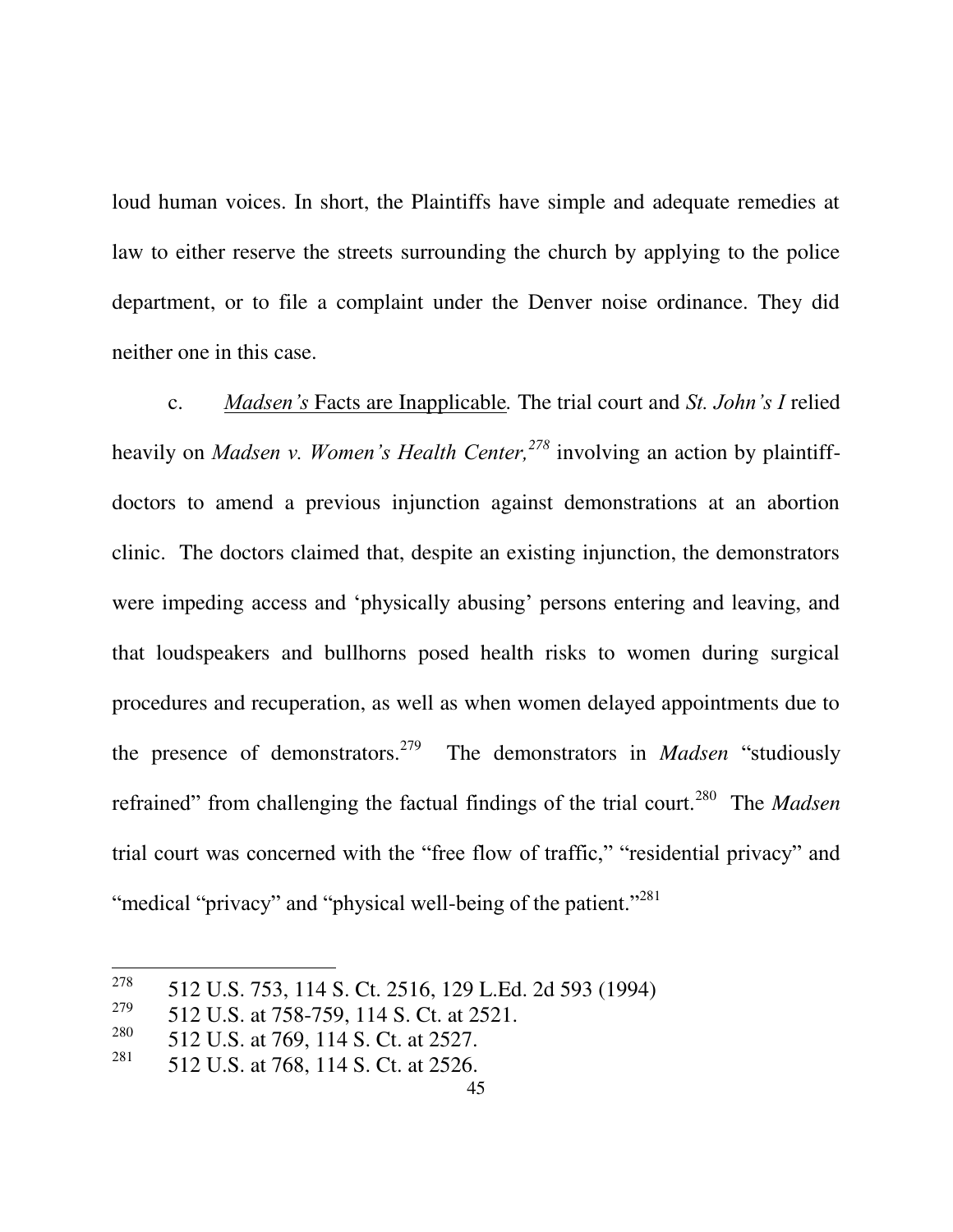loud human voices. In short, the Plaintiffs have simple and adequate remedies at law to either reserve the streets surrounding the church by applying to the police department, or to file a complaint under the Denver noise ordinance. They did neither one in this case.

c. *Madsen's* <u>Facts are Inapplicable</u>. The trial court and *St. John's I* relied heavily on *Madsen v. Women's Health Center,*[278] involving an action by plaintiff-doctors to amend a previous injunction against demonstrations at an abortion clinic. The doctors claimed that, despite an existing injunction, the demonstrators were impeding access and 'physically abusing' persons entering and leaving, and that loudspeakers and bullhorns posed health risks to women during surgical procedures and recuperation, as well as when women delayed appointments due to the presence of demonstrators.[279] The demonstrators in *Madsen* "studiously refrained" from challenging the factual findings of the trial court.[280] The *Madsen* trial court was concerned with the "free flow of traffic," "residential privacy" and "medical "privacy" and "physical well-being of the patient."[281]

---

[278] 512 U.S. 753, 114 S. Ct. 2516, 129 L.Ed. 2d 593 (1994)

[279] 512 U.S. at 758-759, 114 S. Ct. at 2521.

[280] 512 U.S. at 769, 114 S. Ct. at 2527.

[281] 512 U.S. at 768, 114 S. Ct. at 2526.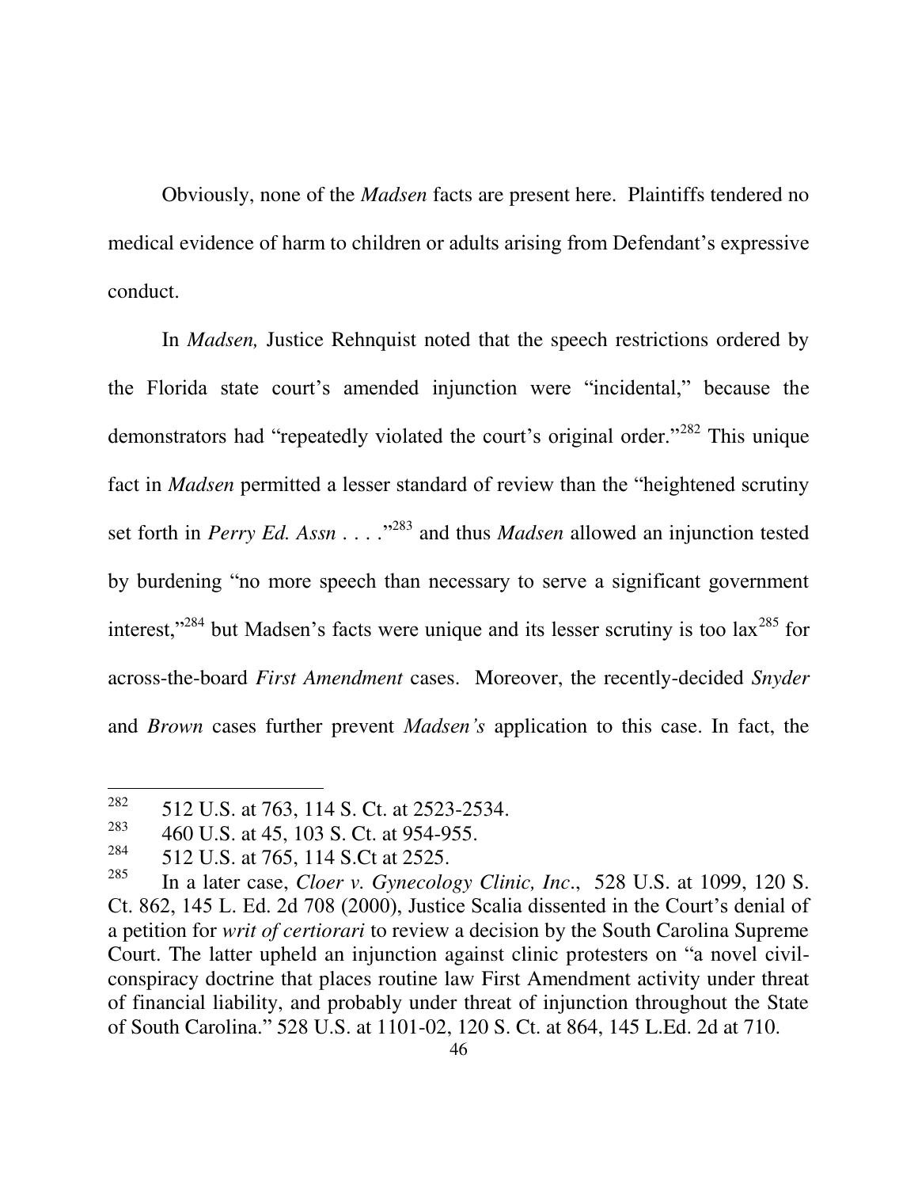Obviously, none of the *Madsen* facts are present here. Plaintiffs tendered no medical evidence of harm to children or adults arising from Defendant's expressive conduct.

In *Madsen,* Justice Rehnquist noted that the speech restrictions ordered by the Florida state court's amended injunction were "incidental," because the demonstrators had "repeatedly violated the court's original order."[282] This unique fact in *Madsen* permitted a lesser standard of review than the "heightened scrutiny set forth in *Perry Ed. Assn* . . . ."[283] and thus *Madsen* allowed an injunction tested by burdening "no more speech than necessary to serve a significant government interest,"[284] but Madsen's facts were unique and its lesser scrutiny is too lax[285] for across-the-board *First Amendment* cases. Moreover, the recently-decided *Snyder* and *Brown* cases further prevent *Madsen's* application to this case. In fact, the

---

[282] 512 U.S. at 763, 114 S. Ct. at 2523-2534.

[283] 460 U.S. at 45, 103 S. Ct. at 954-955.

[284] 512 U.S. at 765, 114 S.Ct at 2525.

[285] In a later case, *Cloer v. Gynecology Clinic, Inc*., 528 U.S. at 1099, 120 S. Ct. 862, 145 L. Ed. 2d 708 (2000), Justice Scalia dissented in the Court's denial of a petition for *writ of certiorari* to review a decision by the South Carolina Supreme Court. The latter upheld an injunction against clinic protesters on "a novel civil-conspiracy doctrine that places routine law First Amendment activity under threat of financial liability, and probably under threat of injunction throughout the State of South Carolina." 528 U.S. at 1101-02, 120 S. Ct. at 864, 145 L.Ed. 2d at 710.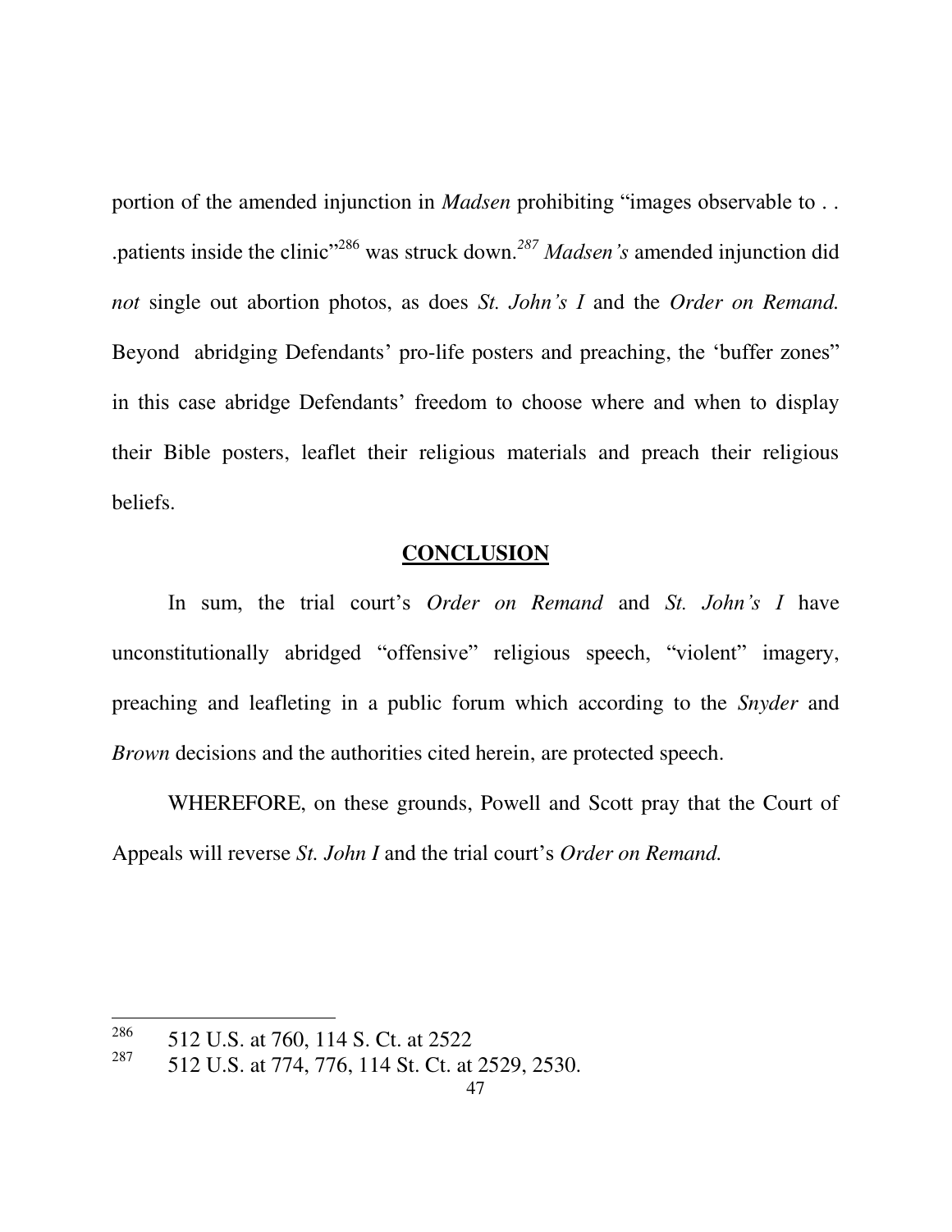portion of the amended injunction in *Madsen* prohibiting "images observable to . . .patients inside the clinic"[286] was struck down.[287] *Madsen's* amended injunction did *not* single out abortion photos, as does *St. John's I* and the *Order on Remand.* Beyond abridging Defendants' pro-life posters and preaching, the 'buffer zones" in this case abridge Defendants' freedom to choose where and when to display their Bible posters, leaflet their religious materials and preach their religious beliefs.

## CONCLUSION

In sum, the trial court's *Order on Remand* and *St. John's I* have unconstitutionally abridged "offensive" religious speech, "violent" imagery, preaching and leafleting in a public forum which according to the *Snyder* and *Brown* decisions and the authorities cited herein, are protected speech.

WHEREFORE, on these grounds, Powell and Scott pray that the Court of Appeals will reverse *St. John I* and the trial court's *Order on Remand.*

---

[286] 512 U.S. at 760, 114 S. Ct. at 2522

[287] 512 U.S. at 774, 776, 114 St. Ct. at 2529, 2530.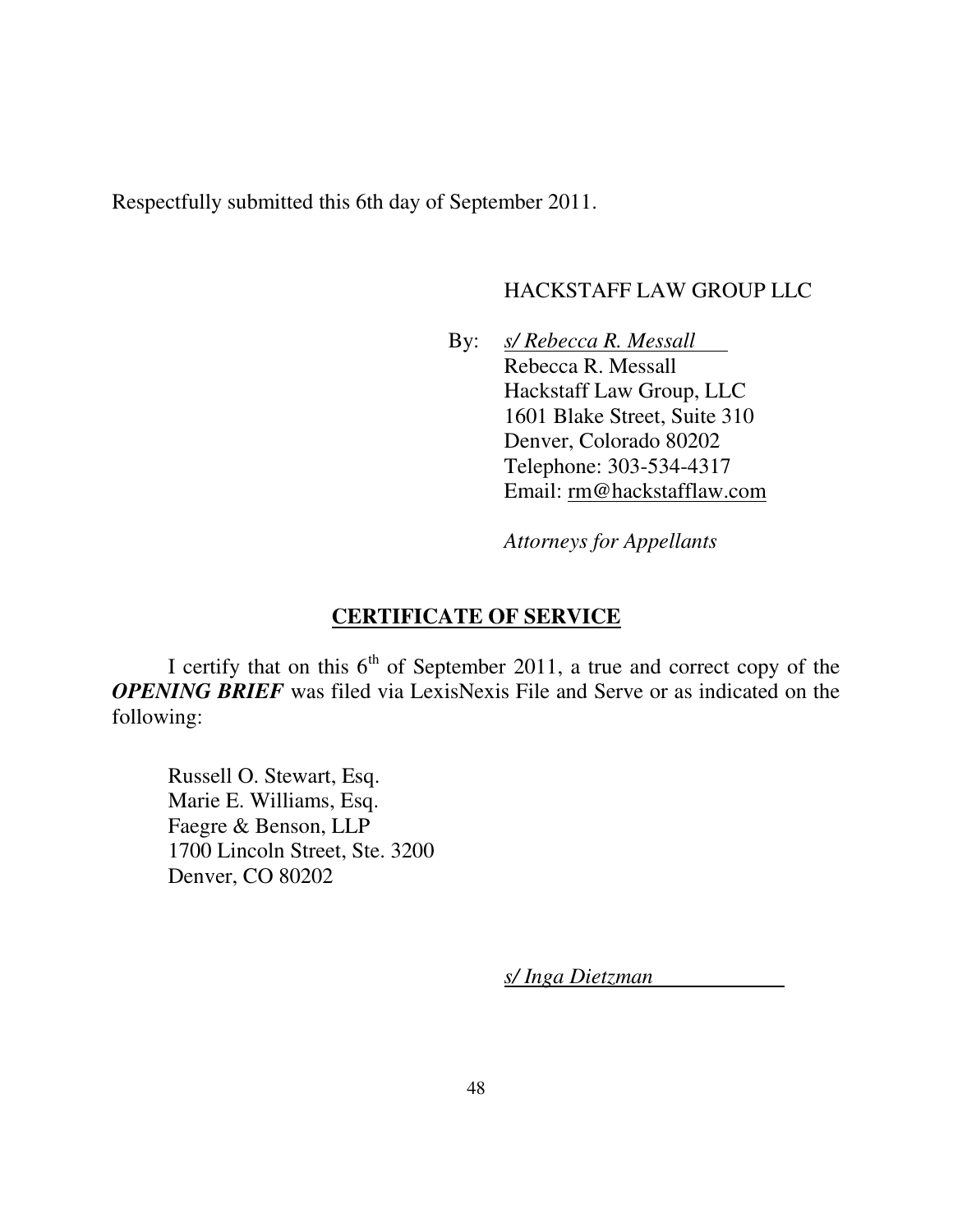Respectfully submitted this 6th day of September 2011.

HACKSTAFF LAW GROUP LLC

By: *s/ Rebecca R. Messall*
Rebecca R. Messall
Hackstaff Law Group, LLC
1601 Blake Street, Suite 310
Denver, Colorado 80202
Telephone: 303-534-4317
Email: rm@hackstafflaw.com

*Attorneys for Appellants*

## CERTIFICATE OF SERVICE

I certify that on this 6th of September 2011, a true and correct copy of the ***OPENING BRIEF*** was filed via LexisNexis File and Serve or as indicated on the following:

Russell O. Stewart, Esq.
Marie E. Williams, Esq.
Faegre & Benson, LLP
1700 Lincoln Street, Ste. 3200
Denver, CO 80202

*s/ Inga Dietzman*